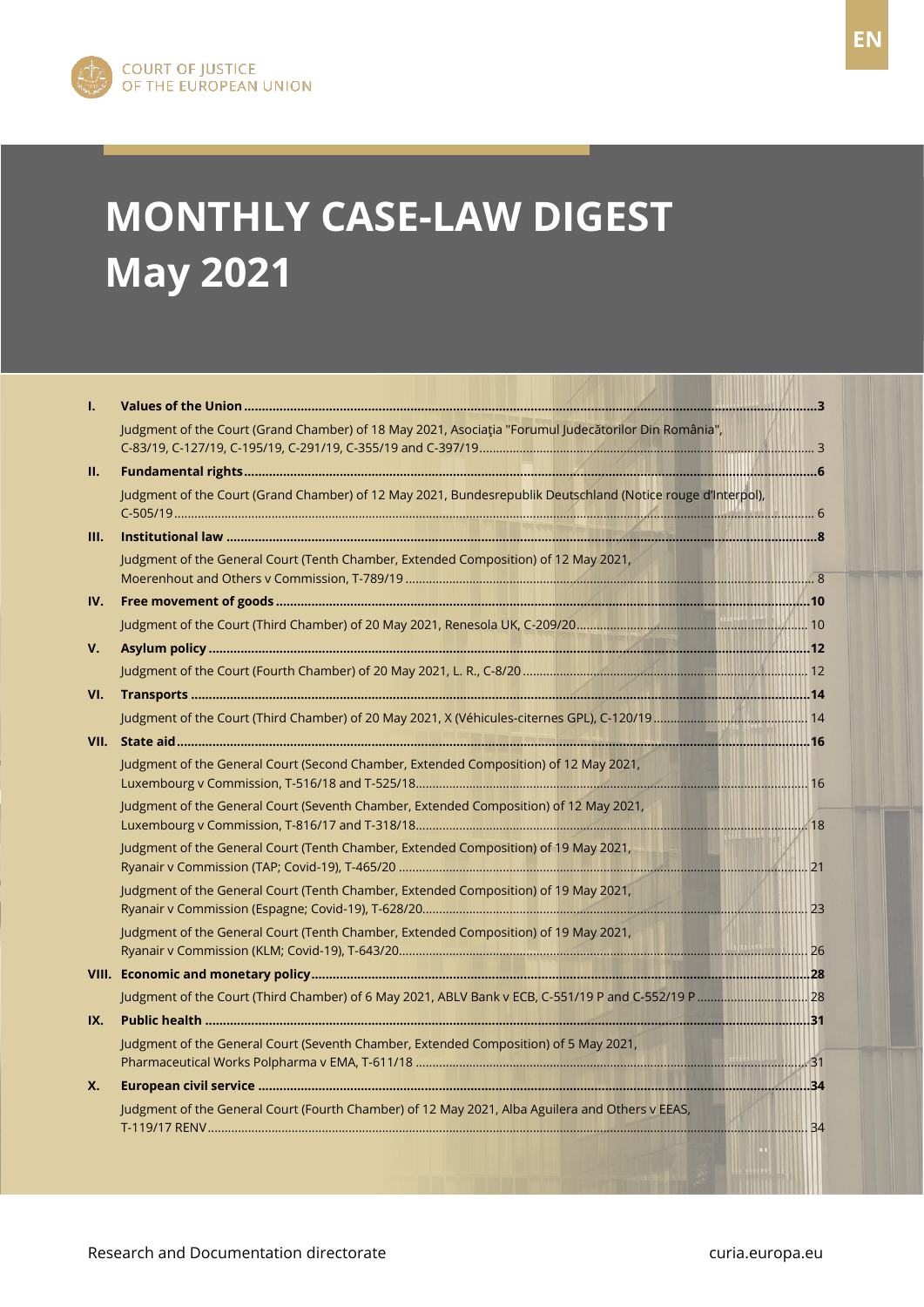EN

COURT OF JUSTICE OF THE EUROPEAN UNION

# MONTHLY CASE-LAW DIGEST
# May 2021

| | | |
|---|---|---|
| **I.** | **Values of the Union** | **3** |
| | Judgment of the Court (Grand Chamber) of 18 May 2021, Asociația "Forumul Judecătorilor Din România", C-83/19, C-127/19, C-195/19, C-291/19, C-355/19 and C-397/19 | 3 |
| **II.** | **Fundamental rights** | **6** |
| | Judgment of the Court (Grand Chamber) of 12 May 2021, Bundesrepublik Deutschland (Notice rouge d'Interpol), C-505/19 | 6 |
| **III.** | **Institutional law** | **8** |
| | Judgment of the General Court (Tenth Chamber, Extended Composition) of 12 May 2021, Moerenhout and Others v Commission, T-789/19 | 8 |
| **IV.** | **Free movement of goods** | **10** |
| | Judgment of the Court (Third Chamber) of 20 May 2021, Renesola UK, C-209/20 | 10 |
| **V.** | **Asylum policy** | **12** |
| | Judgment of the Court (Fourth Chamber) of 20 May 2021, L. R., C-8/20 | 12 |
| **VI.** | **Transports** | **14** |
| | Judgment of the Court (Third Chamber) of 20 May 2021, X (Véhicules-citernes GPL), C-120/19 | 14 |
| **VII.** | **State aid** | **16** |
| | Judgment of the General Court (Second Chamber, Extended Composition) of 12 May 2021, Luxembourg v Commission, T-516/18 and T-525/18 | 16 |
| | Judgment of the General Court (Seventh Chamber, Extended Composition) of 12 May 2021, Luxembourg v Commission, T-816/17 and T-318/18 | 18 |
| | Judgment of the General Court (Tenth Chamber, Extended Composition) of 19 May 2021, Ryanair v Commission (TAP; Covid-19), T-465/20 | 21 |
| | Judgment of the General Court (Tenth Chamber, Extended Composition) of 19 May 2021, Ryanair v Commission (Espagne; Covid-19), T-628/20 | 23 |
| | Judgment of the General Court (Tenth Chamber, Extended Composition) of 19 May 2021, Ryanair v Commission (KLM; Covid-19), T-643/20 | 26 |
| **VIII.** | **Economic and monetary policy** | **28** |
| | Judgment of the Court (Third Chamber) of 6 May 2021, ABLV Bank v ECB, C-551/19 P and C-552/19 P | 28 |
| **IX.** | **Public health** | **31** |
| | Judgment of the General Court (Seventh Chamber, Extended Composition) of 5 May 2021, Pharmaceutical Works Polpharma v EMA, T-611/18 | 31 |
| **X.** | **European civil service** | **34** |
| | Judgment of the General Court (Fourth Chamber) of 12 May 2021, Alba Aguilera and Others v EEAS, T-119/17 RENV | 34 |

Research and Documentation directorate

curia.europa.eu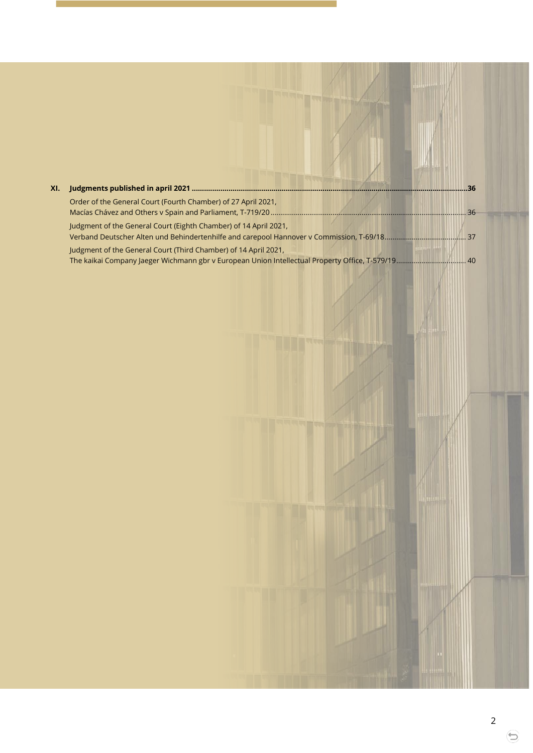**XI. Judgments published in april 2021** ........ **36**

Order of the General Court (Fourth Chamber) of 27 April 2021,
Macías Chávez and Others v Spain and Parliament, T-719/20 ........ 36

Judgment of the General Court (Eighth Chamber) of 14 April 2021,
Verband Deutscher Alten und Behindertenhilfe and carepool Hannover v Commission, T-69/18 ........ 37

Judgment of the General Court (Third Chamber) of 14 April 2021,
The kaikai Company Jaeger Wichmann gbr v European Union Intellectual Property Office, T-579/19 ........ 40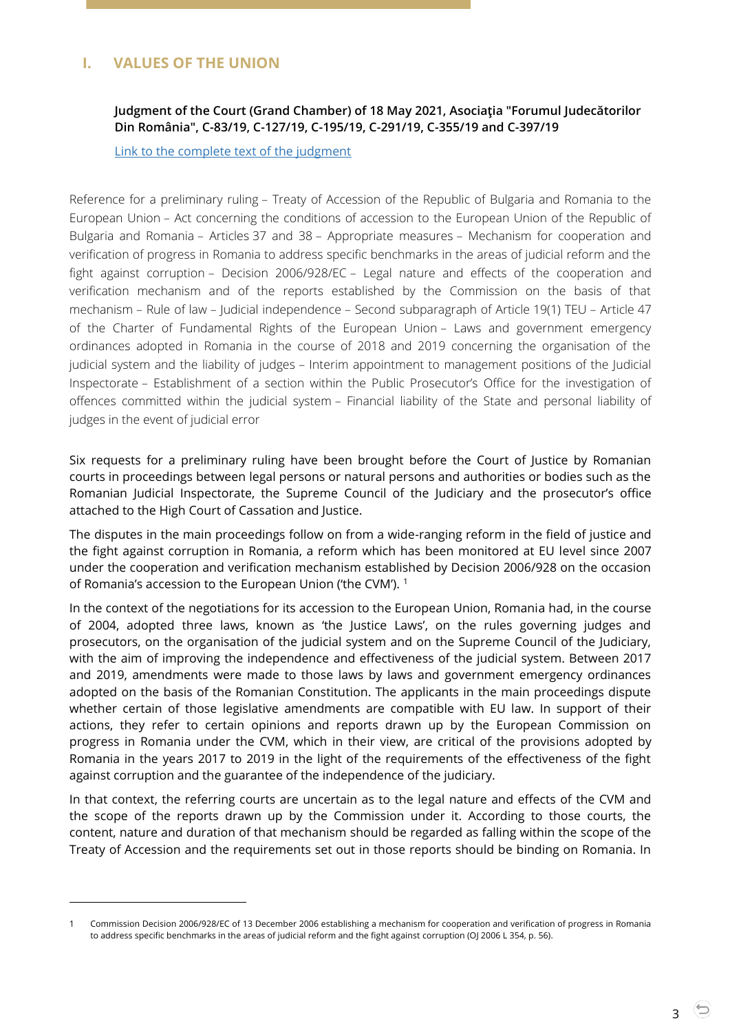# I. VALUES OF THE UNION

**Judgment of the Court (Grand Chamber) of 18 May 2021, Asociaţia "Forumul Judecătorilor Din România", C-83/19, C-127/19, C-195/19, C-291/19, C-355/19 and C-397/19**

[Link to the complete text of the judgment]

Reference for a preliminary ruling – Treaty of Accession of the Republic of Bulgaria and Romania to the European Union – Act concerning the conditions of accession to the European Union of the Republic of Bulgaria and Romania – Articles 37 and 38 – Appropriate measures – Mechanism for cooperation and verification of progress in Romania to address specific benchmarks in the areas of judicial reform and the fight against corruption – Decision 2006/928/EC – Legal nature and effects of the cooperation and verification mechanism and of the reports established by the Commission on the basis of that mechanism – Rule of law – Judicial independence – Second subparagraph of Article 19(1) TEU – Article 47 of the Charter of Fundamental Rights of the European Union – Laws and government emergency ordinances adopted in Romania in the course of 2018 and 2019 concerning the organisation of the judicial system and the liability of judges – Interim appointment to management positions of the Judicial Inspectorate – Establishment of a section within the Public Prosecutor's Office for the investigation of offences committed within the judicial system – Financial liability of the State and personal liability of judges in the event of judicial error

Six requests for a preliminary ruling have been brought before the Court of Justice by Romanian courts in proceedings between legal persons or natural persons and authorities or bodies such as the Romanian Judicial Inspectorate, the Supreme Council of the Judiciary and the prosecutor's office attached to the High Court of Cassation and Justice.

The disputes in the main proceedings follow on from a wide-ranging reform in the field of justice and the fight against corruption in Romania, a reform which has been monitored at EU level since 2007 under the cooperation and verification mechanism established by Decision 2006/928 on the occasion of Romania's accession to the European Union ('the CVM'). [1]

In the context of the negotiations for its accession to the European Union, Romania had, in the course of 2004, adopted three laws, known as 'the Justice Laws', on the rules governing judges and prosecutors, on the organisation of the judicial system and on the Supreme Council of the Judiciary, with the aim of improving the independence and effectiveness of the judicial system. Between 2017 and 2019, amendments were made to those laws by laws and government emergency ordinances adopted on the basis of the Romanian Constitution. The applicants in the main proceedings dispute whether certain of those legislative amendments are compatible with EU law. In support of their actions, they refer to certain opinions and reports drawn up by the European Commission on progress in Romania under the CVM, which in their view, are critical of the provisions adopted by Romania in the years 2017 to 2019 in the light of the requirements of the effectiveness of the fight against corruption and the guarantee of the independence of the judiciary.

In that context, the referring courts are uncertain as to the legal nature and effects of the CVM and the scope of the reports drawn up by the Commission under it. According to those courts, the content, nature and duration of that mechanism should be regarded as falling within the scope of the Treaty of Accession and the requirements set out in those reports should be binding on Romania. In

---

1 Commission Decision 2006/928/EC of 13 December 2006 establishing a mechanism for cooperation and verification of progress in Romania to address specific benchmarks in the areas of judicial reform and the fight against corruption (OJ 2006 L 354, p. 56).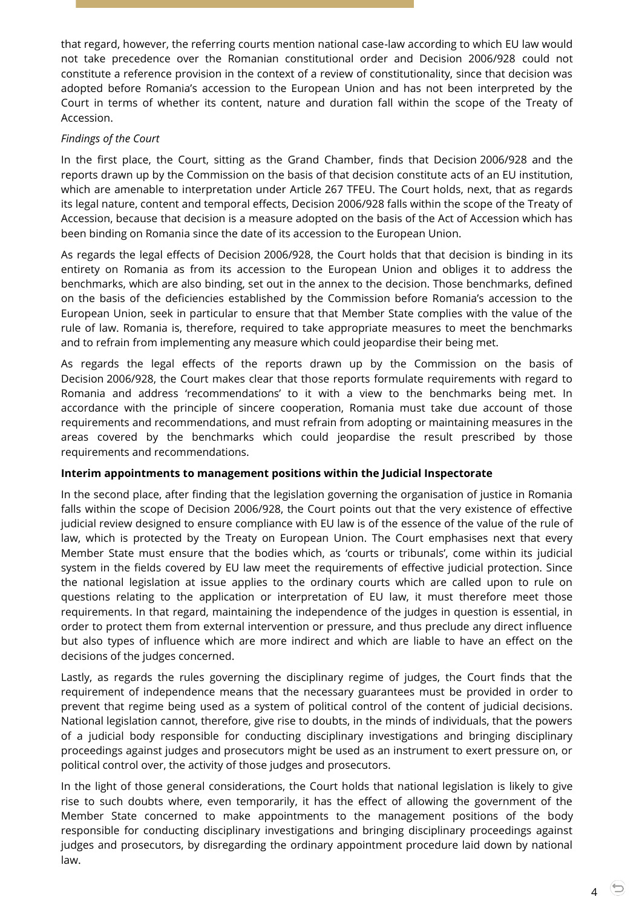that regard, however, the referring courts mention national case-law according to which EU law would not take precedence over the Romanian constitutional order and Decision 2006/928 could not constitute a reference provision in the context of a review of constitutionality, since that decision was adopted before Romania's accession to the European Union and has not been interpreted by the Court in terms of whether its content, nature and duration fall within the scope of the Treaty of Accession.

*Findings of the Court*

In the first place, the Court, sitting as the Grand Chamber, finds that Decision 2006/928 and the reports drawn up by the Commission on the basis of that decision constitute acts of an EU institution, which are amenable to interpretation under Article 267 TFEU. The Court holds, next, that as regards its legal nature, content and temporal effects, Decision 2006/928 falls within the scope of the Treaty of Accession, because that decision is a measure adopted on the basis of the Act of Accession which has been binding on Romania since the date of its accession to the European Union.

As regards the legal effects of Decision 2006/928, the Court holds that that decision is binding in its entirety on Romania as from its accession to the European Union and obliges it to address the benchmarks, which are also binding, set out in the annex to the decision. Those benchmarks, defined on the basis of the deficiencies established by the Commission before Romania's accession to the European Union, seek in particular to ensure that that Member State complies with the value of the rule of law. Romania is, therefore, required to take appropriate measures to meet the benchmarks and to refrain from implementing any measure which could jeopardise their being met.

As regards the legal effects of the reports drawn up by the Commission on the basis of Decision 2006/928, the Court makes clear that those reports formulate requirements with regard to Romania and address 'recommendations' to it with a view to the benchmarks being met. In accordance with the principle of sincere cooperation, Romania must take due account of those requirements and recommendations, and must refrain from adopting or maintaining measures in the areas covered by the benchmarks which could jeopardise the result prescribed by those requirements and recommendations.

**Interim appointments to management positions within the Judicial Inspectorate**

In the second place, after finding that the legislation governing the organisation of justice in Romania falls within the scope of Decision 2006/928, the Court points out that the very existence of effective judicial review designed to ensure compliance with EU law is of the essence of the value of the rule of law, which is protected by the Treaty on European Union. The Court emphasises next that every Member State must ensure that the bodies which, as 'courts or tribunals', come within its judicial system in the fields covered by EU law meet the requirements of effective judicial protection. Since the national legislation at issue applies to the ordinary courts which are called upon to rule on questions relating to the application or interpretation of EU law, it must therefore meet those requirements. In that regard, maintaining the independence of the judges in question is essential, in order to protect them from external intervention or pressure, and thus preclude any direct influence but also types of influence which are more indirect and which are liable to have an effect on the decisions of the judges concerned.

Lastly, as regards the rules governing the disciplinary regime of judges, the Court finds that the requirement of independence means that the necessary guarantees must be provided in order to prevent that regime being used as a system of political control of the content of judicial decisions. National legislation cannot, therefore, give rise to doubts, in the minds of individuals, that the powers of a judicial body responsible for conducting disciplinary investigations and bringing disciplinary proceedings against judges and prosecutors might be used as an instrument to exert pressure on, or political control over, the activity of those judges and prosecutors.

In the light of those general considerations, the Court holds that national legislation is likely to give rise to such doubts where, even temporarily, it has the effect of allowing the government of the Member State concerned to make appointments to the management positions of the body responsible for conducting disciplinary investigations and bringing disciplinary proceedings against judges and prosecutors, by disregarding the ordinary appointment procedure laid down by national law.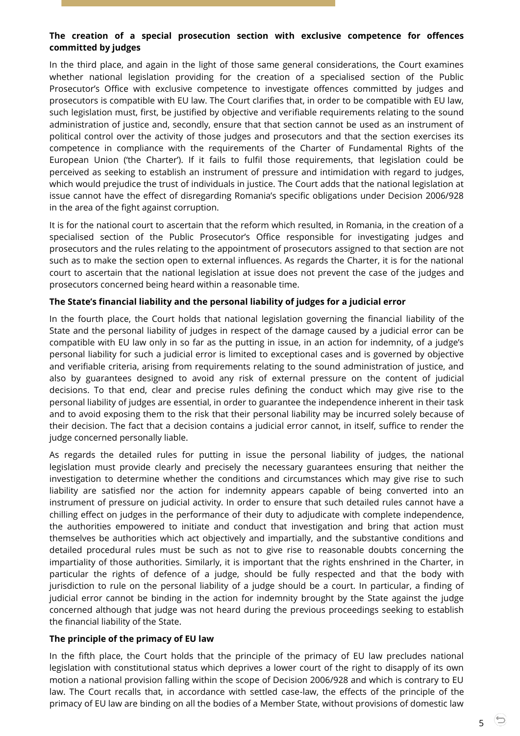**The creation of a special prosecution section with exclusive competence for offences committed by judges**

In the third place, and again in the light of those same general considerations, the Court examines whether national legislation providing for the creation of a specialised section of the Public Prosecutor's Office with exclusive competence to investigate offences committed by judges and prosecutors is compatible with EU law. The Court clarifies that, in order to be compatible with EU law, such legislation must, first, be justified by objective and verifiable requirements relating to the sound administration of justice and, secondly, ensure that that section cannot be used as an instrument of political control over the activity of those judges and prosecutors and that the section exercises its competence in compliance with the requirements of the Charter of Fundamental Rights of the European Union ('the Charter'). If it fails to fulfil those requirements, that legislation could be perceived as seeking to establish an instrument of pressure and intimidation with regard to judges, which would prejudice the trust of individuals in justice. The Court adds that the national legislation at issue cannot have the effect of disregarding Romania's specific obligations under Decision 2006/928 in the area of the fight against corruption.

It is for the national court to ascertain that the reform which resulted, in Romania, in the creation of a specialised section of the Public Prosecutor's Office responsible for investigating judges and prosecutors and the rules relating to the appointment of prosecutors assigned to that section are not such as to make the section open to external influences. As regards the Charter, it is for the national court to ascertain that the national legislation at issue does not prevent the case of the judges and prosecutors concerned being heard within a reasonable time.

**The State's financial liability and the personal liability of judges for a judicial error**

In the fourth place, the Court holds that national legislation governing the financial liability of the State and the personal liability of judges in respect of the damage caused by a judicial error can be compatible with EU law only in so far as the putting in issue, in an action for indemnity, of a judge's personal liability for such a judicial error is limited to exceptional cases and is governed by objective and verifiable criteria, arising from requirements relating to the sound administration of justice, and also by guarantees designed to avoid any risk of external pressure on the content of judicial decisions. To that end, clear and precise rules defining the conduct which may give rise to the personal liability of judges are essential, in order to guarantee the independence inherent in their task and to avoid exposing them to the risk that their personal liability may be incurred solely because of their decision. The fact that a decision contains a judicial error cannot, in itself, suffice to render the judge concerned personally liable.

As regards the detailed rules for putting in issue the personal liability of judges, the national legislation must provide clearly and precisely the necessary guarantees ensuring that neither the investigation to determine whether the conditions and circumstances which may give rise to such liability are satisfied nor the action for indemnity appears capable of being converted into an instrument of pressure on judicial activity. In order to ensure that such detailed rules cannot have a chilling effect on judges in the performance of their duty to adjudicate with complete independence, the authorities empowered to initiate and conduct that investigation and bring that action must themselves be authorities which act objectively and impartially, and the substantive conditions and detailed procedural rules must be such as not to give rise to reasonable doubts concerning the impartiality of those authorities. Similarly, it is important that the rights enshrined in the Charter, in particular the rights of defence of a judge, should be fully respected and that the body with jurisdiction to rule on the personal liability of a judge should be a court. In particular, a finding of judicial error cannot be binding in the action for indemnity brought by the State against the judge concerned although that judge was not heard during the previous proceedings seeking to establish the financial liability of the State.

**The principle of the primacy of EU law**

In the fifth place, the Court holds that the principle of the primacy of EU law precludes national legislation with constitutional status which deprives a lower court of the right to disapply of its own motion a national provision falling within the scope of Decision 2006/928 and which is contrary to EU law. The Court recalls that, in accordance with settled case-law, the effects of the principle of the primacy of EU law are binding on all the bodies of a Member State, without provisions of domestic law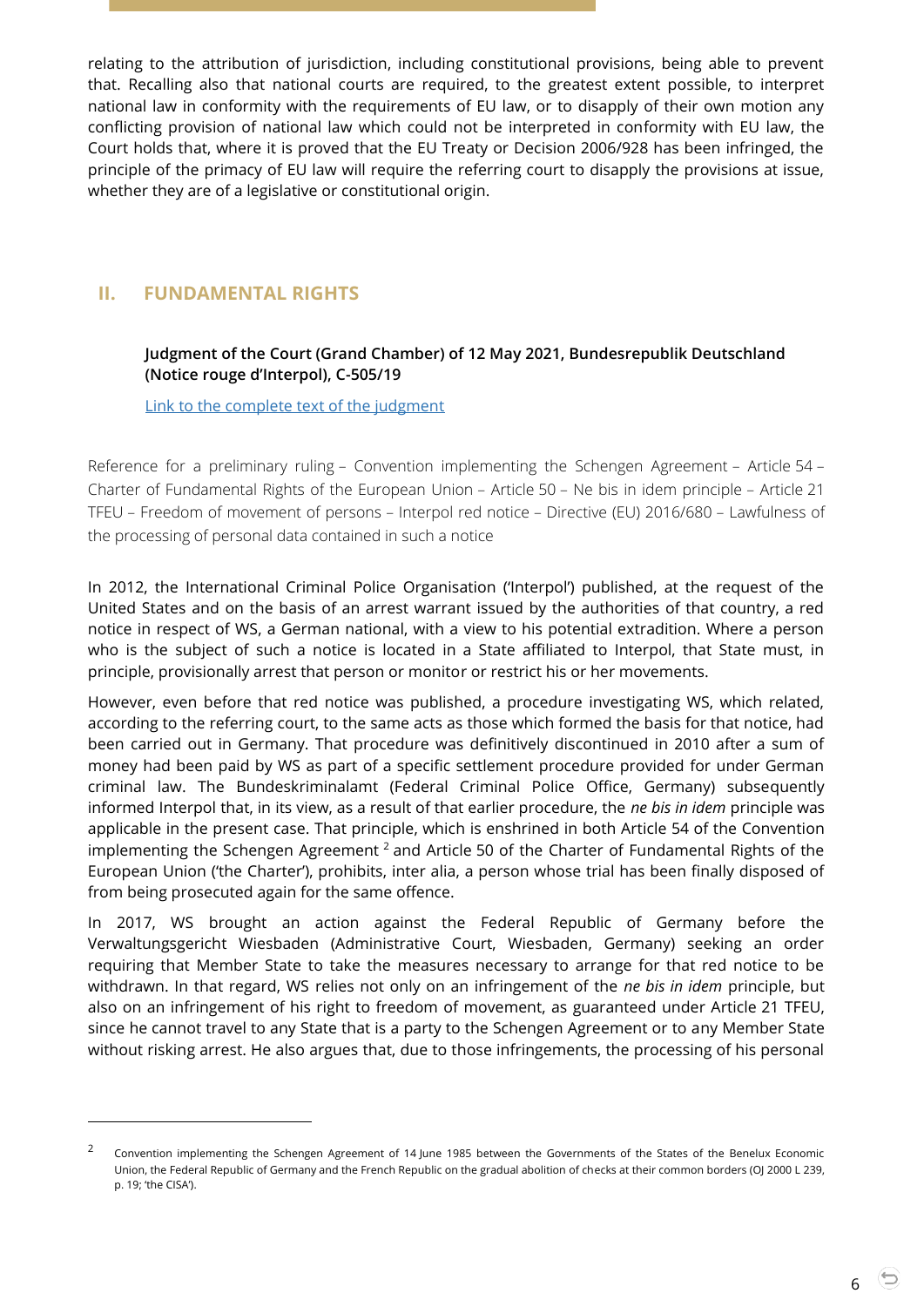relating to the attribution of jurisdiction, including constitutional provisions, being able to prevent that. Recalling also that national courts are required, to the greatest extent possible, to interpret national law in conformity with the requirements of EU law, or to disapply of their own motion any conflicting provision of national law which could not be interpreted in conformity with EU law, the Court holds that, where it is proved that the EU Treaty or Decision 2006/928 has been infringed, the principle of the primacy of EU law will require the referring court to disapply the provisions at issue, whether they are of a legislative or constitutional origin.

## II. FUNDAMENTAL RIGHTS

**Judgment of the Court (Grand Chamber) of 12 May 2021, Bundesrepublik Deutschland (Notice rouge d'Interpol), C-505/19**

Link to the complete text of the judgment

Reference for a preliminary ruling – Convention implementing the Schengen Agreement – Article 54 – Charter of Fundamental Rights of the European Union – Article 50 – Ne bis in idem principle – Article 21 TFEU – Freedom of movement of persons – Interpol red notice – Directive (EU) 2016/680 – Lawfulness of the processing of personal data contained in such a notice

In 2012, the International Criminal Police Organisation ('Interpol') published, at the request of the United States and on the basis of an arrest warrant issued by the authorities of that country, a red notice in respect of WS, a German national, with a view to his potential extradition. Where a person who is the subject of such a notice is located in a State affiliated to Interpol, that State must, in principle, provisionally arrest that person or monitor or restrict his or her movements.

However, even before that red notice was published, a procedure investigating WS, which related, according to the referring court, to the same acts as those which formed the basis for that notice, had been carried out in Germany. That procedure was definitively discontinued in 2010 after a sum of money had been paid by WS as part of a specific settlement procedure provided for under German criminal law. The Bundeskriminalamt (Federal Criminal Police Office, Germany) subsequently informed Interpol that, in its view, as a result of that earlier procedure, the *ne bis in idem* principle was applicable in the present case. That principle, which is enshrined in both Article 54 of the Convention implementing the Schengen Agreement [2] and Article 50 of the Charter of Fundamental Rights of the European Union ('the Charter'), prohibits, inter alia, a person whose trial has been finally disposed of from being prosecuted again for the same offence.

In 2017, WS brought an action against the Federal Republic of Germany before the Verwaltungsgericht Wiesbaden (Administrative Court, Wiesbaden, Germany) seeking an order requiring that Member State to take the measures necessary to arrange for that red notice to be withdrawn. In that regard, WS relies not only on an infringement of the *ne bis in idem* principle, but also on an infringement of his right to freedom of movement, as guaranteed under Article 21 TFEU, since he cannot travel to any State that is a party to the Schengen Agreement or to any Member State without risking arrest. He also argues that, due to those infringements, the processing of his personal

---

[2] Convention implementing the Schengen Agreement of 14 June 1985 between the Governments of the States of the Benelux Economic Union, the Federal Republic of Germany and the French Republic on the gradual abolition of checks at their common borders (OJ 2000 L 239, p. 19; 'the CISA').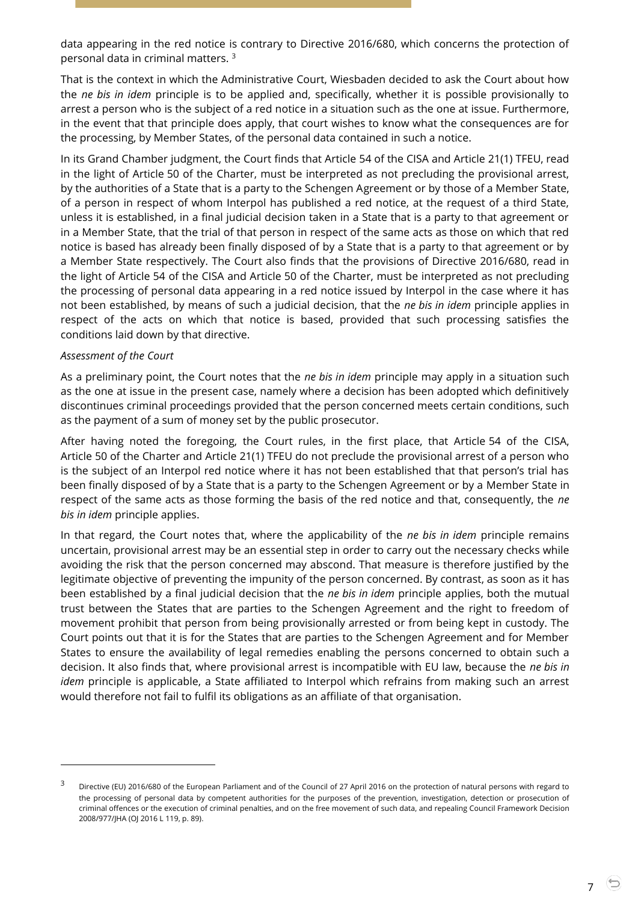data appearing in the red notice is contrary to Directive 2016/680, which concerns the protection of personal data in criminal matters. [3]

That is the context in which the Administrative Court, Wiesbaden decided to ask the Court about how the *ne bis in idem* principle is to be applied and, specifically, whether it is possible provisionally to arrest a person who is the subject of a red notice in a situation such as the one at issue. Furthermore, in the event that that principle does apply, that court wishes to know what the consequences are for the processing, by Member States, of the personal data contained in such a notice.

In its Grand Chamber judgment, the Court finds that Article 54 of the CISA and Article 21(1) TFEU, read in the light of Article 50 of the Charter, must be interpreted as not precluding the provisional arrest, by the authorities of a State that is a party to the Schengen Agreement or by those of a Member State, of a person in respect of whom Interpol has published a red notice, at the request of a third State, unless it is established, in a final judicial decision taken in a State that is a party to that agreement or in a Member State, that the trial of that person in respect of the same acts as those on which that red notice is based has already been finally disposed of by a State that is a party to that agreement or by a Member State respectively. The Court also finds that the provisions of Directive 2016/680, read in the light of Article 54 of the CISA and Article 50 of the Charter, must be interpreted as not precluding the processing of personal data appearing in a red notice issued by Interpol in the case where it has not been established, by means of such a judicial decision, that the *ne bis in idem* principle applies in respect of the acts on which that notice is based, provided that such processing satisfies the conditions laid down by that directive.

*Assessment of the Court*

As a preliminary point, the Court notes that the *ne bis in idem* principle may apply in a situation such as the one at issue in the present case, namely where a decision has been adopted which definitively discontinues criminal proceedings provided that the person concerned meets certain conditions, such as the payment of a sum of money set by the public prosecutor.

After having noted the foregoing, the Court rules, in the first place, that Article 54 of the CISA, Article 50 of the Charter and Article 21(1) TFEU do not preclude the provisional arrest of a person who is the subject of an Interpol red notice where it has not been established that that person's trial has been finally disposed of by a State that is a party to the Schengen Agreement or by a Member State in respect of the same acts as those forming the basis of the red notice and that, consequently, the *ne bis in idem* principle applies.

In that regard, the Court notes that, where the applicability of the *ne bis in idem* principle remains uncertain, provisional arrest may be an essential step in order to carry out the necessary checks while avoiding the risk that the person concerned may abscond. That measure is therefore justified by the legitimate objective of preventing the impunity of the person concerned. By contrast, as soon as it has been established by a final judicial decision that the *ne bis in idem* principle applies, both the mutual trust between the States that are parties to the Schengen Agreement and the right to freedom of movement prohibit that person from being provisionally arrested or from being kept in custody. The Court points out that it is for the States that are parties to the Schengen Agreement and for Member States to ensure the availability of legal remedies enabling the persons concerned to obtain such a decision. It also finds that, where provisional arrest is incompatible with EU law, because the *ne bis in idem* principle is applicable, a State affiliated to Interpol which refrains from making such an arrest would therefore not fail to fulfil its obligations as an affiliate of that organisation.

---

[3] Directive (EU) 2016/680 of the European Parliament and of the Council of 27 April 2016 on the protection of natural persons with regard to the processing of personal data by competent authorities for the purposes of the prevention, investigation, detection or prosecution of criminal offences or the execution of criminal penalties, and on the free movement of such data, and repealing Council Framework Decision 2008/977/JHA (OJ 2016 L 119, p. 89).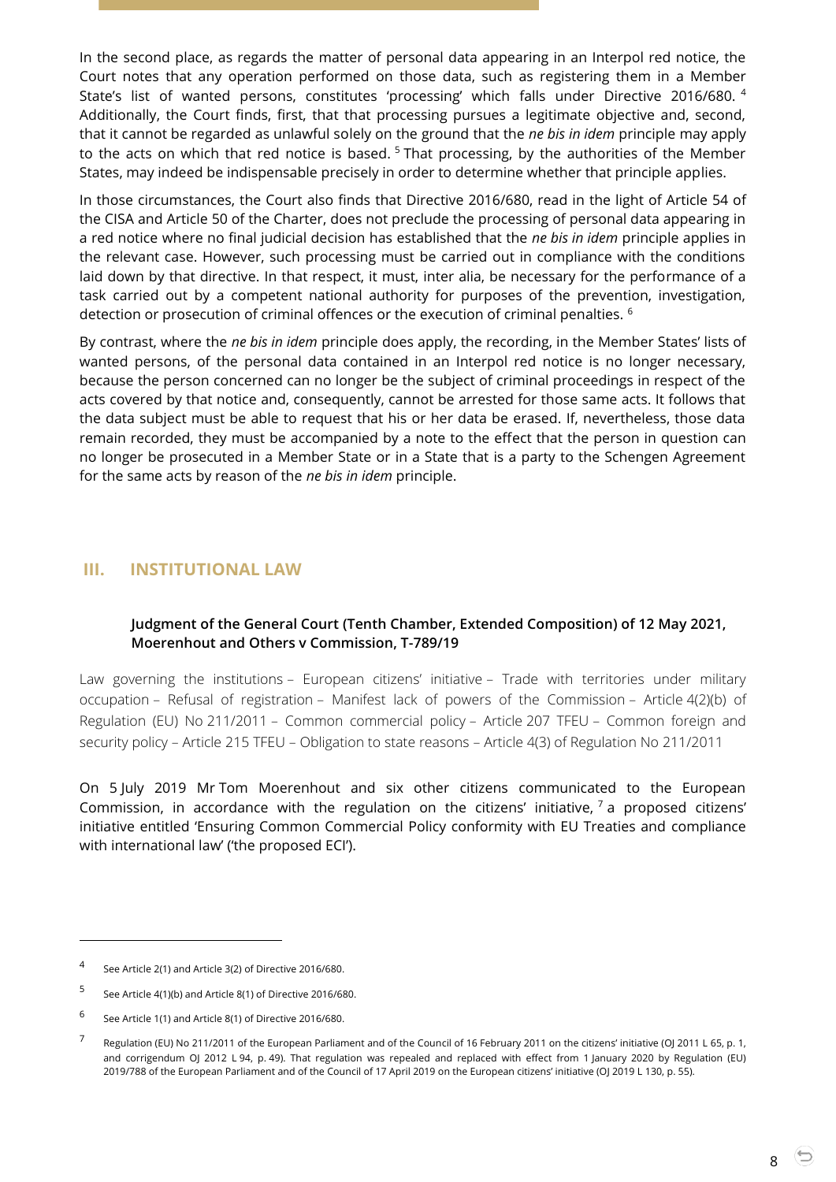In the second place, as regards the matter of personal data appearing in an Interpol red notice, the Court notes that any operation performed on those data, such as registering them in a Member State's list of wanted persons, constitutes 'processing' which falls under Directive 2016/680. [4] Additionally, the Court finds, first, that that processing pursues a legitimate objective and, second, that it cannot be regarded as unlawful solely on the ground that the *ne bis in idem* principle may apply to the acts on which that red notice is based. [5] That processing, by the authorities of the Member States, may indeed be indispensable precisely in order to determine whether that principle applies.

In those circumstances, the Court also finds that Directive 2016/680, read in the light of Article 54 of the CISA and Article 50 of the Charter, does not preclude the processing of personal data appearing in a red notice where no final judicial decision has established that the *ne bis in idem* principle applies in the relevant case. However, such processing must be carried out in compliance with the conditions laid down by that directive. In that respect, it must, inter alia, be necessary for the performance of a task carried out by a competent national authority for purposes of the prevention, investigation, detection or prosecution of criminal offences or the execution of criminal penalties. [6]

By contrast, where the *ne bis in idem* principle does apply, the recording, in the Member States' lists of wanted persons, of the personal data contained in an Interpol red notice is no longer necessary, because the person concerned can no longer be the subject of criminal proceedings in respect of the acts covered by that notice and, consequently, cannot be arrested for those same acts. It follows that the data subject must be able to request that his or her data be erased. If, nevertheless, those data remain recorded, they must be accompanied by a note to the effect that the person in question can no longer be prosecuted in a Member State or in a State that is a party to the Schengen Agreement for the same acts by reason of the *ne bis in idem* principle.

## III. INSTITUTIONAL LAW

### Judgment of the General Court (Tenth Chamber, Extended Composition) of 12 May 2021, Moerenhout and Others v Commission, T-789/19

Law governing the institutions – European citizens' initiative – Trade with territories under military occupation – Refusal of registration – Manifest lack of powers of the Commission – Article 4(2)(b) of Regulation (EU) No 211/2011 – Common commercial policy – Article 207 TFEU – Common foreign and security policy – Article 215 TFEU – Obligation to state reasons – Article 4(3) of Regulation No 211/2011

On 5 July 2019 Mr Tom Moerenhout and six other citizens communicated to the European Commission, in accordance with the regulation on the citizens' initiative, [7] a proposed citizens' initiative entitled 'Ensuring Common Commercial Policy conformity with EU Treaties and compliance with international law' ('the proposed ECI').

---

[4] See Article 2(1) and Article 3(2) of Directive 2016/680.

[5] See Article 4(1)(b) and Article 8(1) of Directive 2016/680.

[6] See Article 1(1) and Article 8(1) of Directive 2016/680.

[7] Regulation (EU) No 211/2011 of the European Parliament and of the Council of 16 February 2011 on the citizens' initiative (OJ 2011 L 65, p. 1, and corrigendum OJ 2012 L 94, p. 49). That regulation was repealed and replaced with effect from 1 January 2020 by Regulation (EU) 2019/788 of the European Parliament and of the Council of 17 April 2019 on the European citizens' initiative (OJ 2019 L 130, p. 55).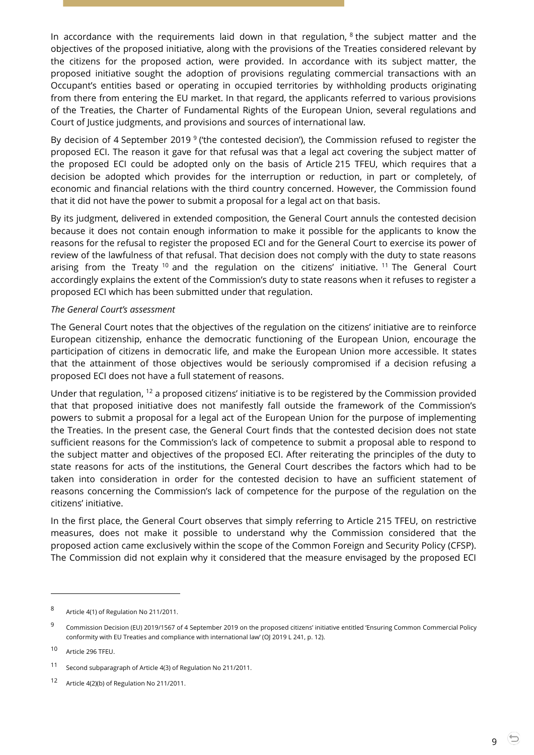In accordance with the requirements laid down in that regulation, [8] the subject matter and the objectives of the proposed initiative, along with the provisions of the Treaties considered relevant by the citizens for the proposed action, were provided. In accordance with its subject matter, the proposed initiative sought the adoption of provisions regulating commercial transactions with an Occupant's entities based or operating in occupied territories by withholding products originating from there from entering the EU market. In that regard, the applicants referred to various provisions of the Treaties, the Charter of Fundamental Rights of the European Union, several regulations and Court of Justice judgments, and provisions and sources of international law.

By decision of 4 September 2019 [9] ('the contested decision'), the Commission refused to register the proposed ECI. The reason it gave for that refusal was that a legal act covering the subject matter of the proposed ECI could be adopted only on the basis of Article 215 TFEU, which requires that a decision be adopted which provides for the interruption or reduction, in part or completely, of economic and financial relations with the third country concerned. However, the Commission found that it did not have the power to submit a proposal for a legal act on that basis.

By its judgment, delivered in extended composition, the General Court annuls the contested decision because it does not contain enough information to make it possible for the applicants to know the reasons for the refusal to register the proposed ECI and for the General Court to exercise its power of review of the lawfulness of that refusal. That decision does not comply with the duty to state reasons arising from the Treaty [10] and the regulation on the citizens' initiative. [11] The General Court accordingly explains the extent of the Commission's duty to state reasons when it refuses to register a proposed ECI which has been submitted under that regulation.

*The General Court's assessment*

The General Court notes that the objectives of the regulation on the citizens' initiative are to reinforce European citizenship, enhance the democratic functioning of the European Union, encourage the participation of citizens in democratic life, and make the European Union more accessible. It states that the attainment of those objectives would be seriously compromised if a decision refusing a proposed ECI does not have a full statement of reasons.

Under that regulation, [12] a proposed citizens' initiative is to be registered by the Commission provided that that proposed initiative does not manifestly fall outside the framework of the Commission's powers to submit a proposal for a legal act of the European Union for the purpose of implementing the Treaties. In the present case, the General Court finds that the contested decision does not state sufficient reasons for the Commission's lack of competence to submit a proposal able to respond to the subject matter and objectives of the proposed ECI. After reiterating the principles of the duty to state reasons for acts of the institutions, the General Court describes the factors which had to be taken into consideration in order for the contested decision to have an sufficient statement of reasons concerning the Commission's lack of competence for the purpose of the regulation on the citizens' initiative.

In the first place, the General Court observes that simply referring to Article 215 TFEU, on restrictive measures, does not make it possible to understand why the Commission considered that the proposed action came exclusively within the scope of the Common Foreign and Security Policy (CFSP). The Commission did not explain why it considered that the measure envisaged by the proposed ECI

---

[8] Article 4(1) of Regulation No 211/2011.

[9] Commission Decision (EU) 2019/1567 of 4 September 2019 on the proposed citizens' initiative entitled 'Ensuring Common Commercial Policy conformity with EU Treaties and compliance with international law' (OJ 2019 L 241, p. 12).

[10] Article 296 TFEU.

[11] Second subparagraph of Article 4(3) of Regulation No 211/2011.

[12] Article 4(2)(b) of Regulation No 211/2011.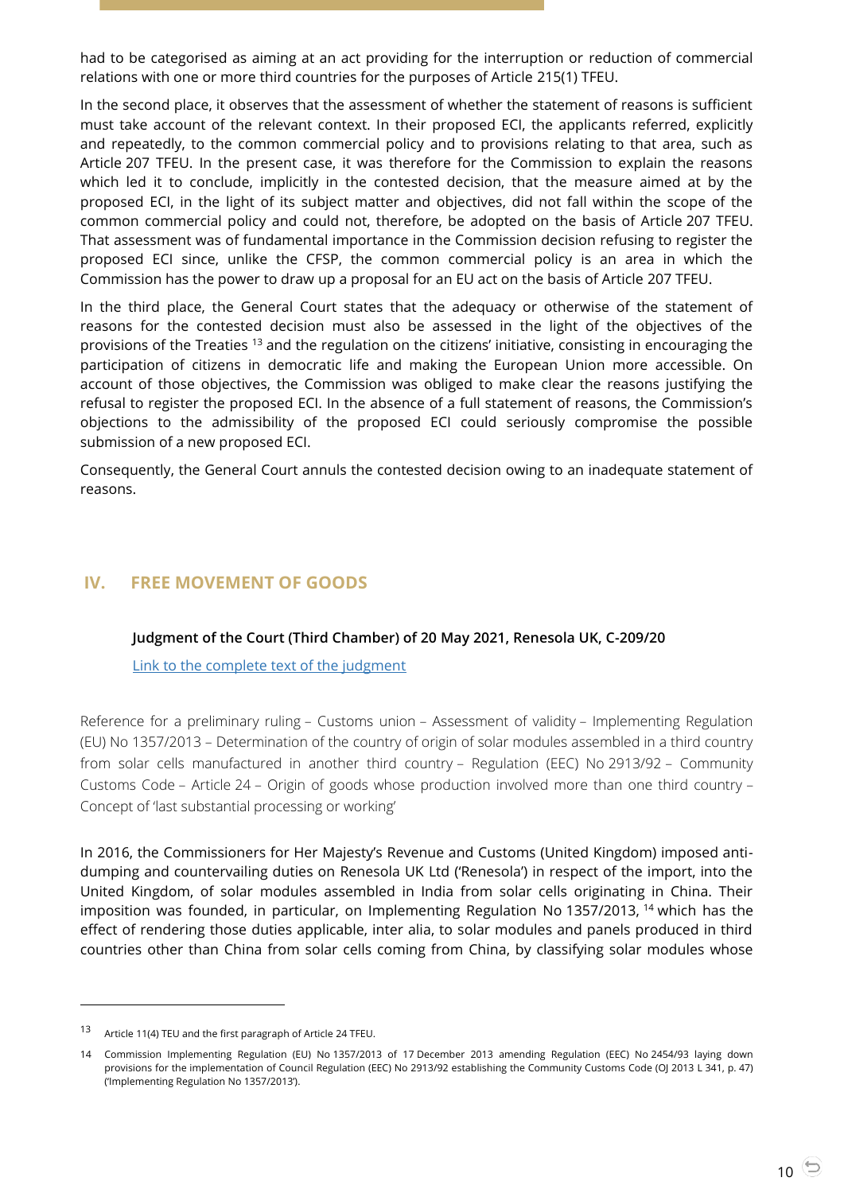had to be categorised as aiming at an act providing for the interruption or reduction of commercial relations with one or more third countries for the purposes of Article 215(1) TFEU.

In the second place, it observes that the assessment of whether the statement of reasons is sufficient must take account of the relevant context. In their proposed ECI, the applicants referred, explicitly and repeatedly, to the common commercial policy and to provisions relating to that area, such as Article 207 TFEU. In the present case, it was therefore for the Commission to explain the reasons which led it to conclude, implicitly in the contested decision, that the measure aimed at by the proposed ECI, in the light of its subject matter and objectives, did not fall within the scope of the common commercial policy and could not, therefore, be adopted on the basis of Article 207 TFEU. That assessment was of fundamental importance in the Commission decision refusing to register the proposed ECI since, unlike the CFSP, the common commercial policy is an area in which the Commission has the power to draw up a proposal for an EU act on the basis of Article 207 TFEU.

In the third place, the General Court states that the adequacy or otherwise of the statement of reasons for the contested decision must also be assessed in the light of the objectives of the provisions of the Treaties [13] and the regulation on the citizens' initiative, consisting in encouraging the participation of citizens in democratic life and making the European Union more accessible. On account of those objectives, the Commission was obliged to make clear the reasons justifying the refusal to register the proposed ECI. In the absence of a full statement of reasons, the Commission's objections to the admissibility of the proposed ECI could seriously compromise the possible submission of a new proposed ECI.

Consequently, the General Court annuls the contested decision owing to an inadequate statement of reasons.

## IV. FREE MOVEMENT OF GOODS

**Judgment of the Court (Third Chamber) of 20 May 2021, Renesola UK, C-209/20**

Link to the complete text of the judgment

Reference for a preliminary ruling – Customs union – Assessment of validity – Implementing Regulation (EU) No 1357/2013 – Determination of the country of origin of solar modules assembled in a third country from solar cells manufactured in another third country – Regulation (EEC) No 2913/92 – Community Customs Code – Article 24 – Origin of goods whose production involved more than one third country – Concept of 'last substantial processing or working'

In 2016, the Commissioners for Her Majesty's Revenue and Customs (United Kingdom) imposed anti-dumping and countervailing duties on Renesola UK Ltd ('Renesola') in respect of the import, into the United Kingdom, of solar modules assembled in India from solar cells originating in China. Their imposition was founded, in particular, on Implementing Regulation No 1357/2013, [14] which has the effect of rendering those duties applicable, inter alia, to solar modules and panels produced in third countries other than China from solar cells coming from China, by classifying solar modules whose

---

13 Article 11(4) TEU and the first paragraph of Article 24 TFEU.

14 Commission Implementing Regulation (EU) No 1357/2013 of 17 December 2013 amending Regulation (EEC) No 2454/93 laying down provisions for the implementation of Council Regulation (EEC) No 2913/92 establishing the Community Customs Code (OJ 2013 L 341, p. 47) ('Implementing Regulation No 1357/2013').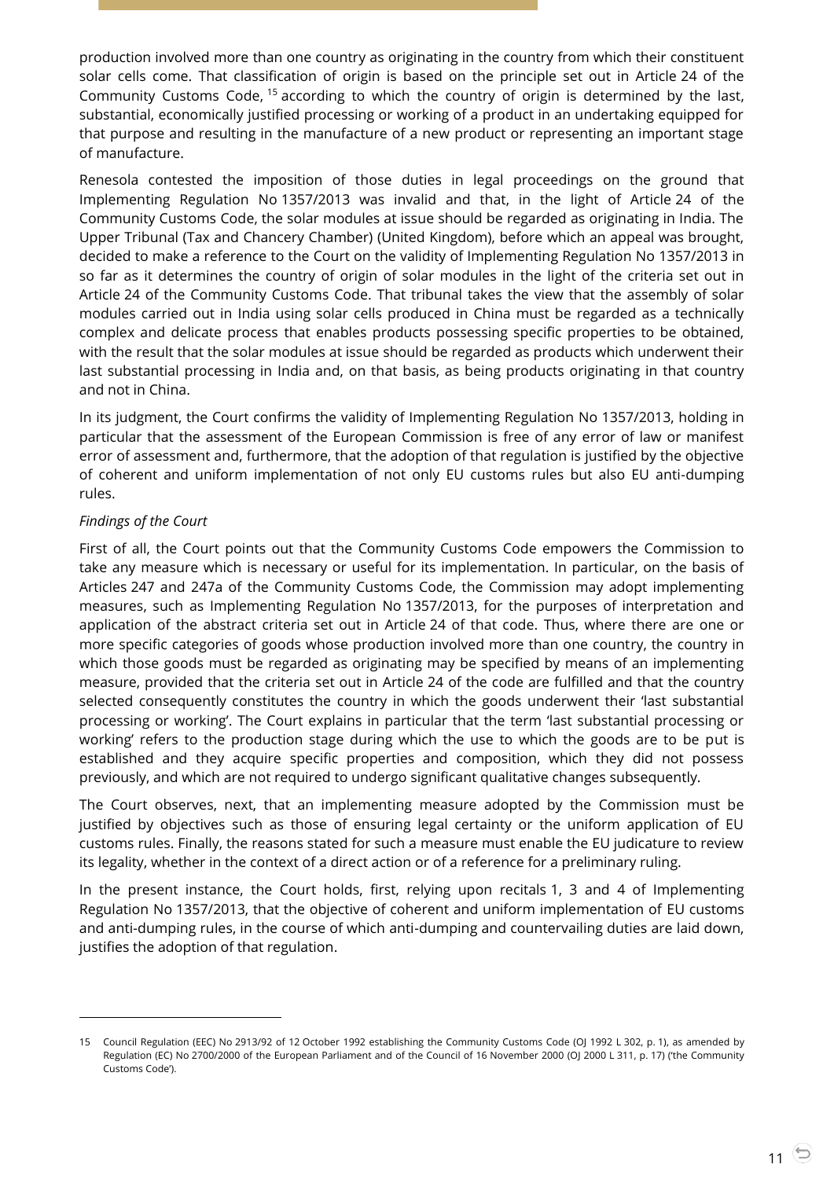production involved more than one country as originating in the country from which their constituent solar cells come. That classification of origin is based on the principle set out in Article 24 of the Community Customs Code, [15] according to which the country of origin is determined by the last, substantial, economically justified processing or working of a product in an undertaking equipped for that purpose and resulting in the manufacture of a new product or representing an important stage of manufacture.

Renesola contested the imposition of those duties in legal proceedings on the ground that Implementing Regulation No 1357/2013 was invalid and that, in the light of Article 24 of the Community Customs Code, the solar modules at issue should be regarded as originating in India. The Upper Tribunal (Tax and Chancery Chamber) (United Kingdom), before which an appeal was brought, decided to make a reference to the Court on the validity of Implementing Regulation No 1357/2013 in so far as it determines the country of origin of solar modules in the light of the criteria set out in Article 24 of the Community Customs Code. That tribunal takes the view that the assembly of solar modules carried out in India using solar cells produced in China must be regarded as a technically complex and delicate process that enables products possessing specific properties to be obtained, with the result that the solar modules at issue should be regarded as products which underwent their last substantial processing in India and, on that basis, as being products originating in that country and not in China.

In its judgment, the Court confirms the validity of Implementing Regulation No 1357/2013, holding in particular that the assessment of the European Commission is free of any error of law or manifest error of assessment and, furthermore, that the adoption of that regulation is justified by the objective of coherent and uniform implementation of not only EU customs rules but also EU anti-dumping rules.

*Findings of the Court*

First of all, the Court points out that the Community Customs Code empowers the Commission to take any measure which is necessary or useful for its implementation. In particular, on the basis of Articles 247 and 247a of the Community Customs Code, the Commission may adopt implementing measures, such as Implementing Regulation No 1357/2013, for the purposes of interpretation and application of the abstract criteria set out in Article 24 of that code. Thus, where there are one or more specific categories of goods whose production involved more than one country, the country in which those goods must be regarded as originating may be specified by means of an implementing measure, provided that the criteria set out in Article 24 of the code are fulfilled and that the country selected consequently constitutes the country in which the goods underwent their 'last substantial processing or working'. The Court explains in particular that the term 'last substantial processing or working' refers to the production stage during which the use to which the goods are to be put is established and they acquire specific properties and composition, which they did not possess previously, and which are not required to undergo significant qualitative changes subsequently.

The Court observes, next, that an implementing measure adopted by the Commission must be justified by objectives such as those of ensuring legal certainty or the uniform application of EU customs rules. Finally, the reasons stated for such a measure must enable the EU judicature to review its legality, whether in the context of a direct action or of a reference for a preliminary ruling.

In the present instance, the Court holds, first, relying upon recitals 1, 3 and 4 of Implementing Regulation No 1357/2013, that the objective of coherent and uniform implementation of EU customs and anti-dumping rules, in the course of which anti-dumping and countervailing duties are laid down, justifies the adoption of that regulation.

---

15 Council Regulation (EEC) No 2913/92 of 12 October 1992 establishing the Community Customs Code (OJ 1992 L 302, p. 1), as amended by Regulation (EC) No 2700/2000 of the European Parliament and of the Council of 16 November 2000 (OJ 2000 L 311, p. 17) ('the Community Customs Code').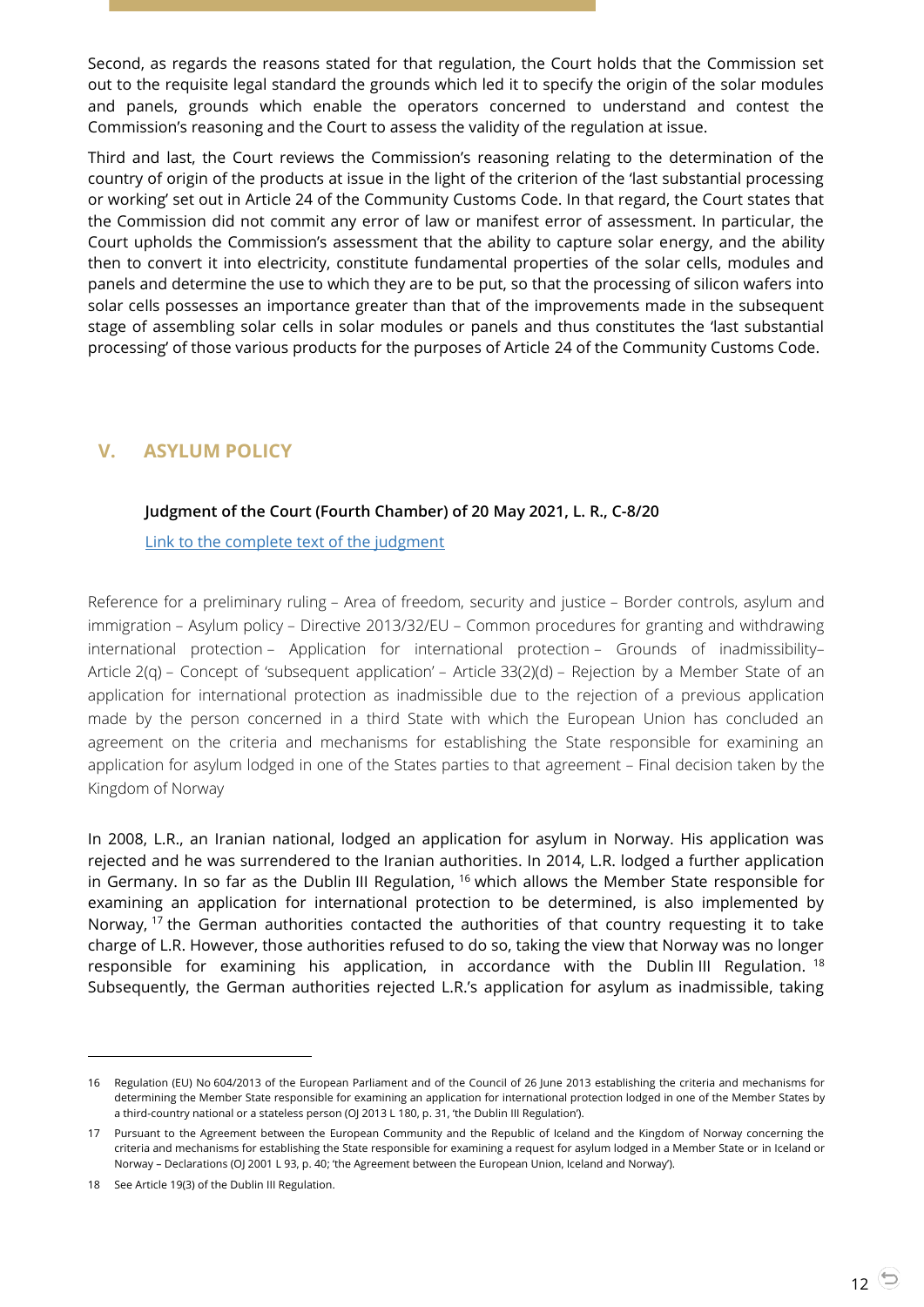Second, as regards the reasons stated for that regulation, the Court holds that the Commission set out to the requisite legal standard the grounds which led it to specify the origin of the solar modules and panels, grounds which enable the operators concerned to understand and contest the Commission's reasoning and the Court to assess the validity of the regulation at issue.

Third and last, the Court reviews the Commission's reasoning relating to the determination of the country of origin of the products at issue in the light of the criterion of the 'last substantial processing or working' set out in Article 24 of the Community Customs Code. In that regard, the Court states that the Commission did not commit any error of law or manifest error of assessment. In particular, the Court upholds the Commission's assessment that the ability to capture solar energy, and the ability then to convert it into electricity, constitute fundamental properties of the solar cells, modules and panels and determine the use to which they are to be put, so that the processing of silicon wafers into solar cells possesses an importance greater than that of the improvements made in the subsequent stage of assembling solar cells in solar modules or panels and thus constitutes the 'last substantial processing' of those various products for the purposes of Article 24 of the Community Customs Code.

## V. ASYLUM POLICY

### Judgment of the Court (Fourth Chamber) of 20 May 2021, L. R., C-8/20

Link to the complete text of the judgment

Reference for a preliminary ruling – Area of freedom, security and justice – Border controls, asylum and immigration – Asylum policy – Directive 2013/32/EU – Common procedures for granting and withdrawing international protection – Application for international protection – Grounds of inadmissibility– Article 2(q) – Concept of 'subsequent application' – Article 33(2)(d) – Rejection by a Member State of an application for international protection as inadmissible due to the rejection of a previous application made by the person concerned in a third State with which the European Union has concluded an agreement on the criteria and mechanisms for establishing the State responsible for examining an application for asylum lodged in one of the States parties to that agreement – Final decision taken by the Kingdom of Norway

In 2008, L.R., an Iranian national, lodged an application for asylum in Norway. His application was rejected and he was surrendered to the Iranian authorities. In 2014, L.R. lodged a further application in Germany. In so far as the Dublin III Regulation, [16] which allows the Member State responsible for examining an application for international protection to be determined, is also implemented by Norway, [17] the German authorities contacted the authorities of that country requesting it to take charge of L.R. However, those authorities refused to do so, taking the view that Norway was no longer responsible for examining his application, in accordance with the Dublin III Regulation. [18] Subsequently, the German authorities rejected L.R.'s application for asylum as inadmissible, taking

---

16 Regulation (EU) No 604/2013 of the European Parliament and of the Council of 26 June 2013 establishing the criteria and mechanisms for determining the Member State responsible for examining an application for international protection lodged in one of the Member States by a third-country national or a stateless person (OJ 2013 L 180, p. 31, 'the Dublin III Regulation').

17 Pursuant to the Agreement between the European Community and the Republic of Iceland and the Kingdom of Norway concerning the criteria and mechanisms for establishing the State responsible for examining a request for asylum lodged in a Member State or in Iceland or Norway – Declarations (OJ 2001 L 93, p. 40; 'the Agreement between the European Union, Iceland and Norway').

18 See Article 19(3) of the Dublin III Regulation.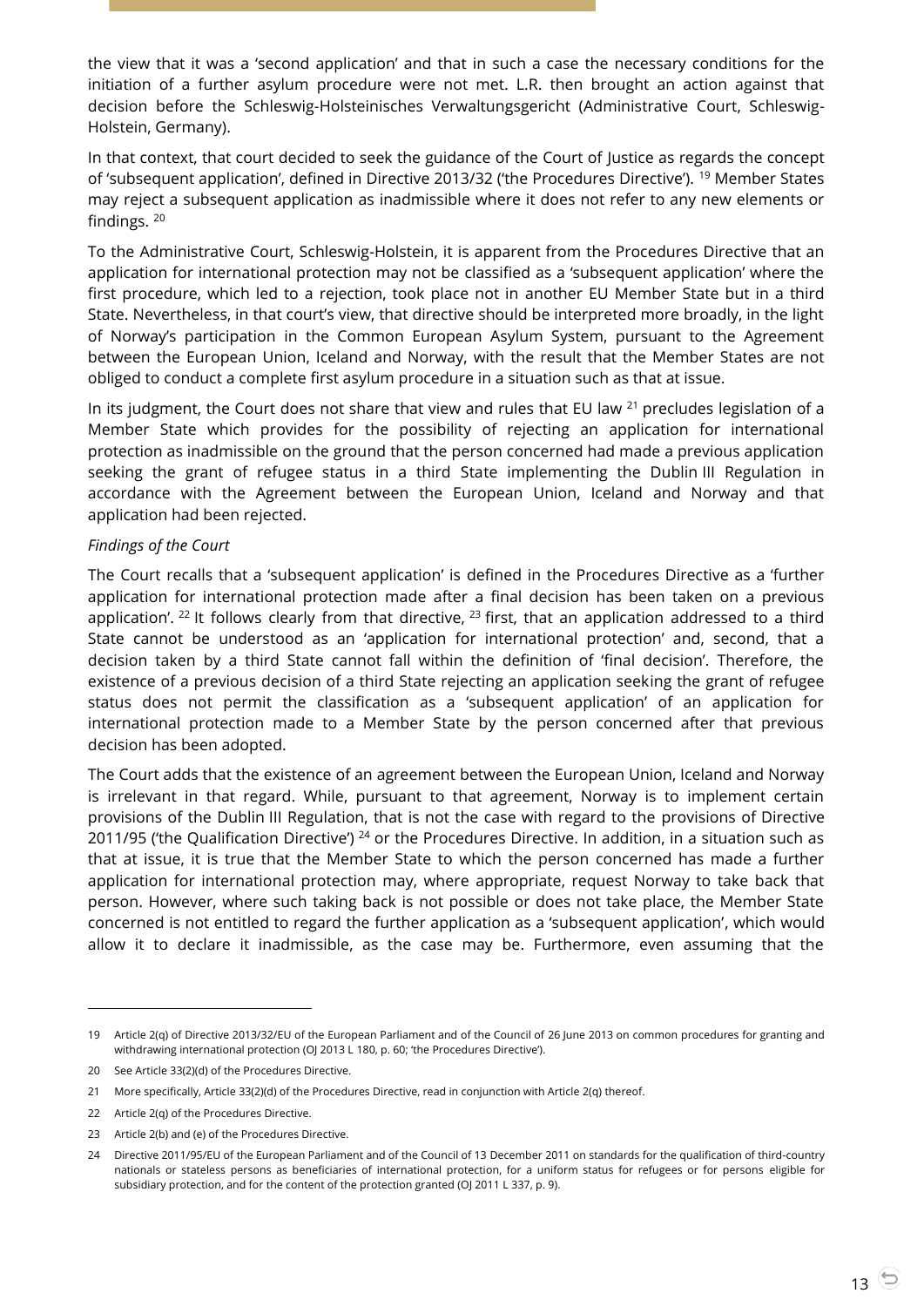the view that it was a 'second application' and that in such a case the necessary conditions for the initiation of a further asylum procedure were not met. L.R. then brought an action against that decision before the Schleswig-Holsteinisches Verwaltungsgericht (Administrative Court, Schleswig-Holstein, Germany).

In that context, that court decided to seek the guidance of the Court of Justice as regards the concept of 'subsequent application', defined in Directive 2013/32 ('the Procedures Directive'). [19] Member States may reject a subsequent application as inadmissible where it does not refer to any new elements or findings. [20]

To the Administrative Court, Schleswig-Holstein, it is apparent from the Procedures Directive that an application for international protection may not be classified as a 'subsequent application' where the first procedure, which led to a rejection, took place not in another EU Member State but in a third State. Nevertheless, in that court's view, that directive should be interpreted more broadly, in the light of Norway's participation in the Common European Asylum System, pursuant to the Agreement between the European Union, Iceland and Norway, with the result that the Member States are not obliged to conduct a complete first asylum procedure in a situation such as that at issue.

In its judgment, the Court does not share that view and rules that EU law [21] precludes legislation of a Member State which provides for the possibility of rejecting an application for international protection as inadmissible on the ground that the person concerned had made a previous application seeking the grant of refugee status in a third State implementing the Dublin III Regulation in accordance with the Agreement between the European Union, Iceland and Norway and that application had been rejected.

*Findings of the Court*

The Court recalls that a 'subsequent application' is defined in the Procedures Directive as a 'further application for international protection made after a final decision has been taken on a previous application'. [22] It follows clearly from that directive, [23] first, that an application addressed to a third State cannot be understood as an 'application for international protection' and, second, that a decision taken by a third State cannot fall within the definition of 'final decision'. Therefore, the existence of a previous decision of a third State rejecting an application seeking the grant of refugee status does not permit the classification as a 'subsequent application' of an application for international protection made to a Member State by the person concerned after that previous decision has been adopted.

The Court adds that the existence of an agreement between the European Union, Iceland and Norway is irrelevant in that regard. While, pursuant to that agreement, Norway is to implement certain provisions of the Dublin III Regulation, that is not the case with regard to the provisions of Directive 2011/95 ('the Qualification Directive') [24] or the Procedures Directive. In addition, in a situation such as that at issue, it is true that the Member State to which the person concerned has made a further application for international protection may, where appropriate, request Norway to take back that person. However, where such taking back is not possible or does not take place, the Member State concerned is not entitled to regard the further application as a 'subsequent application', which would allow it to declare it inadmissible, as the case may be. Furthermore, even assuming that the

---

19 Article 2(q) of Directive 2013/32/EU of the European Parliament and of the Council of 26 June 2013 on common procedures for granting and withdrawing international protection (OJ 2013 L 180, p. 60; 'the Procedures Directive').

20 See Article 33(2)(d) of the Procedures Directive.

21 More specifically, Article 33(2)(d) of the Procedures Directive, read in conjunction with Article 2(q) thereof.

22 Article 2(q) of the Procedures Directive.

23 Article 2(b) and (e) of the Procedures Directive.

24 Directive 2011/95/EU of the European Parliament and of the Council of 13 December 2011 on standards for the qualification of third-country nationals or stateless persons as beneficiaries of international protection, for a uniform status for refugees or for persons eligible for subsidiary protection, and for the content of the protection granted (OJ 2011 L 337, p. 9).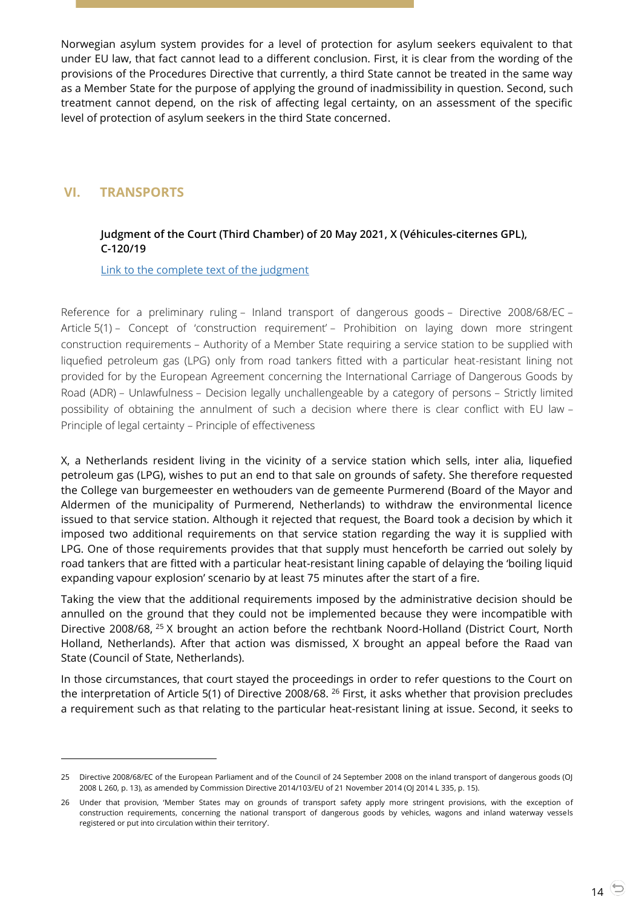Norwegian asylum system provides for a level of protection for asylum seekers equivalent to that under EU law, that fact cannot lead to a different conclusion. First, it is clear from the wording of the provisions of the Procedures Directive that currently, a third State cannot be treated in the same way as a Member State for the purpose of applying the ground of inadmissibility in question. Second, such treatment cannot depend, on the risk of affecting legal certainty, on an assessment of the specific level of protection of asylum seekers in the third State concerned.

## VI. TRANSPORTS

**Judgment of the Court (Third Chamber) of 20 May 2021, X (Véhicules-citernes GPL), C-120/19**

[Link to the complete text of the judgment]

Reference for a preliminary ruling – Inland transport of dangerous goods – Directive 2008/68/EC – Article 5(1) – Concept of 'construction requirement' – Prohibition on laying down more stringent construction requirements – Authority of a Member State requiring a service station to be supplied with liquefied petroleum gas (LPG) only from road tankers fitted with a particular heat-resistant lining not provided for by the European Agreement concerning the International Carriage of Dangerous Goods by Road (ADR) – Unlawfulness – Decision legally unchallengeable by a category of persons – Strictly limited possibility of obtaining the annulment of such a decision where there is clear conflict with EU law – Principle of legal certainty – Principle of effectiveness

X, a Netherlands resident living in the vicinity of a service station which sells, inter alia, liquefied petroleum gas (LPG), wishes to put an end to that sale on grounds of safety. She therefore requested the College van burgemeester en wethouders van de gemeente Purmerend (Board of the Mayor and Aldermen of the municipality of Purmerend, Netherlands) to withdraw the environmental licence issued to that service station. Although it rejected that request, the Board took a decision by which it imposed two additional requirements on that service station regarding the way it is supplied with LPG. One of those requirements provides that that supply must henceforth be carried out solely by road tankers that are fitted with a particular heat-resistant lining capable of delaying the 'boiling liquid expanding vapour explosion' scenario by at least 75 minutes after the start of a fire.

Taking the view that the additional requirements imposed by the administrative decision should be annulled on the ground that they could not be implemented because they were incompatible with Directive 2008/68,[25] X brought an action before the rechtbank Noord-Holland (District Court, North Holland, Netherlands). After that action was dismissed, X brought an appeal before the Raad van State (Council of State, Netherlands).

In those circumstances, that court stayed the proceedings in order to refer questions to the Court on the interpretation of Article 5(1) of Directive 2008/68.[26] First, it asks whether that provision precludes a requirement such as that relating to the particular heat-resistant lining at issue. Second, it seeks to

---

25 Directive 2008/68/EC of the European Parliament and of the Council of 24 September 2008 on the inland transport of dangerous goods (OJ 2008 L 260, p. 13), as amended by Commission Directive 2014/103/EU of 21 November 2014 (OJ 2014 L 335, p. 15).

26 Under that provision, 'Member States may on grounds of transport safety apply more stringent provisions, with the exception of construction requirements, concerning the national transport of dangerous goods by vehicles, wagons and inland waterway vessels registered or put into circulation within their territory'.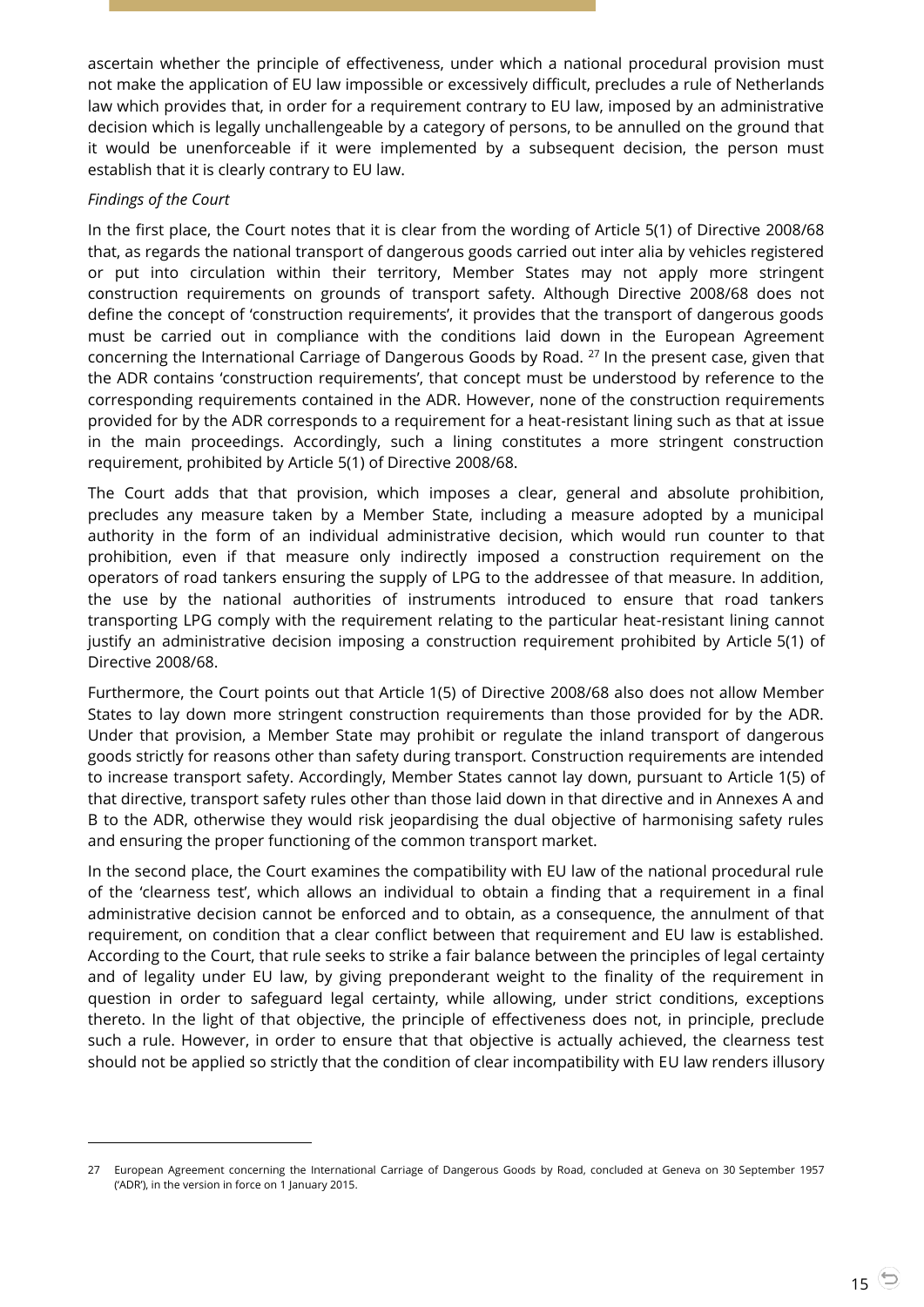ascertain whether the principle of effectiveness, under which a national procedural provision must not make the application of EU law impossible or excessively difficult, precludes a rule of Netherlands law which provides that, in order for a requirement contrary to EU law, imposed by an administrative decision which is legally unchallengeable by a category of persons, to be annulled on the ground that it would be unenforceable if it were implemented by a subsequent decision, the person must establish that it is clearly contrary to EU law.

*Findings of the Court*

In the first place, the Court notes that it is clear from the wording of Article 5(1) of Directive 2008/68 that, as regards the national transport of dangerous goods carried out inter alia by vehicles registered or put into circulation within their territory, Member States may not apply more stringent construction requirements on grounds of transport safety. Although Directive 2008/68 does not define the concept of 'construction requirements', it provides that the transport of dangerous goods must be carried out in compliance with the conditions laid down in the European Agreement concerning the International Carriage of Dangerous Goods by Road. [27] In the present case, given that the ADR contains 'construction requirements', that concept must be understood by reference to the corresponding requirements contained in the ADR. However, none of the construction requirements provided for by the ADR corresponds to a requirement for a heat-resistant lining such as that at issue in the main proceedings. Accordingly, such a lining constitutes a more stringent construction requirement, prohibited by Article 5(1) of Directive 2008/68.

The Court adds that that provision, which imposes a clear, general and absolute prohibition, precludes any measure taken by a Member State, including a measure adopted by a municipal authority in the form of an individual administrative decision, which would run counter to that prohibition, even if that measure only indirectly imposed a construction requirement on the operators of road tankers ensuring the supply of LPG to the addressee of that measure. In addition, the use by the national authorities of instruments introduced to ensure that road tankers transporting LPG comply with the requirement relating to the particular heat-resistant lining cannot justify an administrative decision imposing a construction requirement prohibited by Article 5(1) of Directive 2008/68.

Furthermore, the Court points out that Article 1(5) of Directive 2008/68 also does not allow Member States to lay down more stringent construction requirements than those provided for by the ADR. Under that provision, a Member State may prohibit or regulate the inland transport of dangerous goods strictly for reasons other than safety during transport. Construction requirements are intended to increase transport safety. Accordingly, Member States cannot lay down, pursuant to Article 1(5) of that directive, transport safety rules other than those laid down in that directive and in Annexes A and B to the ADR, otherwise they would risk jeopardising the dual objective of harmonising safety rules and ensuring the proper functioning of the common transport market.

In the second place, the Court examines the compatibility with EU law of the national procedural rule of the 'clearness test', which allows an individual to obtain a finding that a requirement in a final administrative decision cannot be enforced and to obtain, as a consequence, the annulment of that requirement, on condition that a clear conflict between that requirement and EU law is established. According to the Court, that rule seeks to strike a fair balance between the principles of legal certainty and of legality under EU law, by giving preponderant weight to the finality of the requirement in question in order to safeguard legal certainty, while allowing, under strict conditions, exceptions thereto. In the light of that objective, the principle of effectiveness does not, in principle, preclude such a rule. However, in order to ensure that that objective is actually achieved, the clearness test should not be applied so strictly that the condition of clear incompatibility with EU law renders illusory

---

27 European Agreement concerning the International Carriage of Dangerous Goods by Road, concluded at Geneva on 30 September 1957 ('ADR'), in the version in force on 1 January 2015.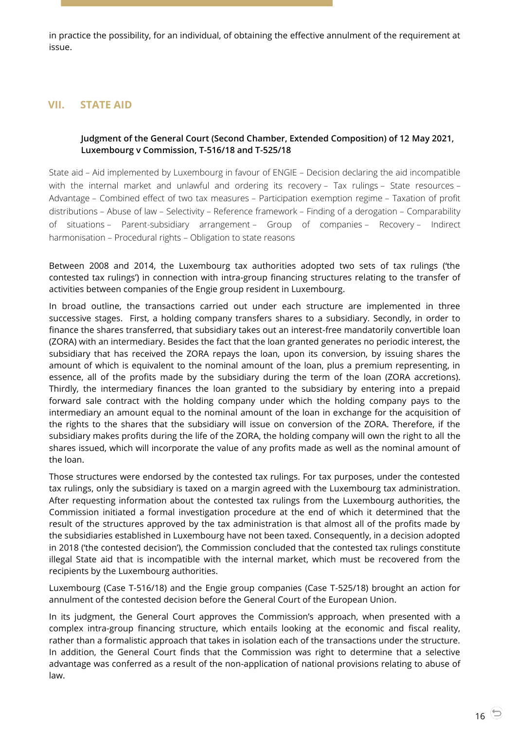in practice the possibility, for an individual, of obtaining the effective annulment of the requirement at issue.

## VII. STATE AID

### Judgment of the General Court (Second Chamber, Extended Composition) of 12 May 2021, Luxembourg v Commission, T-516/18 and T-525/18

State aid – Aid implemented by Luxembourg in favour of ENGIE – Decision declaring the aid incompatible with the internal market and unlawful and ordering its recovery – Tax rulings – State resources – Advantage – Combined effect of two tax measures – Participation exemption regime – Taxation of profit distributions – Abuse of law – Selectivity – Reference framework – Finding of a derogation – Comparability of situations – Parent-subsidiary arrangement – Group of companies – Recovery – Indirect harmonisation – Procedural rights – Obligation to state reasons

Between 2008 and 2014, the Luxembourg tax authorities adopted two sets of tax rulings ('the contested tax rulings') in connection with intra-group financing structures relating to the transfer of activities between companies of the Engie group resident in Luxembourg.

In broad outline, the transactions carried out under each structure are implemented in three successive stages. First, a holding company transfers shares to a subsidiary. Secondly, in order to finance the shares transferred, that subsidiary takes out an interest-free mandatorily convertible loan (ZORA) with an intermediary. Besides the fact that the loan granted generates no periodic interest, the subsidiary that has received the ZORA repays the loan, upon its conversion, by issuing shares the amount of which is equivalent to the nominal amount of the loan, plus a premium representing, in essence, all of the profits made by the subsidiary during the term of the loan (ZORA accretions). Thirdly, the intermediary finances the loan granted to the subsidiary by entering into a prepaid forward sale contract with the holding company under which the holding company pays to the intermediary an amount equal to the nominal amount of the loan in exchange for the acquisition of the rights to the shares that the subsidiary will issue on conversion of the ZORA. Therefore, if the subsidiary makes profits during the life of the ZORA, the holding company will own the right to all the shares issued, which will incorporate the value of any profits made as well as the nominal amount of the loan.

Those structures were endorsed by the contested tax rulings. For tax purposes, under the contested tax rulings, only the subsidiary is taxed on a margin agreed with the Luxembourg tax administration. After requesting information about the contested tax rulings from the Luxembourg authorities, the Commission initiated a formal investigation procedure at the end of which it determined that the result of the structures approved by the tax administration is that almost all of the profits made by the subsidiaries established in Luxembourg have not been taxed. Consequently, in a decision adopted in 2018 ('the contested decision'), the Commission concluded that the contested tax rulings constitute illegal State aid that is incompatible with the internal market, which must be recovered from the recipients by the Luxembourg authorities.

Luxembourg (Case T-516/18) and the Engie group companies (Case T-525/18) brought an action for annulment of the contested decision before the General Court of the European Union.

In its judgment, the General Court approves the Commission's approach, when presented with a complex intra-group financing structure, which entails looking at the economic and fiscal reality, rather than a formalistic approach that takes in isolation each of the transactions under the structure. In addition, the General Court finds that the Commission was right to determine that a selective advantage was conferred as a result of the non-application of national provisions relating to abuse of law.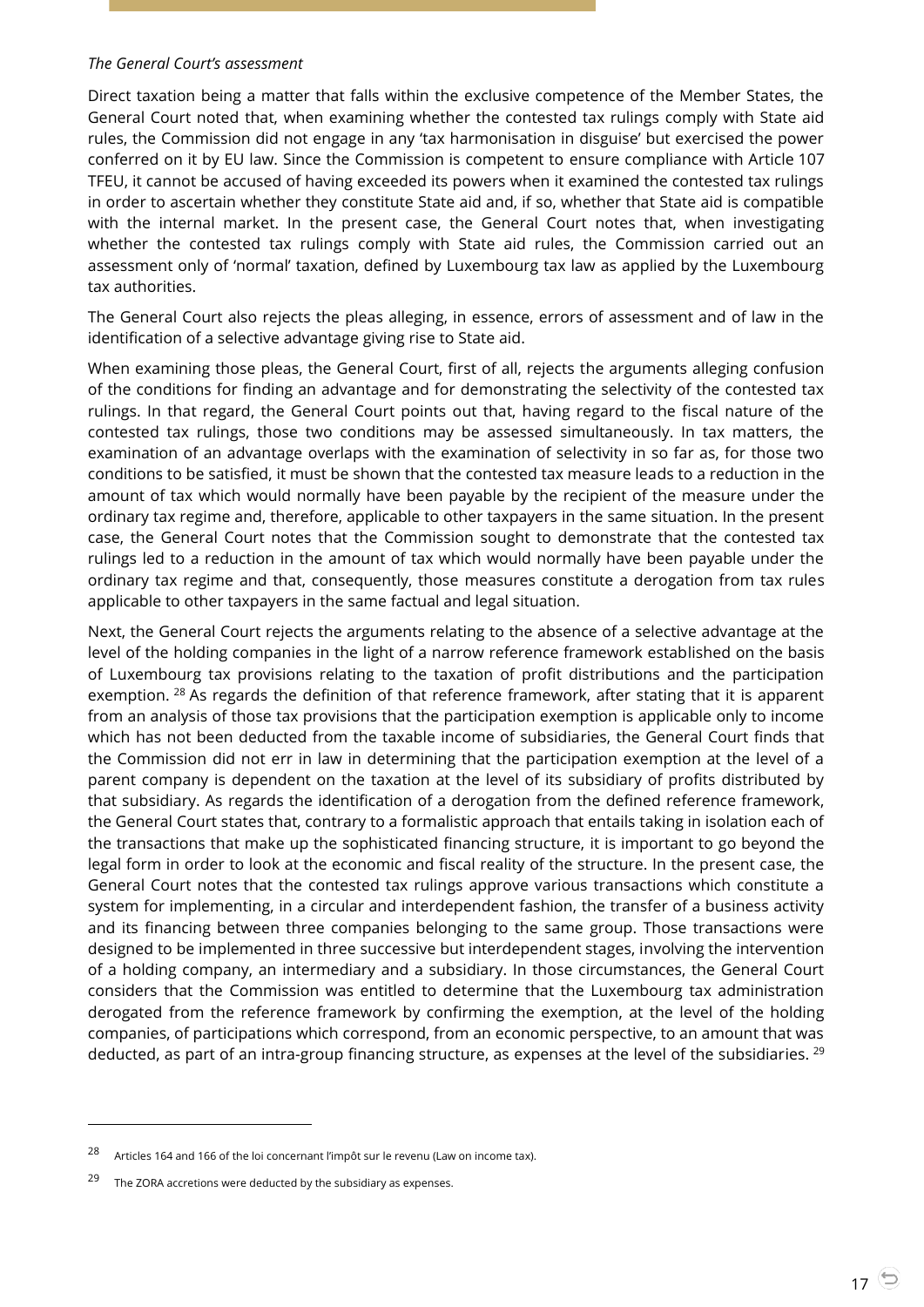*The General Court's assessment*

Direct taxation being a matter that falls within the exclusive competence of the Member States, the General Court noted that, when examining whether the contested tax rulings comply with State aid rules, the Commission did not engage in any 'tax harmonisation in disguise' but exercised the power conferred on it by EU law. Since the Commission is competent to ensure compliance with Article 107 TFEU, it cannot be accused of having exceeded its powers when it examined the contested tax rulings in order to ascertain whether they constitute State aid and, if so, whether that State aid is compatible with the internal market. In the present case, the General Court notes that, when investigating whether the contested tax rulings comply with State aid rules, the Commission carried out an assessment only of 'normal' taxation, defined by Luxembourg tax law as applied by the Luxembourg tax authorities.

The General Court also rejects the pleas alleging, in essence, errors of assessment and of law in the identification of a selective advantage giving rise to State aid.

When examining those pleas, the General Court, first of all, rejects the arguments alleging confusion of the conditions for finding an advantage and for demonstrating the selectivity of the contested tax rulings. In that regard, the General Court points out that, having regard to the fiscal nature of the contested tax rulings, those two conditions may be assessed simultaneously. In tax matters, the examination of an advantage overlaps with the examination of selectivity in so far as, for those two conditions to be satisfied, it must be shown that the contested tax measure leads to a reduction in the amount of tax which would normally have been payable by the recipient of the measure under the ordinary tax regime and, therefore, applicable to other taxpayers in the same situation. In the present case, the General Court notes that the Commission sought to demonstrate that the contested tax rulings led to a reduction in the amount of tax which would normally have been payable under the ordinary tax regime and that, consequently, those measures constitute a derogation from tax rules applicable to other taxpayers in the same factual and legal situation.

Next, the General Court rejects the arguments relating to the absence of a selective advantage at the level of the holding companies in the light of a narrow reference framework established on the basis of Luxembourg tax provisions relating to the taxation of profit distributions and the participation exemption. [28] As regards the definition of that reference framework, after stating that it is apparent from an analysis of those tax provisions that the participation exemption is applicable only to income which has not been deducted from the taxable income of subsidiaries, the General Court finds that the Commission did not err in law in determining that the participation exemption at the level of a parent company is dependent on the taxation at the level of its subsidiary of profits distributed by that subsidiary. As regards the identification of a derogation from the defined reference framework, the General Court states that, contrary to a formalistic approach that entails taking in isolation each of the transactions that make up the sophisticated financing structure, it is important to go beyond the legal form in order to look at the economic and fiscal reality of the structure. In the present case, the General Court notes that the contested tax rulings approve various transactions which constitute a system for implementing, in a circular and interdependent fashion, the transfer of a business activity and its financing between three companies belonging to the same group. Those transactions were designed to be implemented in three successive but interdependent stages, involving the intervention of a holding company, an intermediary and a subsidiary. In those circumstances, the General Court considers that the Commission was entitled to determine that the Luxembourg tax administration derogated from the reference framework by confirming the exemption, at the level of the holding companies, of participations which correspond, from an economic perspective, to an amount that was deducted, as part of an intra-group financing structure, as expenses at the level of the subsidiaries. [29]

---

[28] Articles 164 and 166 of the loi concernant l'impôt sur le revenu (Law on income tax).

[29] The ZORA accretions were deducted by the subsidiary as expenses.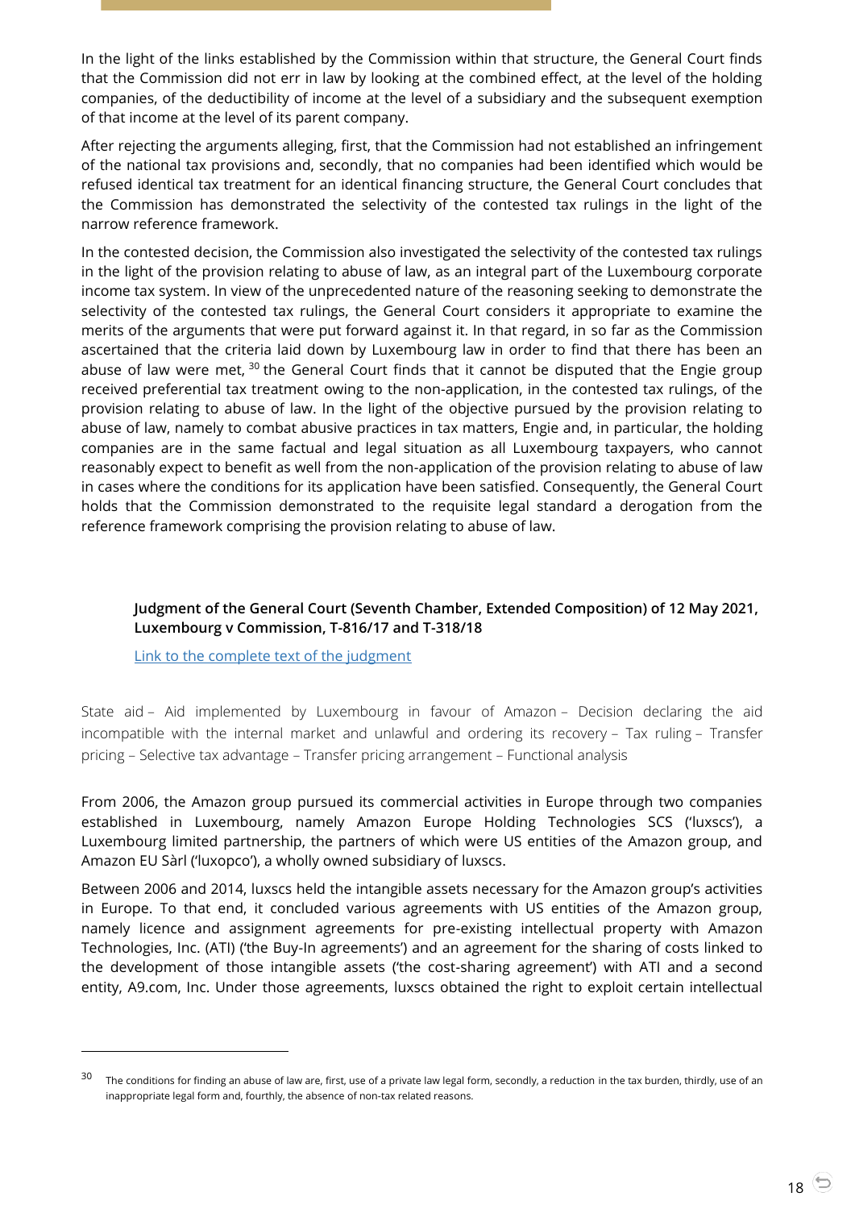In the light of the links established by the Commission within that structure, the General Court finds that the Commission did not err in law by looking at the combined effect, at the level of the holding companies, of the deductibility of income at the level of a subsidiary and the subsequent exemption of that income at the level of its parent company.

After rejecting the arguments alleging, first, that the Commission had not established an infringement of the national tax provisions and, secondly, that no companies had been identified which would be refused identical tax treatment for an identical financing structure, the General Court concludes that the Commission has demonstrated the selectivity of the contested tax rulings in the light of the narrow reference framework.

In the contested decision, the Commission also investigated the selectivity of the contested tax rulings in the light of the provision relating to abuse of law, as an integral part of the Luxembourg corporate income tax system. In view of the unprecedented nature of the reasoning seeking to demonstrate the selectivity of the contested tax rulings, the General Court considers it appropriate to examine the merits of the arguments that were put forward against it. In that regard, in so far as the Commission ascertained that the criteria laid down by Luxembourg law in order to find that there has been an abuse of law were met,[30] the General Court finds that it cannot be disputed that the Engie group received preferential tax treatment owing to the non-application, in the contested tax rulings, of the provision relating to abuse of law. In the light of the objective pursued by the provision relating to abuse of law, namely to combat abusive practices in tax matters, Engie and, in particular, the holding companies are in the same factual and legal situation as all Luxembourg taxpayers, who cannot reasonably expect to benefit as well from the non-application of the provision relating to abuse of law in cases where the conditions for its application have been satisfied. Consequently, the General Court holds that the Commission demonstrated to the requisite legal standard a derogation from the reference framework comprising the provision relating to abuse of law.

**Judgment of the General Court (Seventh Chamber, Extended Composition) of 12 May 2021, Luxembourg v Commission, T-816/17 and T-318/18**

Link to the complete text of the judgment

State aid – Aid implemented by Luxembourg in favour of Amazon – Decision declaring the aid incompatible with the internal market and unlawful and ordering its recovery – Tax ruling – Transfer pricing – Selective tax advantage – Transfer pricing arrangement – Functional analysis

From 2006, the Amazon group pursued its commercial activities in Europe through two companies established in Luxembourg, namely Amazon Europe Holding Technologies SCS ('luxscs'), a Luxembourg limited partnership, the partners of which were US entities of the Amazon group, and Amazon EU Sàrl ('luxopco'), a wholly owned subsidiary of luxscs.

Between 2006 and 2014, luxscs held the intangible assets necessary for the Amazon group's activities in Europe. To that end, it concluded various agreements with US entities of the Amazon group, namely licence and assignment agreements for pre-existing intellectual property with Amazon Technologies, Inc. (ATI) ('the Buy-In agreements') and an agreement for the sharing of costs linked to the development of those intangible assets ('the cost-sharing agreement') with ATI and a second entity, A9.com, Inc. Under those agreements, luxscs obtained the right to exploit certain intellectual

---

[30] The conditions for finding an abuse of law are, first, use of a private law legal form, secondly, a reduction in the tax burden, thirdly, use of an inappropriate legal form and, fourthly, the absence of non-tax related reasons.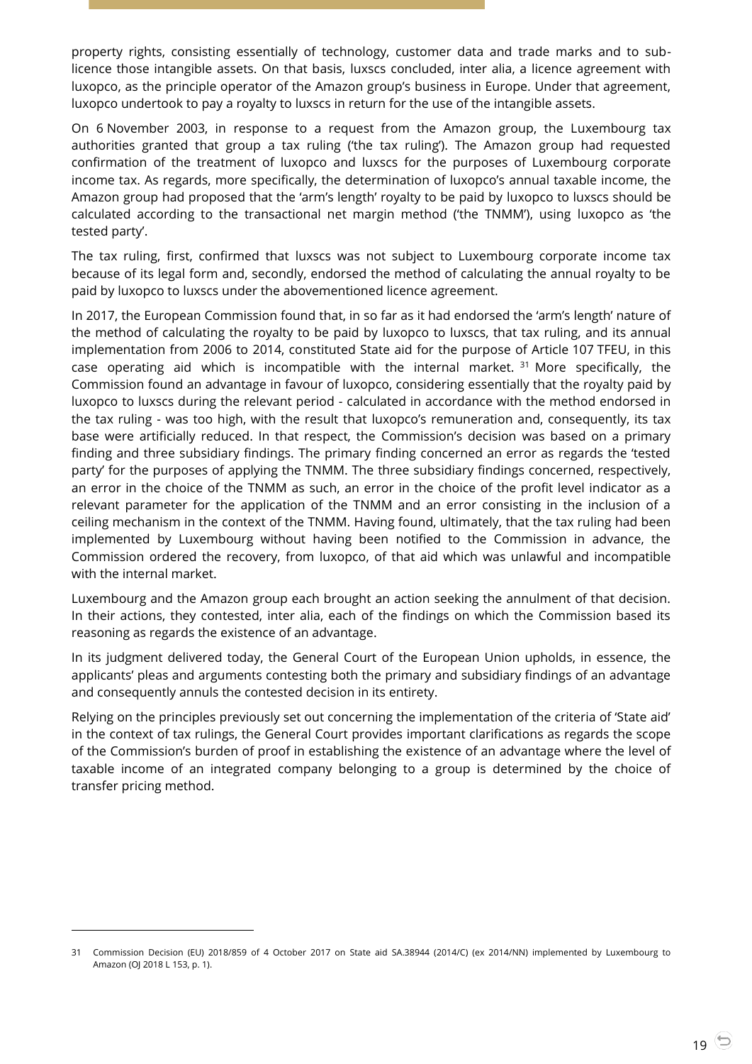property rights, consisting essentially of technology, customer data and trade marks and to sub-licence those intangible assets. On that basis, luxscs concluded, inter alia, a licence agreement with luxopco, as the principle operator of the Amazon group's business in Europe. Under that agreement, luxopco undertook to pay a royalty to luxscs in return for the use of the intangible assets.

On 6 November 2003, in response to a request from the Amazon group, the Luxembourg tax authorities granted that group a tax ruling ('the tax ruling'). The Amazon group had requested confirmation of the treatment of luxopco and luxscs for the purposes of Luxembourg corporate income tax. As regards, more specifically, the determination of luxopco's annual taxable income, the Amazon group had proposed that the 'arm's length' royalty to be paid by luxopco to luxscs should be calculated according to the transactional net margin method ('the TNMM'), using luxopco as 'the tested party'.

The tax ruling, first, confirmed that luxscs was not subject to Luxembourg corporate income tax because of its legal form and, secondly, endorsed the method of calculating the annual royalty to be paid by luxopco to luxscs under the abovementioned licence agreement.

In 2017, the European Commission found that, in so far as it had endorsed the 'arm's length' nature of the method of calculating the royalty to be paid by luxopco to luxscs, that tax ruling, and its annual implementation from 2006 to 2014, constituted State aid for the purpose of Article 107 TFEU, in this case operating aid which is incompatible with the internal market. [31] More specifically, the Commission found an advantage in favour of luxopco, considering essentially that the royalty paid by luxopco to luxscs during the relevant period - calculated in accordance with the method endorsed in the tax ruling - was too high, with the result that luxopco's remuneration and, consequently, its tax base were artificially reduced. In that respect, the Commission's decision was based on a primary finding and three subsidiary findings. The primary finding concerned an error as regards the 'tested party' for the purposes of applying the TNMM. The three subsidiary findings concerned, respectively, an error in the choice of the TNMM as such, an error in the choice of the profit level indicator as a relevant parameter for the application of the TNMM and an error consisting in the inclusion of a ceiling mechanism in the context of the TNMM. Having found, ultimately, that the tax ruling had been implemented by Luxembourg without having been notified to the Commission in advance, the Commission ordered the recovery, from luxopco, of that aid which was unlawful and incompatible with the internal market.

Luxembourg and the Amazon group each brought an action seeking the annulment of that decision. In their actions, they contested, inter alia, each of the findings on which the Commission based its reasoning as regards the existence of an advantage.

In its judgment delivered today, the General Court of the European Union upholds, in essence, the applicants' pleas and arguments contesting both the primary and subsidiary findings of an advantage and consequently annuls the contested decision in its entirety.

Relying on the principles previously set out concerning the implementation of the criteria of 'State aid' in the context of tax rulings, the General Court provides important clarifications as regards the scope of the Commission's burden of proof in establishing the existence of an advantage where the level of taxable income of an integrated company belonging to a group is determined by the choice of transfer pricing method.

---

31 Commission Decision (EU) 2018/859 of 4 October 2017 on State aid SA.38944 (2014/C) (ex 2014/NN) implemented by Luxembourg to Amazon (OJ 2018 L 153, p. 1).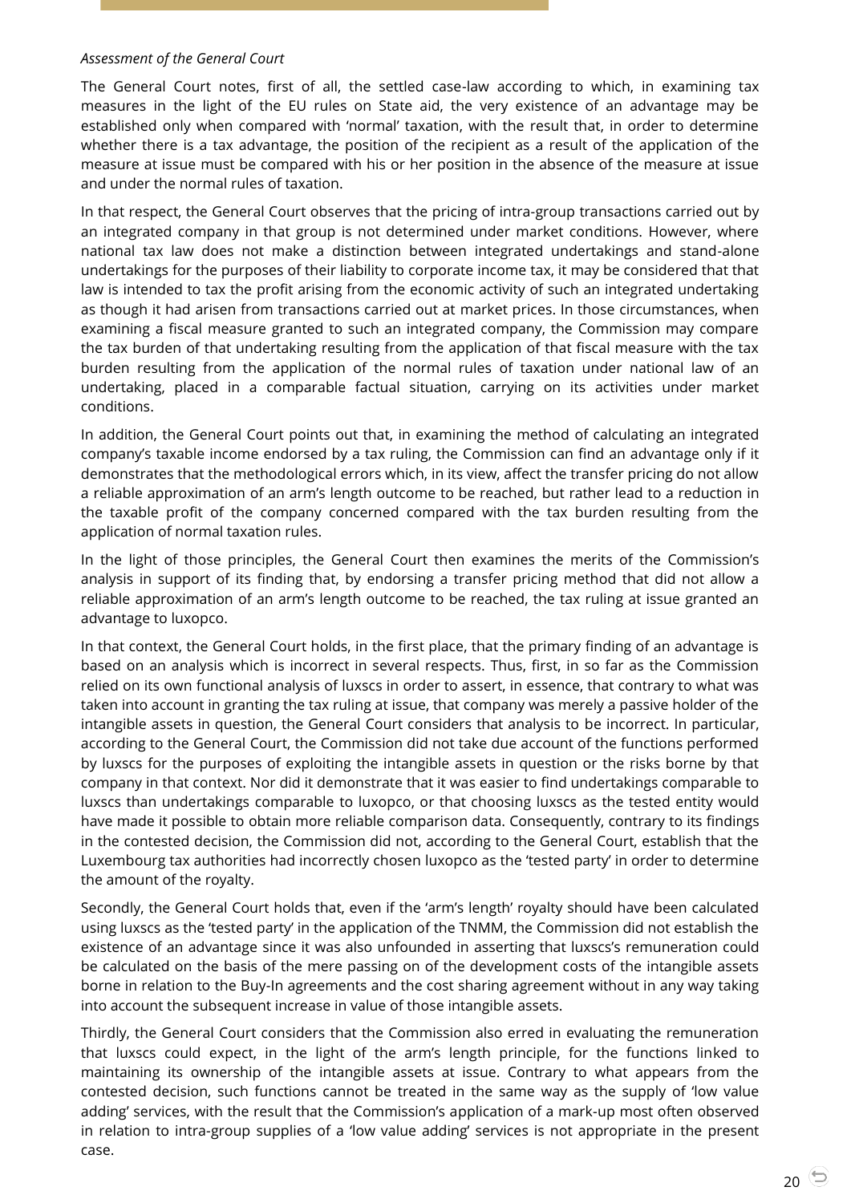*Assessment of the General Court*

The General Court notes, first of all, the settled case-law according to which, in examining tax measures in the light of the EU rules on State aid, the very existence of an advantage may be established only when compared with 'normal' taxation, with the result that, in order to determine whether there is a tax advantage, the position of the recipient as a result of the application of the measure at issue must be compared with his or her position in the absence of the measure at issue and under the normal rules of taxation.

In that respect, the General Court observes that the pricing of intra-group transactions carried out by an integrated company in that group is not determined under market conditions. However, where national tax law does not make a distinction between integrated undertakings and stand-alone undertakings for the purposes of their liability to corporate income tax, it may be considered that that law is intended to tax the profit arising from the economic activity of such an integrated undertaking as though it had arisen from transactions carried out at market prices. In those circumstances, when examining a fiscal measure granted to such an integrated company, the Commission may compare the tax burden of that undertaking resulting from the application of that fiscal measure with the tax burden resulting from the application of the normal rules of taxation under national law of an undertaking, placed in a comparable factual situation, carrying on its activities under market conditions.

In addition, the General Court points out that, in examining the method of calculating an integrated company's taxable income endorsed by a tax ruling, the Commission can find an advantage only if it demonstrates that the methodological errors which, in its view, affect the transfer pricing do not allow a reliable approximation of an arm's length outcome to be reached, but rather lead to a reduction in the taxable profit of the company concerned compared with the tax burden resulting from the application of normal taxation rules.

In the light of those principles, the General Court then examines the merits of the Commission's analysis in support of its finding that, by endorsing a transfer pricing method that did not allow a reliable approximation of an arm's length outcome to be reached, the tax ruling at issue granted an advantage to luxopco.

In that context, the General Court holds, in the first place, that the primary finding of an advantage is based on an analysis which is incorrect in several respects. Thus, first, in so far as the Commission relied on its own functional analysis of luxscs in order to assert, in essence, that contrary to what was taken into account in granting the tax ruling at issue, that company was merely a passive holder of the intangible assets in question, the General Court considers that analysis to be incorrect. In particular, according to the General Court, the Commission did not take due account of the functions performed by luxscs for the purposes of exploiting the intangible assets in question or the risks borne by that company in that context. Nor did it demonstrate that it was easier to find undertakings comparable to luxscs than undertakings comparable to luxopco, or that choosing luxscs as the tested entity would have made it possible to obtain more reliable comparison data. Consequently, contrary to its findings in the contested decision, the Commission did not, according to the General Court, establish that the Luxembourg tax authorities had incorrectly chosen luxopco as the 'tested party' in order to determine the amount of the royalty.

Secondly, the General Court holds that, even if the 'arm's length' royalty should have been calculated using luxscs as the 'tested party' in the application of the TNMM, the Commission did not establish the existence of an advantage since it was also unfounded in asserting that luxscs's remuneration could be calculated on the basis of the mere passing on of the development costs of the intangible assets borne in relation to the Buy-In agreements and the cost sharing agreement without in any way taking into account the subsequent increase in value of those intangible assets.

Thirdly, the General Court considers that the Commission also erred in evaluating the remuneration that luxscs could expect, in the light of the arm's length principle, for the functions linked to maintaining its ownership of the intangible assets at issue. Contrary to what appears from the contested decision, such functions cannot be treated in the same way as the supply of 'low value adding' services, with the result that the Commission's application of a mark-up most often observed in relation to intra-group supplies of a 'low value adding' services is not appropriate in the present case.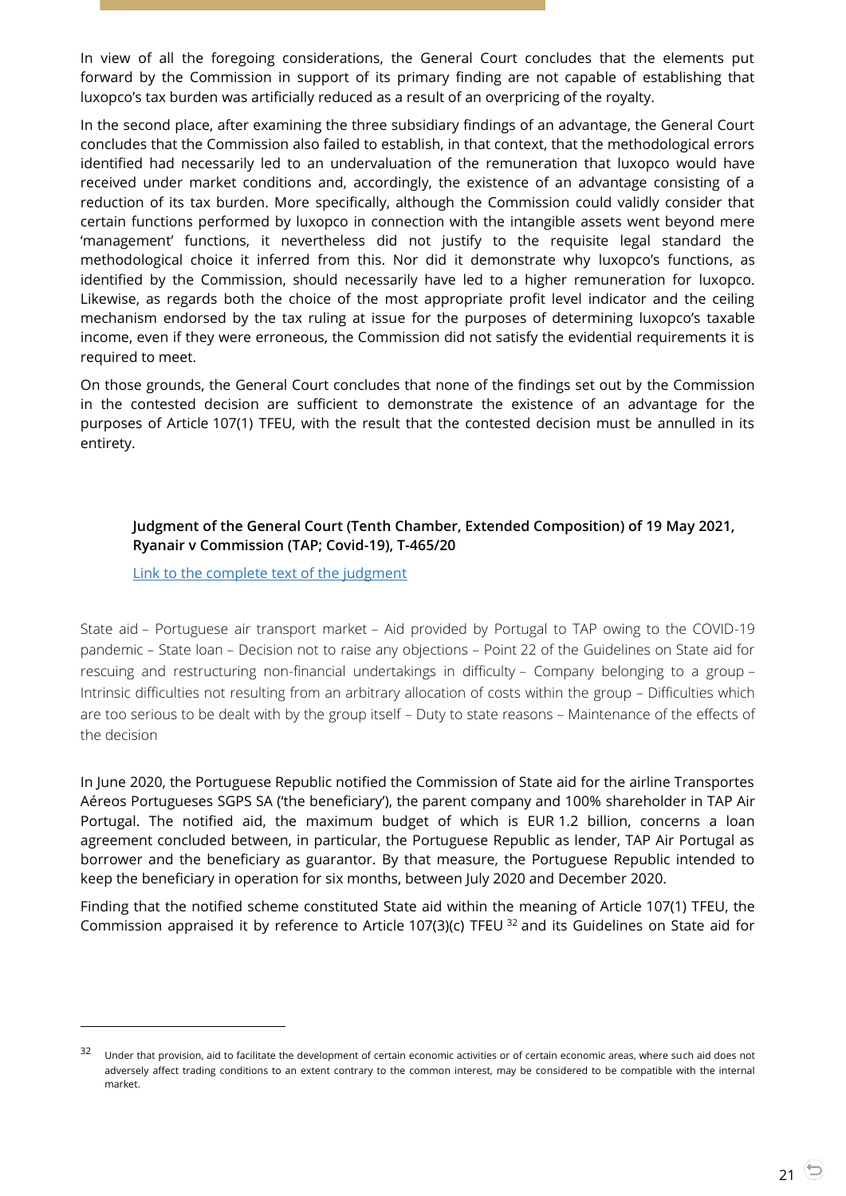In view of all the foregoing considerations, the General Court concludes that the elements put forward by the Commission in support of its primary finding are not capable of establishing that luxopco's tax burden was artificially reduced as a result of an overpricing of the royalty.

In the second place, after examining the three subsidiary findings of an advantage, the General Court concludes that the Commission also failed to establish, in that context, that the methodological errors identified had necessarily led to an undervaluation of the remuneration that luxopco would have received under market conditions and, accordingly, the existence of an advantage consisting of a reduction of its tax burden. More specifically, although the Commission could validly consider that certain functions performed by luxopco in connection with the intangible assets went beyond mere 'management' functions, it nevertheless did not justify to the requisite legal standard the methodological choice it inferred from this. Nor did it demonstrate why luxopco's functions, as identified by the Commission, should necessarily have led to a higher remuneration for luxopco. Likewise, as regards both the choice of the most appropriate profit level indicator and the ceiling mechanism endorsed by the tax ruling at issue for the purposes of determining luxopco's taxable income, even if they were erroneous, the Commission did not satisfy the evidential requirements it is required to meet.

On those grounds, the General Court concludes that none of the findings set out by the Commission in the contested decision are sufficient to demonstrate the existence of an advantage for the purposes of Article 107(1) TFEU, with the result that the contested decision must be annulled in its entirety.

**Judgment of the General Court (Tenth Chamber, Extended Composition) of 19 May 2021, Ryanair v Commission (TAP; Covid-19), T-465/20**

Link to the complete text of the judgment

State aid – Portuguese air transport market – Aid provided by Portugal to TAP owing to the COVID-19 pandemic – State loan – Decision not to raise any objections – Point 22 of the Guidelines on State aid for rescuing and restructuring non-financial undertakings in difficulty – Company belonging to a group – Intrinsic difficulties not resulting from an arbitrary allocation of costs within the group – Difficulties which are too serious to be dealt with by the group itself – Duty to state reasons – Maintenance of the effects of the decision

In June 2020, the Portuguese Republic notified the Commission of State aid for the airline Transportes Aéreos Portugueses SGPS SA ('the beneficiary'), the parent company and 100% shareholder in TAP Air Portugal. The notified aid, the maximum budget of which is EUR 1.2 billion, concerns a loan agreement concluded between, in particular, the Portuguese Republic as lender, TAP Air Portugal as borrower and the beneficiary as guarantor. By that measure, the Portuguese Republic intended to keep the beneficiary in operation for six months, between July 2020 and December 2020.

Finding that the notified scheme constituted State aid within the meaning of Article 107(1) TFEU, the Commission appraised it by reference to Article 107(3)(c) TFEU [32] and its Guidelines on State aid for

[32] Under that provision, aid to facilitate the development of certain economic activities or of certain economic areas, where such aid does not adversely affect trading conditions to an extent contrary to the common interest, may be considered to be compatible with the internal market.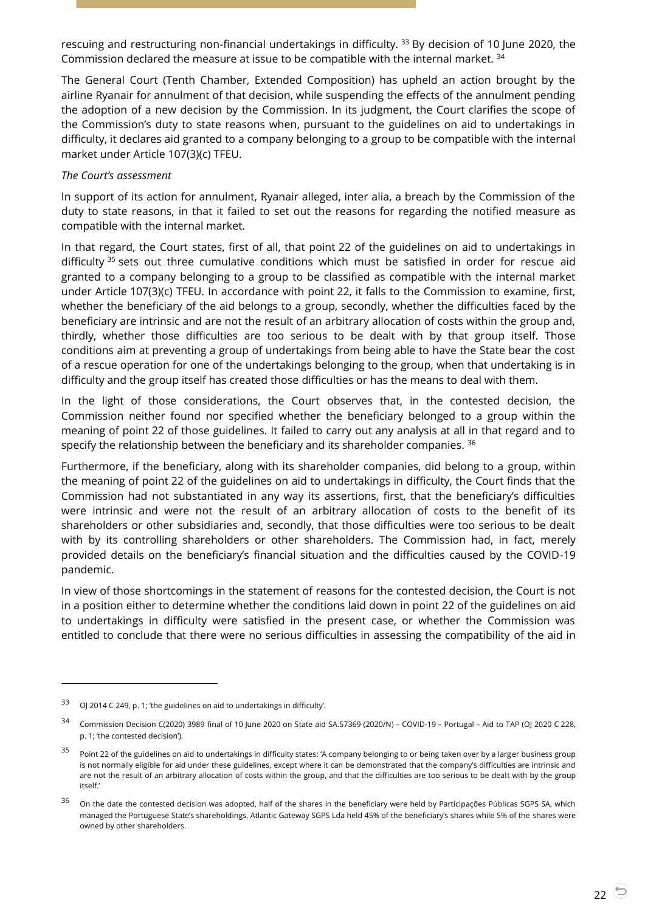rescuing and restructuring non-financial undertakings in difficulty. [33] By decision of 10 June 2020, the Commission declared the measure at issue to be compatible with the internal market. [34]

The General Court (Tenth Chamber, Extended Composition) has upheld an action brought by the airline Ryanair for annulment of that decision, while suspending the effects of the annulment pending the adoption of a new decision by the Commission. In its judgment, the Court clarifies the scope of the Commission's duty to state reasons when, pursuant to the guidelines on aid to undertakings in difficulty, it declares aid granted to a company belonging to a group to be compatible with the internal market under Article 107(3)(c) TFEU.

*The Court's assessment*

In support of its action for annulment, Ryanair alleged, inter alia, a breach by the Commission of the duty to state reasons, in that it failed to set out the reasons for regarding the notified measure as compatible with the internal market.

In that regard, the Court states, first of all, that point 22 of the guidelines on aid to undertakings in difficulty [35] sets out three cumulative conditions which must be satisfied in order for rescue aid granted to a company belonging to a group to be classified as compatible with the internal market under Article 107(3)(c) TFEU. In accordance with point 22, it falls to the Commission to examine, first, whether the beneficiary of the aid belongs to a group, secondly, whether the difficulties faced by the beneficiary are intrinsic and are not the result of an arbitrary allocation of costs within the group and, thirdly, whether those difficulties are too serious to be dealt with by that group itself. Those conditions aim at preventing a group of undertakings from being able to have the State bear the cost of a rescue operation for one of the undertakings belonging to the group, when that undertaking is in difficulty and the group itself has created those difficulties or has the means to deal with them.

In the light of those considerations, the Court observes that, in the contested decision, the Commission neither found nor specified whether the beneficiary belonged to a group within the meaning of point 22 of those guidelines. It failed to carry out any analysis at all in that regard and to specify the relationship between the beneficiary and its shareholder companies. [36]

Furthermore, if the beneficiary, along with its shareholder companies, did belong to a group, within the meaning of point 22 of the guidelines on aid to undertakings in difficulty, the Court finds that the Commission had not substantiated in any way its assertions, first, that the beneficiary's difficulties were intrinsic and were not the result of an arbitrary allocation of costs to the benefit of its shareholders or other subsidiaries and, secondly, that those difficulties were too serious to be dealt with by its controlling shareholders or other shareholders. The Commission had, in fact, merely provided details on the beneficiary's financial situation and the difficulties caused by the COVID-19 pandemic.

In view of those shortcomings in the statement of reasons for the contested decision, the Court is not in a position either to determine whether the conditions laid down in point 22 of the guidelines on aid to undertakings in difficulty were satisfied in the present case, or whether the Commission was entitled to conclude that there were no serious difficulties in assessing the compatibility of the aid in

---

[33] OJ 2014 C 249, p. 1; 'the guidelines on aid to undertakings in difficulty'.

[34] Commission Decision C(2020) 3989 final of 10 June 2020 on State aid SA.57369 (2020/N) – COVID-19 – Portugal – Aid to TAP (OJ 2020 C 228, p. 1; 'the contested decision').

[35] Point 22 of the guidelines on aid to undertakings in difficulty states: 'A company belonging to or being taken over by a larger business group is not normally eligible for aid under these guidelines, except where it can be demonstrated that the company's difficulties are intrinsic and are not the result of an arbitrary allocation of costs within the group, and that the difficulties are too serious to be dealt with by the group itself.'

[36] On the date the contested decision was adopted, half of the shares in the beneficiary were held by Participações Públicas SGPS SA, which managed the Portuguese State's shareholdings. Atlantic Gateway SGPS Lda held 45% of the beneficiary's shares while 5% of the shares were owned by other shareholders.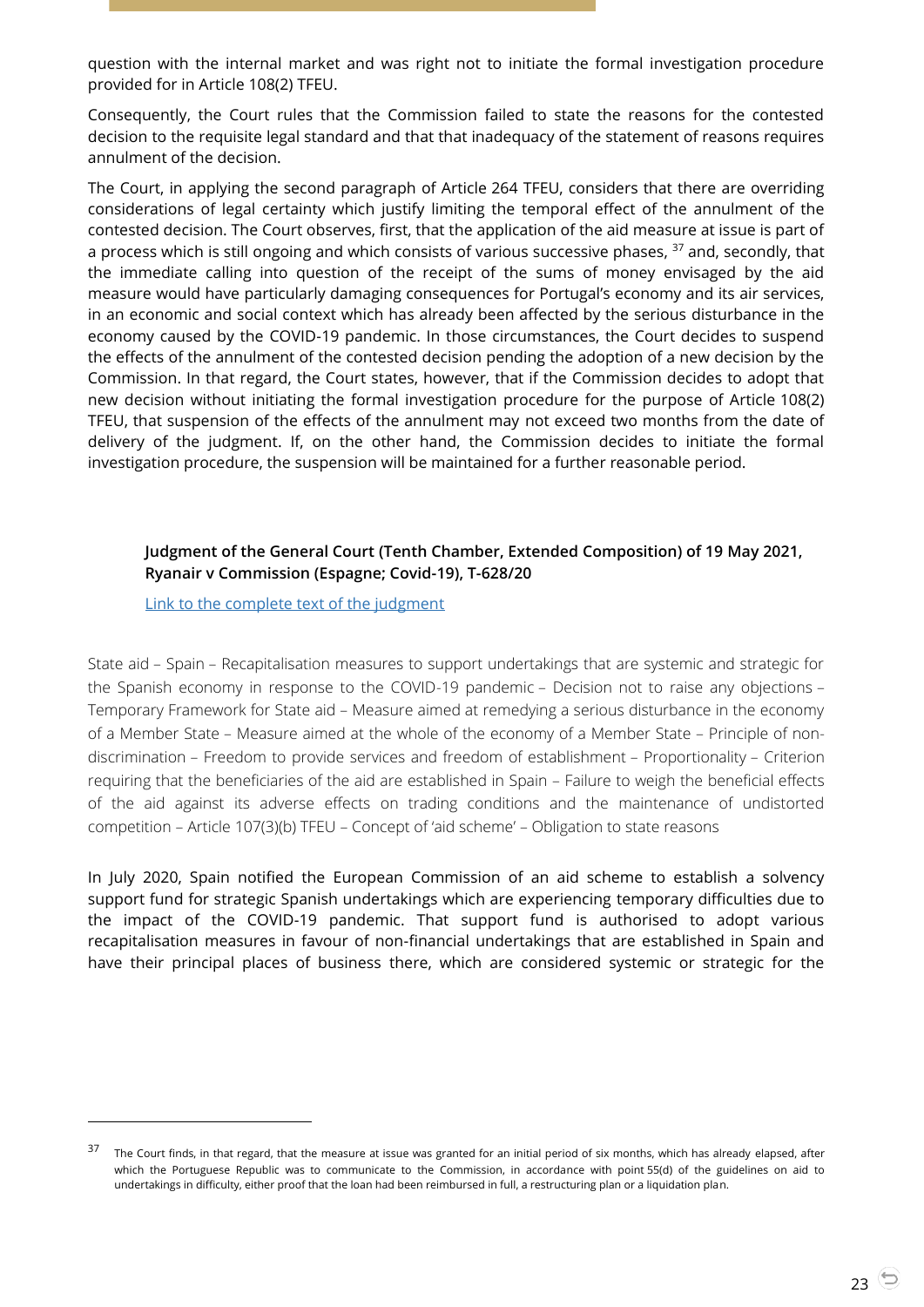question with the internal market and was right not to initiate the formal investigation procedure provided for in Article 108(2) TFEU.

Consequently, the Court rules that the Commission failed to state the reasons for the contested decision to the requisite legal standard and that that inadequacy of the statement of reasons requires annulment of the decision.

The Court, in applying the second paragraph of Article 264 TFEU, considers that there are overriding considerations of legal certainty which justify limiting the temporal effect of the annulment of the contested decision. The Court observes, first, that the application of the aid measure at issue is part of a process which is still ongoing and which consists of various successive phases, [37] and, secondly, that the immediate calling into question of the receipt of the sums of money envisaged by the aid measure would have particularly damaging consequences for Portugal's economy and its air services, in an economic and social context which has already been affected by the serious disturbance in the economy caused by the COVID-19 pandemic. In those circumstances, the Court decides to suspend the effects of the annulment of the contested decision pending the adoption of a new decision by the Commission. In that regard, the Court states, however, that if the Commission decides to adopt that new decision without initiating the formal investigation procedure for the purpose of Article 108(2) TFEU, that suspension of the effects of the annulment may not exceed two months from the date of delivery of the judgment. If, on the other hand, the Commission decides to initiate the formal investigation procedure, the suspension will be maintained for a further reasonable period.

#### Judgment of the General Court (Tenth Chamber, Extended Composition) of 19 May 2021, Ryanair v Commission (Espagne; Covid-19), T-628/20

[Link to the complete text of the judgment]

State aid – Spain – Recapitalisation measures to support undertakings that are systemic and strategic for the Spanish economy in response to the COVID-19 pandemic – Decision not to raise any objections – Temporary Framework for State aid – Measure aimed at remedying a serious disturbance in the economy of a Member State – Measure aimed at the whole of the economy of a Member State – Principle of non-discrimination – Freedom to provide services and freedom of establishment – Proportionality – Criterion requiring that the beneficiaries of the aid are established in Spain – Failure to weigh the beneficial effects of the aid against its adverse effects on trading conditions and the maintenance of undistorted competition – Article 107(3)(b) TFEU – Concept of 'aid scheme' – Obligation to state reasons

In July 2020, Spain notified the European Commission of an aid scheme to establish a solvency support fund for strategic Spanish undertakings which are experiencing temporary difficulties due to the impact of the COVID-19 pandemic. That support fund is authorised to adopt various recapitalisation measures in favour of non-financial undertakings that are established in Spain and have their principal places of business there, which are considered systemic or strategic for the

---

[37] The Court finds, in that regard, that the measure at issue was granted for an initial period of six months, which has already elapsed, after which the Portuguese Republic was to communicate to the Commission, in accordance with point 55(d) of the guidelines on aid to undertakings in difficulty, either proof that the loan had been reimbursed in full, a restructuring plan or a liquidation plan.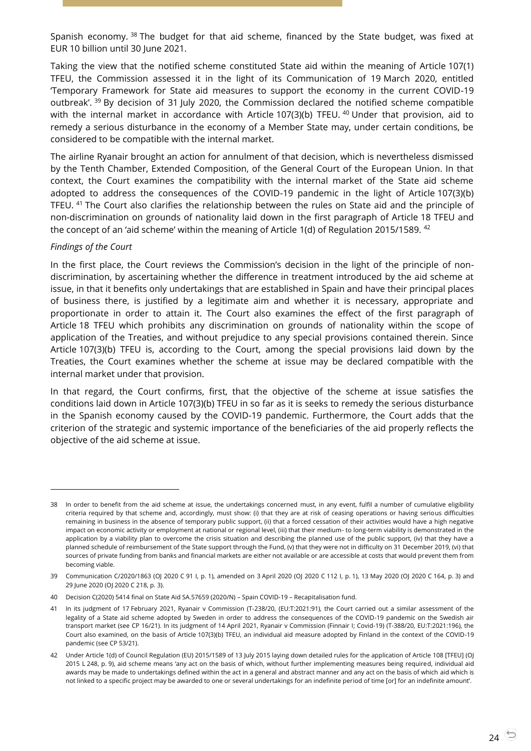Spanish economy. [38] The budget for that aid scheme, financed by the State budget, was fixed at EUR 10 billion until 30 June 2021.

Taking the view that the notified scheme constituted State aid within the meaning of Article 107(1) TFEU, the Commission assessed it in the light of its Communication of 19 March 2020, entitled 'Temporary Framework for State aid measures to support the economy in the current COVID-19 outbreak'. [39] By decision of 31 July 2020, the Commission declared the notified scheme compatible with the internal market in accordance with Article 107(3)(b) TFEU. [40] Under that provision, aid to remedy a serious disturbance in the economy of a Member State may, under certain conditions, be considered to be compatible with the internal market.

The airline Ryanair brought an action for annulment of that decision, which is nevertheless dismissed by the Tenth Chamber, Extended Composition, of the General Court of the European Union. In that context, the Court examines the compatibility with the internal market of the State aid scheme adopted to address the consequences of the COVID-19 pandemic in the light of Article 107(3)(b) TFEU. [41] The Court also clarifies the relationship between the rules on State aid and the principle of non-discrimination on grounds of nationality laid down in the first paragraph of Article 18 TFEU and the concept of an 'aid scheme' within the meaning of Article 1(d) of Regulation 2015/1589. [42]

*Findings of the Court*

In the first place, the Court reviews the Commission's decision in the light of the principle of non-discrimination, by ascertaining whether the difference in treatment introduced by the aid scheme at issue, in that it benefits only undertakings that are established in Spain and have their principal places of business there, is justified by a legitimate aim and whether it is necessary, appropriate and proportionate in order to attain it. The Court also examines the effect of the first paragraph of Article 18 TFEU which prohibits any discrimination on grounds of nationality within the scope of application of the Treaties, and without prejudice to any special provisions contained therein. Since Article 107(3)(b) TFEU is, according to the Court, among the special provisions laid down by the Treaties, the Court examines whether the scheme at issue may be declared compatible with the internal market under that provision.

In that regard, the Court confirms, first, that the objective of the scheme at issue satisfies the conditions laid down in Article 107(3)(b) TFEU in so far as it is seeks to remedy the serious disturbance in the Spanish economy caused by the COVID-19 pandemic. Furthermore, the Court adds that the criterion of the strategic and systemic importance of the beneficiaries of the aid properly reflects the objective of the aid scheme at issue.

---

38 In order to benefit from the aid scheme at issue, the undertakings concerned must, in any event, fulfil a number of cumulative eligibility criteria required by that scheme and, accordingly, must show: (i) that they are at risk of ceasing operations or having serious difficulties remaining in business in the absence of temporary public support, (ii) that a forced cessation of their activities would have a high negative impact on economic activity or employment at national or regional level, (iii) that their medium- to long-term viability is demonstrated in the application by a viability plan to overcome the crisis situation and describing the planned use of the public support, (iv) that they have a planned schedule of reimbursement of the State support through the Fund, (v) that they were not in difficulty on 31 December 2019, (vi) that sources of private funding from banks and financial markets are either not available or are accessible at costs that would prevent them from becoming viable.

39 Communication C/2020/1863 (OJ 2020 C 91 I, p. 1), amended on 3 April 2020 (OJ 2020 C 112 I, p. 1), 13 May 2020 (OJ 2020 C 164, p. 3) and 29 June 2020 (OJ 2020 C 218, p. 3).

40 Decision C(2020) 5414 final on State Aid SA.57659 (2020/N) – Spain COVID-19 – Recapitalisation fund.

41 In its judgment of 17 February 2021, Ryanair v Commission (T-238/20, EU:T:2021:91), the Court carried out a similar assessment of the legality of a State aid scheme adopted by Sweden in order to address the consequences of the COVID-19 pandemic on the Swedish air transport market (see CP 16/21). In its judgment of 14 April 2021, Ryanair v Commission (Finnair I; Covid-19) (T-388/20, EU:T:2021:196), the Court also examined, on the basis of Article 107(3)(b) TFEU, an individual aid measure adopted by Finland in the context of the COVID-19 pandemic (see CP 53/21).

42 Under Article 1(d) of Council Regulation (EU) 2015/1589 of 13 July 2015 laying down detailed rules for the application of Article 108 [TFEU] (OJ 2015 L 248, p. 9), aid scheme means 'any act on the basis of which, without further implementing measures being required, individual aid awards may be made to undertakings defined within the act in a general and abstract manner and any act on the basis of which aid which is not linked to a specific project may be awarded to one or several undertakings for an indefinite period of time [or] for an indefinite amount'.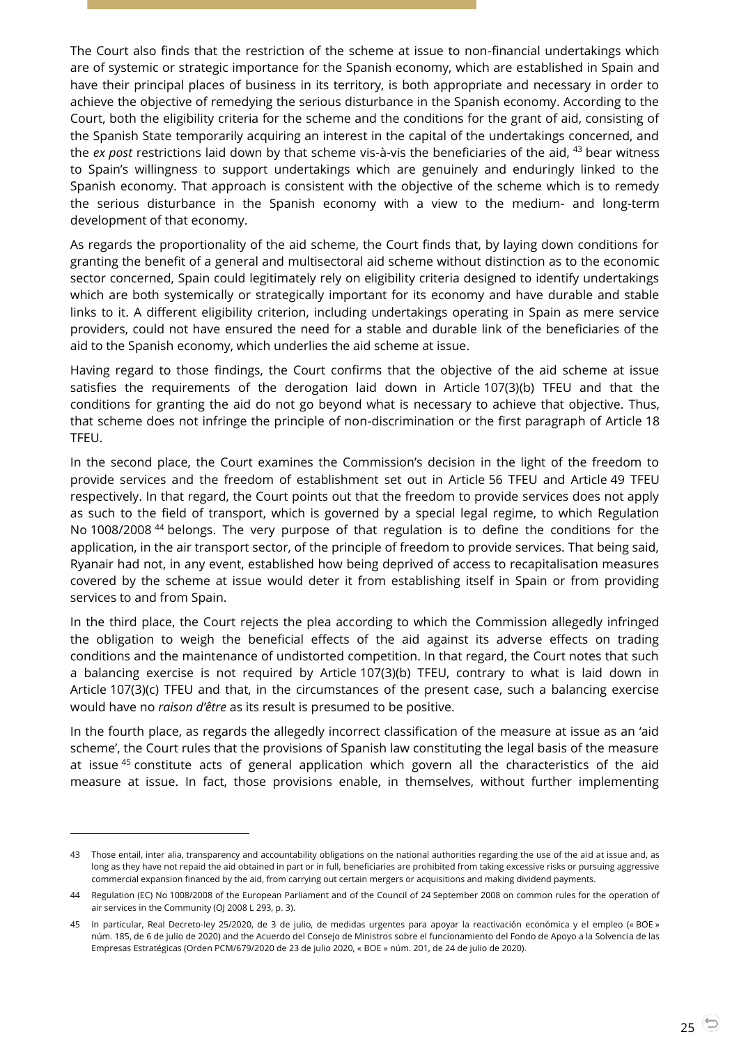The Court also finds that the restriction of the scheme at issue to non-financial undertakings which are of systemic or strategic importance for the Spanish economy, which are established in Spain and have their principal places of business in its territory, is both appropriate and necessary in order to achieve the objective of remedying the serious disturbance in the Spanish economy. According to the Court, both the eligibility criteria for the scheme and the conditions for the grant of aid, consisting of the Spanish State temporarily acquiring an interest in the capital of the undertakings concerned, and the *ex post* restrictions laid down by that scheme vis-à-vis the beneficiaries of the aid, [43] bear witness to Spain's willingness to support undertakings which are genuinely and enduringly linked to the Spanish economy. That approach is consistent with the objective of the scheme which is to remedy the serious disturbance in the Spanish economy with a view to the medium- and long-term development of that economy.

As regards the proportionality of the aid scheme, the Court finds that, by laying down conditions for granting the benefit of a general and multisectoral aid scheme without distinction as to the economic sector concerned, Spain could legitimately rely on eligibility criteria designed to identify undertakings which are both systemically or strategically important for its economy and have durable and stable links to it. A different eligibility criterion, including undertakings operating in Spain as mere service providers, could not have ensured the need for a stable and durable link of the beneficiaries of the aid to the Spanish economy, which underlies the aid scheme at issue.

Having regard to those findings, the Court confirms that the objective of the aid scheme at issue satisfies the requirements of the derogation laid down in Article 107(3)(b) TFEU and that the conditions for granting the aid do not go beyond what is necessary to achieve that objective. Thus, that scheme does not infringe the principle of non-discrimination or the first paragraph of Article 18 TFEU.

In the second place, the Court examines the Commission's decision in the light of the freedom to provide services and the freedom of establishment set out in Article 56 TFEU and Article 49 TFEU respectively. In that regard, the Court points out that the freedom to provide services does not apply as such to the field of transport, which is governed by a special legal regime, to which Regulation No 1008/2008 [44] belongs. The very purpose of that regulation is to define the conditions for the application, in the air transport sector, of the principle of freedom to provide services. That being said, Ryanair had not, in any event, established how being deprived of access to recapitalisation measures covered by the scheme at issue would deter it from establishing itself in Spain or from providing services to and from Spain.

In the third place, the Court rejects the plea according to which the Commission allegedly infringed the obligation to weigh the beneficial effects of the aid against its adverse effects on trading conditions and the maintenance of undistorted competition. In that regard, the Court notes that such a balancing exercise is not required by Article 107(3)(b) TFEU, contrary to what is laid down in Article 107(3)(c) TFEU and that, in the circumstances of the present case, such a balancing exercise would have no *raison d'être* as its result is presumed to be positive.

In the fourth place, as regards the allegedly incorrect classification of the measure at issue as an 'aid scheme', the Court rules that the provisions of Spanish law constituting the legal basis of the measure at issue [45] constitute acts of general application which govern all the characteristics of the aid measure at issue. In fact, those provisions enable, in themselves, without further implementing

---

43 Those entail, inter alia, transparency and accountability obligations on the national authorities regarding the use of the aid at issue and, as long as they have not repaid the aid obtained in part or in full, beneficiaries are prohibited from taking excessive risks or pursuing aggressive commercial expansion financed by the aid, from carrying out certain mergers or acquisitions and making dividend payments.

44 Regulation (EC) No 1008/2008 of the European Parliament and of the Council of 24 September 2008 on common rules for the operation of air services in the Community (OJ 2008 L 293, p. 3).

45 In particular, Real Decreto-ley 25/2020, de 3 de julio, de medidas urgentes para apoyar la reactivación económica y el empleo (« BOE » núm. 185, de 6 de julio de 2020) and the Acuerdo del Consejo de Ministros sobre el funcionamiento del Fondo de Apoyo a la Solvencia de las Empresas Estratégicas (Orden PCM/679/2020 de 23 de julio 2020, « BOE » núm. 201, de 24 de julio de 2020).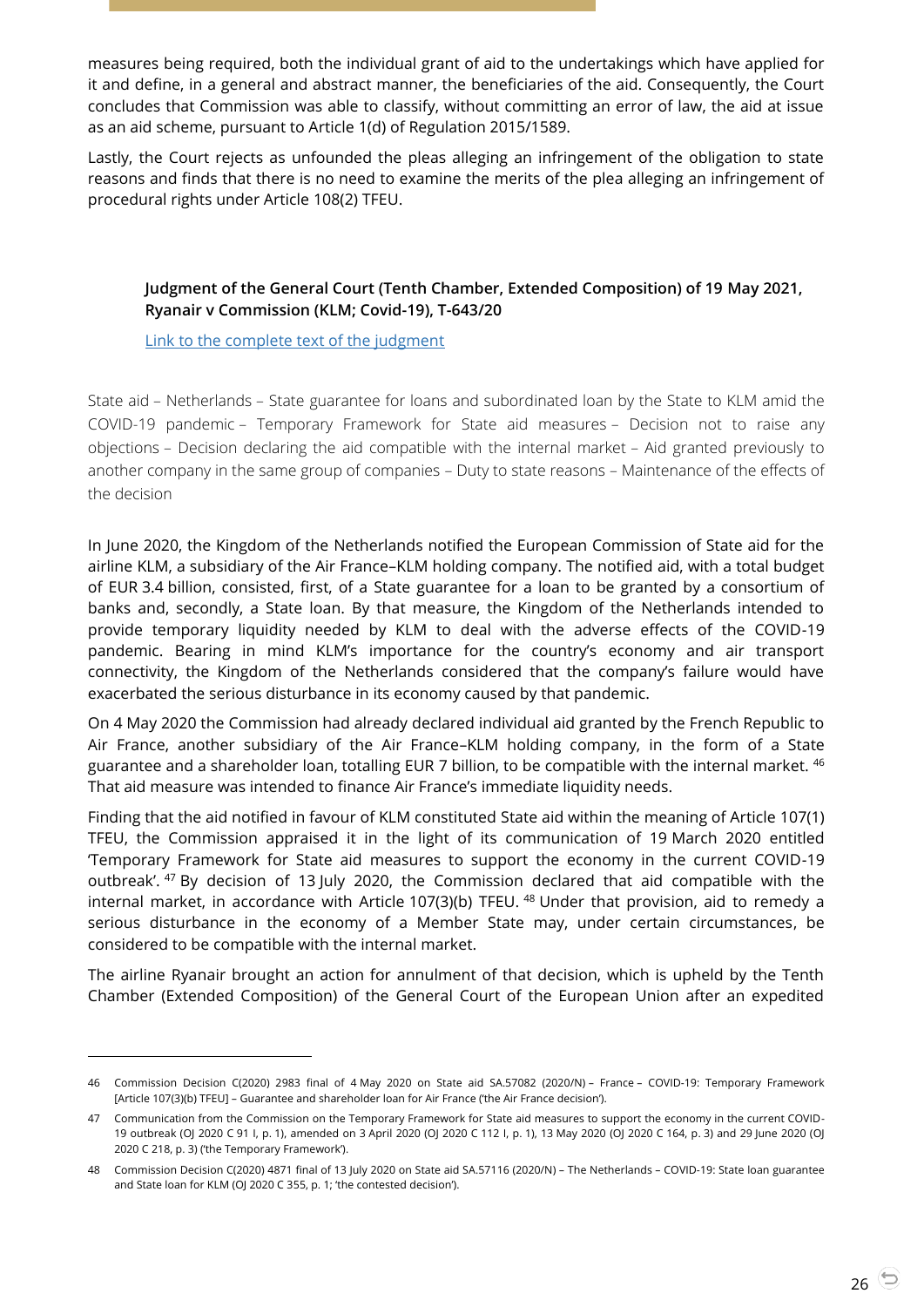measures being required, both the individual grant of aid to the undertakings which have applied for it and define, in a general and abstract manner, the beneficiaries of the aid. Consequently, the Court concludes that Commission was able to classify, without committing an error of law, the aid at issue as an aid scheme, pursuant to Article 1(d) of Regulation 2015/1589.

Lastly, the Court rejects as unfounded the pleas alleging an infringement of the obligation to state reasons and finds that there is no need to examine the merits of the plea alleging an infringement of procedural rights under Article 108(2) TFEU.

**Judgment of the General Court (Tenth Chamber, Extended Composition) of 19 May 2021, Ryanair v Commission (KLM; Covid-19), T-643/20**

Link to the complete text of the judgment

State aid – Netherlands – State guarantee for loans and subordinated loan by the State to KLM amid the COVID-19 pandemic – Temporary Framework for State aid measures – Decision not to raise any objections – Decision declaring the aid compatible with the internal market – Aid granted previously to another company in the same group of companies – Duty to state reasons – Maintenance of the effects of the decision

In June 2020, the Kingdom of the Netherlands notified the European Commission of State aid for the airline KLM, a subsidiary of the Air France–KLM holding company. The notified aid, with a total budget of EUR 3.4 billion, consisted, first, of a State guarantee for a loan to be granted by a consortium of banks and, secondly, a State loan. By that measure, the Kingdom of the Netherlands intended to provide temporary liquidity needed by KLM to deal with the adverse effects of the COVID-19 pandemic. Bearing in mind KLM's importance for the country's economy and air transport connectivity, the Kingdom of the Netherlands considered that the company's failure would have exacerbated the serious disturbance in its economy caused by that pandemic.

On 4 May 2020 the Commission had already declared individual aid granted by the French Republic to Air France, another subsidiary of the Air France–KLM holding company, in the form of a State guarantee and a shareholder loan, totalling EUR 7 billion, to be compatible with the internal market. [46] That aid measure was intended to finance Air France's immediate liquidity needs.

Finding that the aid notified in favour of KLM constituted State aid within the meaning of Article 107(1) TFEU, the Commission appraised it in the light of its communication of 19 March 2020 entitled 'Temporary Framework for State aid measures to support the economy in the current COVID-19 outbreak'. [47] By decision of 13 July 2020, the Commission declared that aid compatible with the internal market, in accordance with Article 107(3)(b) TFEU. [48] Under that provision, aid to remedy a serious disturbance in the economy of a Member State may, under certain circumstances, be considered to be compatible with the internal market.

The airline Ryanair brought an action for annulment of that decision, which is upheld by the Tenth Chamber (Extended Composition) of the General Court of the European Union after an expedited

---

46 Commission Decision C(2020) 2983 final of 4 May 2020 on State aid SA.57082 (2020/N) – France – COVID-19: Temporary Framework [Article 107(3)(b) TFEU] – Guarantee and shareholder loan for Air France ('the Air France decision').

47 Communication from the Commission on the Temporary Framework for State aid measures to support the economy in the current COVID-19 outbreak (OJ 2020 C 91 I, p. 1), amended on 3 April 2020 (OJ 2020 C 112 I, p. 1), 13 May 2020 (OJ 2020 C 164, p. 3) and 29 June 2020 (OJ 2020 C 218, p. 3) ('the Temporary Framework').

48 Commission Decision C(2020) 4871 final of 13 July 2020 on State aid SA.57116 (2020/N) – The Netherlands – COVID-19: State loan guarantee and State loan for KLM (OJ 2020 C 355, p. 1; 'the contested decision').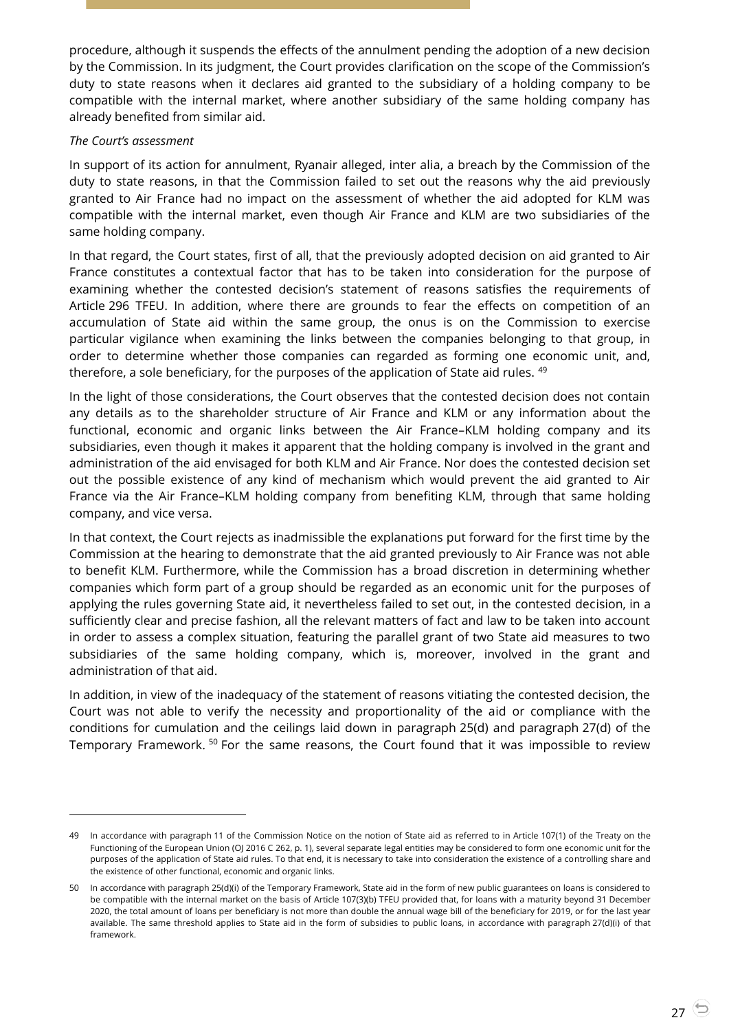procedure, although it suspends the effects of the annulment pending the adoption of a new decision by the Commission. In its judgment, the Court provides clarification on the scope of the Commission's duty to state reasons when it declares aid granted to the subsidiary of a holding company to be compatible with the internal market, where another subsidiary of the same holding company has already benefited from similar aid.

*The Court's assessment*

In support of its action for annulment, Ryanair alleged, inter alia, a breach by the Commission of the duty to state reasons, in that the Commission failed to set out the reasons why the aid previously granted to Air France had no impact on the assessment of whether the aid adopted for KLM was compatible with the internal market, even though Air France and KLM are two subsidiaries of the same holding company.

In that regard, the Court states, first of all, that the previously adopted decision on aid granted to Air France constitutes a contextual factor that has to be taken into consideration for the purpose of examining whether the contested decision's statement of reasons satisfies the requirements of Article 296 TFEU. In addition, where there are grounds to fear the effects on competition of an accumulation of State aid within the same group, the onus is on the Commission to exercise particular vigilance when examining the links between the companies belonging to that group, in order to determine whether those companies can regarded as forming one economic unit, and, therefore, a sole beneficiary, for the purposes of the application of State aid rules. [49]

In the light of those considerations, the Court observes that the contested decision does not contain any details as to the shareholder structure of Air France and KLM or any information about the functional, economic and organic links between the Air France–KLM holding company and its subsidiaries, even though it makes it apparent that the holding company is involved in the grant and administration of the aid envisaged for both KLM and Air France. Nor does the contested decision set out the possible existence of any kind of mechanism which would prevent the aid granted to Air France via the Air France–KLM holding company from benefiting KLM, through that same holding company, and vice versa.

In that context, the Court rejects as inadmissible the explanations put forward for the first time by the Commission at the hearing to demonstrate that the aid granted previously to Air France was not able to benefit KLM. Furthermore, while the Commission has a broad discretion in determining whether companies which form part of a group should be regarded as an economic unit for the purposes of applying the rules governing State aid, it nevertheless failed to set out, in the contested decision, in a sufficiently clear and precise fashion, all the relevant matters of fact and law to be taken into account in order to assess a complex situation, featuring the parallel grant of two State aid measures to two subsidiaries of the same holding company, which is, moreover, involved in the grant and administration of that aid.

In addition, in view of the inadequacy of the statement of reasons vitiating the contested decision, the Court was not able to verify the necessity and proportionality of the aid or compliance with the conditions for cumulation and the ceilings laid down in paragraph 25(d) and paragraph 27(d) of the Temporary Framework. [50] For the same reasons, the Court found that it was impossible to review

---

49 In accordance with paragraph 11 of the Commission Notice on the notion of State aid as referred to in Article 107(1) of the Treaty on the Functioning of the European Union (OJ 2016 C 262, p. 1), several separate legal entities may be considered to form one economic unit for the purposes of the application of State aid rules. To that end, it is necessary to take into consideration the existence of a controlling share and the existence of other functional, economic and organic links.

50 In accordance with paragraph 25(d)(i) of the Temporary Framework, State aid in the form of new public guarantees on loans is considered to be compatible with the internal market on the basis of Article 107(3)(b) TFEU provided that, for loans with a maturity beyond 31 December 2020, the total amount of loans per beneficiary is not more than double the annual wage bill of the beneficiary for 2019, or for the last year available. The same threshold applies to State aid in the form of subsidies to public loans, in accordance with paragraph 27(d)(i) of that framework.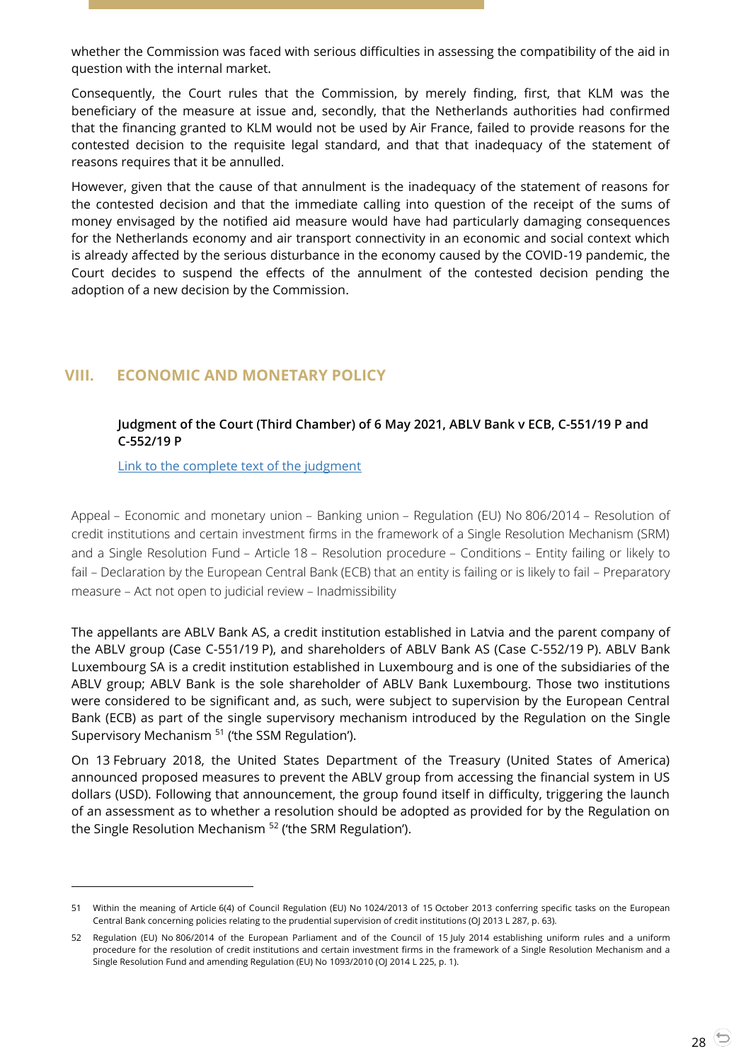whether the Commission was faced with serious difficulties in assessing the compatibility of the aid in question with the internal market.

Consequently, the Court rules that the Commission, by merely finding, first, that KLM was the beneficiary of the measure at issue and, secondly, that the Netherlands authorities had confirmed that the financing granted to KLM would not be used by Air France, failed to provide reasons for the contested decision to the requisite legal standard, and that that inadequacy of the statement of reasons requires that it be annulled.

However, given that the cause of that annulment is the inadequacy of the statement of reasons for the contested decision and that the immediate calling into question of the receipt of the sums of money envisaged by the notified aid measure would have had particularly damaging consequences for the Netherlands economy and air transport connectivity in an economic and social context which is already affected by the serious disturbance in the economy caused by the COVID-19 pandemic, the Court decides to suspend the effects of the annulment of the contested decision pending the adoption of a new decision by the Commission.

## VIII. ECONOMIC AND MONETARY POLICY

### Judgment of the Court (Third Chamber) of 6 May 2021, ABLV Bank v ECB, C-551/19 P and C-552/19 P

Link to the complete text of the judgment

Appeal – Economic and monetary union – Banking union – Regulation (EU) No 806/2014 – Resolution of credit institutions and certain investment firms in the framework of a Single Resolution Mechanism (SRM) and a Single Resolution Fund – Article 18 – Resolution procedure – Conditions – Entity failing or likely to fail – Declaration by the European Central Bank (ECB) that an entity is failing or is likely to fail – Preparatory measure – Act not open to judicial review – Inadmissibility

The appellants are ABLV Bank AS, a credit institution established in Latvia and the parent company of the ABLV group (Case C-551/19 P), and shareholders of ABLV Bank AS (Case C-552/19 P). ABLV Bank Luxembourg SA is a credit institution established in Luxembourg and is one of the subsidiaries of the ABLV group; ABLV Bank is the sole shareholder of ABLV Bank Luxembourg. Those two institutions were considered to be significant and, as such, were subject to supervision by the European Central Bank (ECB) as part of the single supervisory mechanism introduced by the Regulation on the Single Supervisory Mechanism [51] ('the SSM Regulation').

On 13 February 2018, the United States Department of the Treasury (United States of America) announced proposed measures to prevent the ABLV group from accessing the financial system in US dollars (USD). Following that announcement, the group found itself in difficulty, triggering the launch of an assessment as to whether a resolution should be adopted as provided for by the Regulation on the Single Resolution Mechanism [52] ('the SRM Regulation').

---

51 Within the meaning of Article 6(4) of Council Regulation (EU) No 1024/2013 of 15 October 2013 conferring specific tasks on the European Central Bank concerning policies relating to the prudential supervision of credit institutions (OJ 2013 L 287, p. 63).

52 Regulation (EU) No 806/2014 of the European Parliament and of the Council of 15 July 2014 establishing uniform rules and a uniform procedure for the resolution of credit institutions and certain investment firms in the framework of a Single Resolution Mechanism and a Single Resolution Fund and amending Regulation (EU) No 1093/2010 (OJ 2014 L 225, p. 1).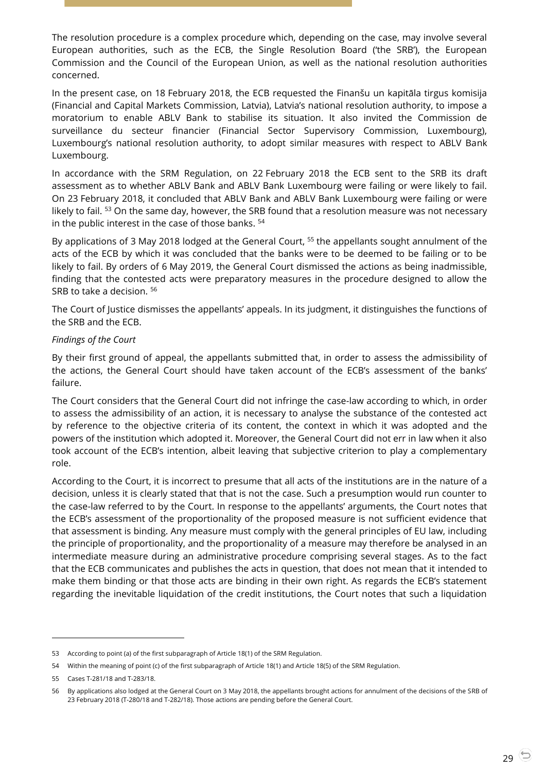The resolution procedure is a complex procedure which, depending on the case, may involve several European authorities, such as the ECB, the Single Resolution Board ('the SRB'), the European Commission and the Council of the European Union, as well as the national resolution authorities concerned.

In the present case, on 18 February 2018, the ECB requested the Finanšu un kapitāla tirgus komisija (Financial and Capital Markets Commission, Latvia), Latvia's national resolution authority, to impose a moratorium to enable ABLV Bank to stabilise its situation. It also invited the Commission de surveillance du secteur financier (Financial Sector Supervisory Commission, Luxembourg), Luxembourg's national resolution authority, to adopt similar measures with respect to ABLV Bank Luxembourg.

In accordance with the SRM Regulation, on 22 February 2018 the ECB sent to the SRB its draft assessment as to whether ABLV Bank and ABLV Bank Luxembourg were failing or were likely to fail. On 23 February 2018, it concluded that ABLV Bank and ABLV Bank Luxembourg were failing or were likely to fail. [53] On the same day, however, the SRB found that a resolution measure was not necessary in the public interest in the case of those banks. [54]

By applications of 3 May 2018 lodged at the General Court, [55] the appellants sought annulment of the acts of the ECB by which it was concluded that the banks were to be deemed to be failing or to be likely to fail. By orders of 6 May 2019, the General Court dismissed the actions as being inadmissible, finding that the contested acts were preparatory measures in the procedure designed to allow the SRB to take a decision. [56]

The Court of Justice dismisses the appellants' appeals. In its judgment, it distinguishes the functions of the SRB and the ECB.

*Findings of the Court*

By their first ground of appeal, the appellants submitted that, in order to assess the admissibility of the actions, the General Court should have taken account of the ECB's assessment of the banks' failure.

The Court considers that the General Court did not infringe the case-law according to which, in order to assess the admissibility of an action, it is necessary to analyse the substance of the contested act by reference to the objective criteria of its content, the context in which it was adopted and the powers of the institution which adopted it. Moreover, the General Court did not err in law when it also took account of the ECB's intention, albeit leaving that subjective criterion to play a complementary role.

According to the Court, it is incorrect to presume that all acts of the institutions are in the nature of a decision, unless it is clearly stated that that is not the case. Such a presumption would run counter to the case-law referred to by the Court. In response to the appellants' arguments, the Court notes that the ECB's assessment of the proportionality of the proposed measure is not sufficient evidence that that assessment is binding. Any measure must comply with the general principles of EU law, including the principle of proportionality, and the proportionality of a measure may therefore be analysed in an intermediate measure during an administrative procedure comprising several stages. As to the fact that the ECB communicates and publishes the acts in question, that does not mean that it intended to make them binding or that those acts are binding in their own right. As regards the ECB's statement regarding the inevitable liquidation of the credit institutions, the Court notes that such a liquidation

---

53 According to point (a) of the first subparagraph of Article 18(1) of the SRM Regulation.

54 Within the meaning of point (c) of the first subparagraph of Article 18(1) and Article 18(5) of the SRM Regulation.

55 Cases T-281/18 and T-283/18.

56 By applications also lodged at the General Court on 3 May 2018, the appellants brought actions for annulment of the decisions of the SRB of 23 February 2018 (T-280/18 and T-282/18). Those actions are pending before the General Court.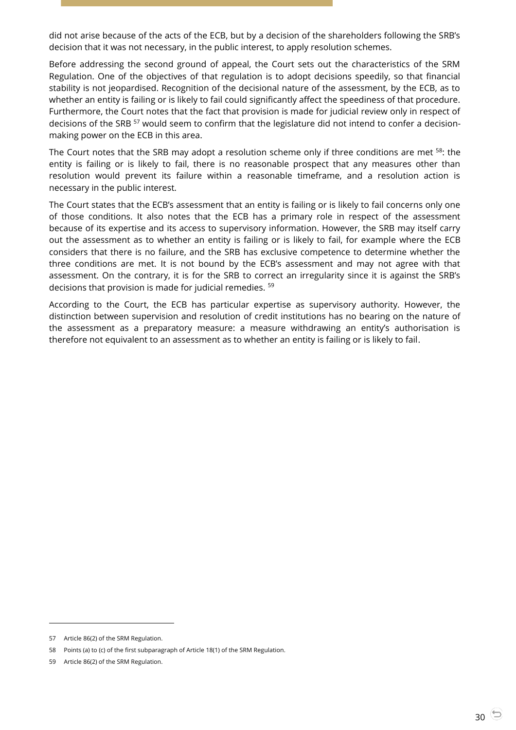did not arise because of the acts of the ECB, but by a decision of the shareholders following the SRB's decision that it was not necessary, in the public interest, to apply resolution schemes.

Before addressing the second ground of appeal, the Court sets out the characteristics of the SRM Regulation. One of the objectives of that regulation is to adopt decisions speedily, so that financial stability is not jeopardised. Recognition of the decisional nature of the assessment, by the ECB, as to whether an entity is failing or is likely to fail could significantly affect the speediness of that procedure. Furthermore, the Court notes that the fact that provision is made for judicial review only in respect of decisions of the SRB [57] would seem to confirm that the legislature did not intend to confer a decision-making power on the ECB in this area.

The Court notes that the SRB may adopt a resolution scheme only if three conditions are met [58]: the entity is failing or is likely to fail, there is no reasonable prospect that any measures other than resolution would prevent its failure within a reasonable timeframe, and a resolution action is necessary in the public interest.

The Court states that the ECB's assessment that an entity is failing or is likely to fail concerns only one of those conditions. It also notes that the ECB has a primary role in respect of the assessment because of its expertise and its access to supervisory information. However, the SRB may itself carry out the assessment as to whether an entity is failing or is likely to fail, for example where the ECB considers that there is no failure, and the SRB has exclusive competence to determine whether the three conditions are met. It is not bound by the ECB's assessment and may not agree with that assessment. On the contrary, it is for the SRB to correct an irregularity since it is against the SRB's decisions that provision is made for judicial remedies. [59]

According to the Court, the ECB has particular expertise as supervisory authority. However, the distinction between supervision and resolution of credit institutions has no bearing on the nature of the assessment as a preparatory measure: a measure withdrawing an entity's authorisation is therefore not equivalent to an assessment as to whether an entity is failing or is likely to fail.

---

57 Article 86(2) of the SRM Regulation.

58 Points (a) to (c) of the first subparagraph of Article 18(1) of the SRM Regulation.

59 Article 86(2) of the SRM Regulation.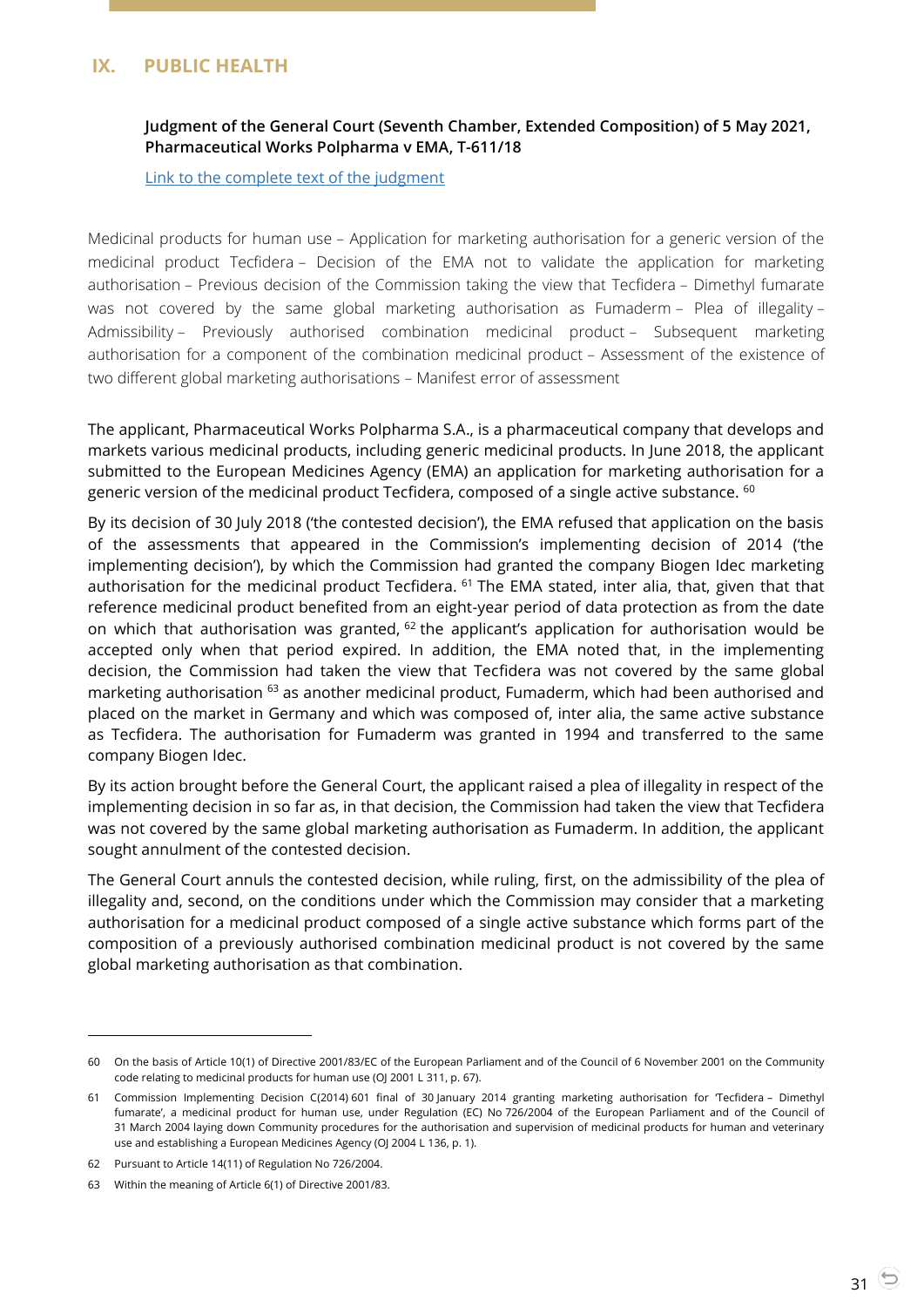# IX. PUBLIC HEALTH

**Judgment of the General Court (Seventh Chamber, Extended Composition) of 5 May 2021, Pharmaceutical Works Polpharma v EMA, T-611/18**

Link to the complete text of the judgment

Medicinal products for human use – Application for marketing authorisation for a generic version of the medicinal product Tecfidera – Decision of the EMA not to validate the application for marketing authorisation – Previous decision of the Commission taking the view that Tecfidera – Dimethyl fumarate was not covered by the same global marketing authorisation as Fumaderm – Plea of illegality – Admissibility – Previously authorised combination medicinal product – Subsequent marketing authorisation for a component of the combination medicinal product – Assessment of the existence of two different global marketing authorisations – Manifest error of assessment

The applicant, Pharmaceutical Works Polpharma S.A., is a pharmaceutical company that develops and markets various medicinal products, including generic medicinal products. In June 2018, the applicant submitted to the European Medicines Agency (EMA) an application for marketing authorisation for a generic version of the medicinal product Tecfidera, composed of a single active substance. [60]

By its decision of 30 July 2018 ('the contested decision'), the EMA refused that application on the basis of the assessments that appeared in the Commission's implementing decision of 2014 ('the implementing decision'), by which the Commission had granted the company Biogen Idec marketing authorisation for the medicinal product Tecfidera. [61] The EMA stated, inter alia, that, given that that reference medicinal product benefited from an eight-year period of data protection as from the date on which that authorisation was granted, [62] the applicant's application for authorisation would be accepted only when that period expired. In addition, the EMA noted that, in the implementing decision, the Commission had taken the view that Tecfidera was not covered by the same global marketing authorisation [63] as another medicinal product, Fumaderm, which had been authorised and placed on the market in Germany and which was composed of, inter alia, the same active substance as Tecfidera. The authorisation for Fumaderm was granted in 1994 and transferred to the same company Biogen Idec.

By its action brought before the General Court, the applicant raised a plea of illegality in respect of the implementing decision in so far as, in that decision, the Commission had taken the view that Tecfidera was not covered by the same global marketing authorisation as Fumaderm. In addition, the applicant sought annulment of the contested decision.

The General Court annuls the contested decision, while ruling, first, on the admissibility of the plea of illegality and, second, on the conditions under which the Commission may consider that a marketing authorisation for a medicinal product composed of a single active substance which forms part of the composition of a previously authorised combination medicinal product is not covered by the same global marketing authorisation as that combination.

---

60 On the basis of Article 10(1) of Directive 2001/83/EC of the European Parliament and of the Council of 6 November 2001 on the Community code relating to medicinal products for human use (OJ 2001 L 311, p. 67).

61 Commission Implementing Decision C(2014) 601 final of 30 January 2014 granting marketing authorisation for 'Tecfidera – Dimethyl fumarate', a medicinal product for human use, under Regulation (EC) No 726/2004 of the European Parliament and of the Council of 31 March 2004 laying down Community procedures for the authorisation and supervision of medicinal products for human and veterinary use and establishing a European Medicines Agency (OJ 2004 L 136, p. 1).

62 Pursuant to Article 14(11) of Regulation No 726/2004.

63 Within the meaning of Article 6(1) of Directive 2001/83.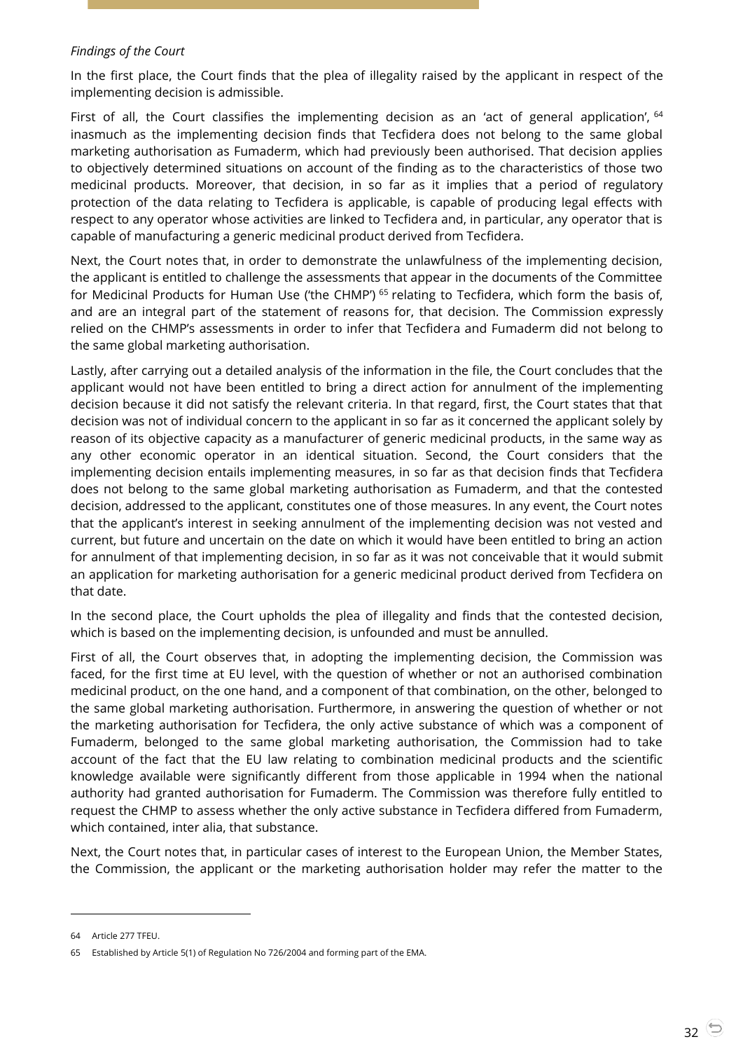*Findings of the Court*

In the first place, the Court finds that the plea of illegality raised by the applicant in respect of the implementing decision is admissible.

First of all, the Court classifies the implementing decision as an 'act of general application', [64] inasmuch as the implementing decision finds that Tecfidera does not belong to the same global marketing authorisation as Fumaderm, which had previously been authorised. That decision applies to objectively determined situations on account of the finding as to the characteristics of those two medicinal products. Moreover, that decision, in so far as it implies that a period of regulatory protection of the data relating to Tecfidera is applicable, is capable of producing legal effects with respect to any operator whose activities are linked to Tecfidera and, in particular, any operator that is capable of manufacturing a generic medicinal product derived from Tecfidera.

Next, the Court notes that, in order to demonstrate the unlawfulness of the implementing decision, the applicant is entitled to challenge the assessments that appear in the documents of the Committee for Medicinal Products for Human Use ('the CHMP') [65] relating to Tecfidera, which form the basis of, and are an integral part of the statement of reasons for, that decision. The Commission expressly relied on the CHMP's assessments in order to infer that Tecfidera and Fumaderm did not belong to the same global marketing authorisation.

Lastly, after carrying out a detailed analysis of the information in the file, the Court concludes that the applicant would not have been entitled to bring a direct action for annulment of the implementing decision because it did not satisfy the relevant criteria. In that regard, first, the Court states that that decision was not of individual concern to the applicant in so far as it concerned the applicant solely by reason of its objective capacity as a manufacturer of generic medicinal products, in the same way as any other economic operator in an identical situation. Second, the Court considers that the implementing decision entails implementing measures, in so far as that decision finds that Tecfidera does not belong to the same global marketing authorisation as Fumaderm, and that the contested decision, addressed to the applicant, constitutes one of those measures. In any event, the Court notes that the applicant's interest in seeking annulment of the implementing decision was not vested and current, but future and uncertain on the date on which it would have been entitled to bring an action for annulment of that implementing decision, in so far as it was not conceivable that it would submit an application for marketing authorisation for a generic medicinal product derived from Tecfidera on that date.

In the second place, the Court upholds the plea of illegality and finds that the contested decision, which is based on the implementing decision, is unfounded and must be annulled.

First of all, the Court observes that, in adopting the implementing decision, the Commission was faced, for the first time at EU level, with the question of whether or not an authorised combination medicinal product, on the one hand, and a component of that combination, on the other, belonged to the same global marketing authorisation. Furthermore, in answering the question of whether or not the marketing authorisation for Tecfidera, the only active substance of which was a component of Fumaderm, belonged to the same global marketing authorisation, the Commission had to take account of the fact that the EU law relating to combination medicinal products and the scientific knowledge available were significantly different from those applicable in 1994 when the national authority had granted authorisation for Fumaderm. The Commission was therefore fully entitled to request the CHMP to assess whether the only active substance in Tecfidera differed from Fumaderm, which contained, inter alia, that substance.

Next, the Court notes that, in particular cases of interest to the European Union, the Member States, the Commission, the applicant or the marketing authorisation holder may refer the matter to the

---

64 Article 277 TFEU.

65 Established by Article 5(1) of Regulation No 726/2004 and forming part of the EMA.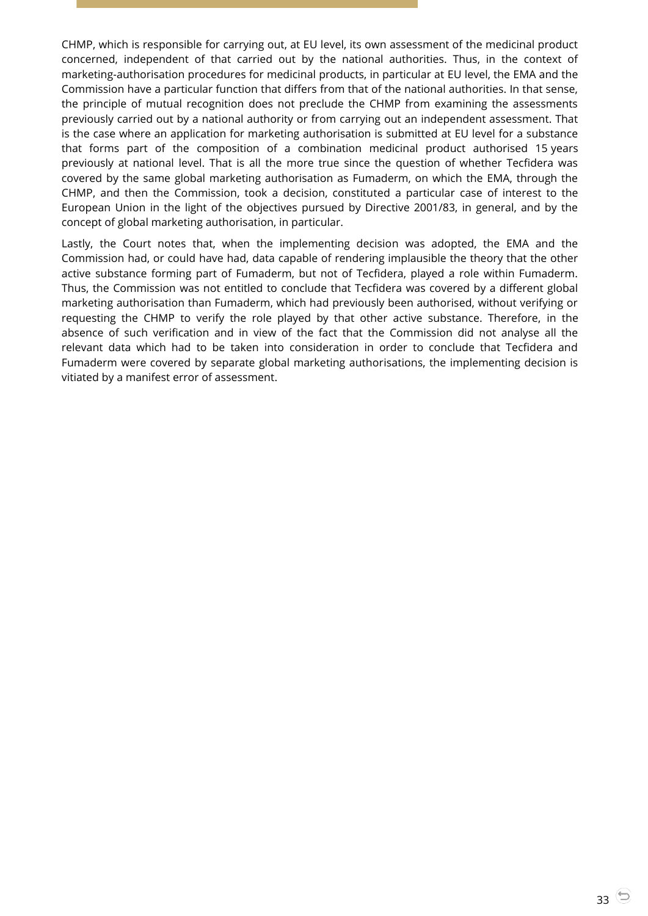CHMP, which is responsible for carrying out, at EU level, its own assessment of the medicinal product concerned, independent of that carried out by the national authorities. Thus, in the context of marketing-authorisation procedures for medicinal products, in particular at EU level, the EMA and the Commission have a particular function that differs from that of the national authorities. In that sense, the principle of mutual recognition does not preclude the CHMP from examining the assessments previously carried out by a national authority or from carrying out an independent assessment. That is the case where an application for marketing authorisation is submitted at EU level for a substance that forms part of the composition of a combination medicinal product authorised 15 years previously at national level. That is all the more true since the question of whether Tecfidera was covered by the same global marketing authorisation as Fumaderm, on which the EMA, through the CHMP, and then the Commission, took a decision, constituted a particular case of interest to the European Union in the light of the objectives pursued by Directive 2001/83, in general, and by the concept of global marketing authorisation, in particular.

Lastly, the Court notes that, when the implementing decision was adopted, the EMA and the Commission had, or could have had, data capable of rendering implausible the theory that the other active substance forming part of Fumaderm, but not of Tecfidera, played a role within Fumaderm. Thus, the Commission was not entitled to conclude that Tecfidera was covered by a different global marketing authorisation than Fumaderm, which had previously been authorised, without verifying or requesting the CHMP to verify the role played by that other active substance. Therefore, in the absence of such verification and in view of the fact that the Commission did not analyse all the relevant data which had to be taken into consideration in order to conclude that Tecfidera and Fumaderm were covered by separate global marketing authorisations, the implementing decision is vitiated by a manifest error of assessment.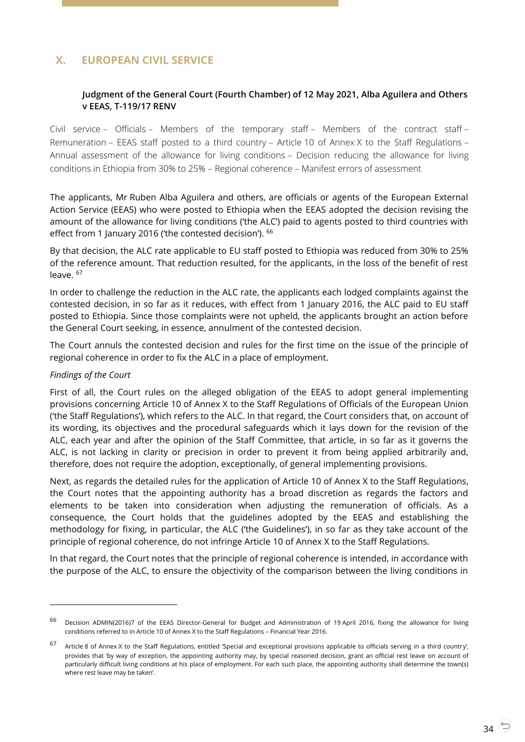## X. EUROPEAN CIVIL SERVICE

### Judgment of the General Court (Fourth Chamber) of 12 May 2021, Alba Aguilera and Others v EEAS, T-119/17 RENV

Civil service – Officials – Members of the temporary staff – Members of the contract staff – Remuneration – EEAS staff posted to a third country – Article 10 of Annex X to the Staff Regulations – Annual assessment of the allowance for living conditions – Decision reducing the allowance for living conditions in Ethiopia from 30% to 25% – Regional coherence – Manifest errors of assessment

The applicants, Mr Ruben Alba Aguilera and others, are officials or agents of the European External Action Service (EEAS) who were posted to Ethiopia when the EEAS adopted the decision revising the amount of the allowance for living conditions ('the ALC') paid to agents posted to third countries with effect from 1 January 2016 ('the contested decision'). [66]

By that decision, the ALC rate applicable to EU staff posted to Ethiopia was reduced from 30% to 25% of the reference amount. That reduction resulted, for the applicants, in the loss of the benefit of rest leave. [67]

In order to challenge the reduction in the ALC rate, the applicants each lodged complaints against the contested decision, in so far as it reduces, with effect from 1 January 2016, the ALC paid to EU staff posted to Ethiopia. Since those complaints were not upheld, the applicants brought an action before the General Court seeking, in essence, annulment of the contested decision.

The Court annuls the contested decision and rules for the first time on the issue of the principle of regional coherence in order to fix the ALC in a place of employment.

*Findings of the Court*

First of all, the Court rules on the alleged obligation of the EEAS to adopt general implementing provisions concerning Article 10 of Annex X to the Staff Regulations of Officials of the European Union ('the Staff Regulations'), which refers to the ALC. In that regard, the Court considers that, on account of its wording, its objectives and the procedural safeguards which it lays down for the revision of the ALC, each year and after the opinion of the Staff Committee, that article, in so far as it governs the ALC, is not lacking in clarity or precision in order to prevent it from being applied arbitrarily and, therefore, does not require the adoption, exceptionally, of general implementing provisions.

Next, as regards the detailed rules for the application of Article 10 of Annex X to the Staff Regulations, the Court notes that the appointing authority has a broad discretion as regards the factors and elements to be taken into consideration when adjusting the remuneration of officials. As a consequence, the Court holds that the guidelines adopted by the EEAS and establishing the methodology for fixing, in particular, the ALC ('the Guidelines'), in so far as they take account of the principle of regional coherence, do not infringe Article 10 of Annex X to the Staff Regulations.

In that regard, the Court notes that the principle of regional coherence is intended, in accordance with the purpose of the ALC, to ensure the objectivity of the comparison between the living conditions in

---

[66] Decision ADMIN(2016)7 of the EEAS Director-General for Budget and Administration of 19 April 2016, fixing the allowance for living conditions referred to in Article 10 of Annex X to the Staff Regulations – Financial Year 2016.

[67] Article 8 of Annex X to the Staff Regulations, entitled 'Special and exceptional provisions applicable to officials serving in a third country', provides that 'by way of exception, the appointing authority may, by special reasoned decision, grant an official rest leave on account of particularly difficult living conditions at his place of employment. For each such place, the appointing authority shall determine the town(s) where rest leave may be taken'.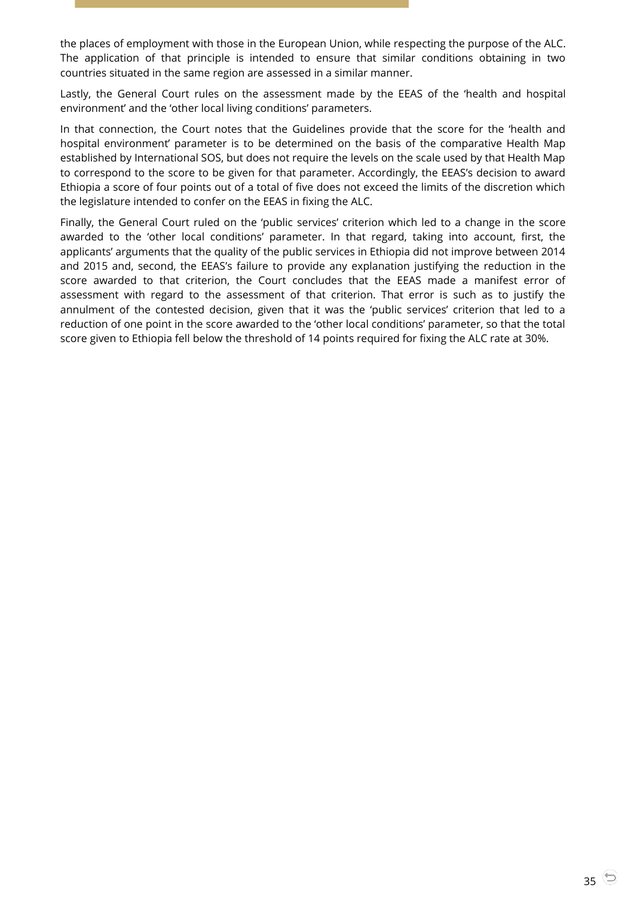the places of employment with those in the European Union, while respecting the purpose of the ALC. The application of that principle is intended to ensure that similar conditions obtaining in two countries situated in the same region are assessed in a similar manner.

Lastly, the General Court rules on the assessment made by the EEAS of the 'health and hospital environment' and the 'other local living conditions' parameters.

In that connection, the Court notes that the Guidelines provide that the score for the 'health and hospital environment' parameter is to be determined on the basis of the comparative Health Map established by International SOS, but does not require the levels on the scale used by that Health Map to correspond to the score to be given for that parameter. Accordingly, the EEAS's decision to award Ethiopia a score of four points out of a total of five does not exceed the limits of the discretion which the legislature intended to confer on the EEAS in fixing the ALC.

Finally, the General Court ruled on the 'public services' criterion which led to a change in the score awarded to the 'other local conditions' parameter. In that regard, taking into account, first, the applicants' arguments that the quality of the public services in Ethiopia did not improve between 2014 and 2015 and, second, the EEAS's failure to provide any explanation justifying the reduction in the score awarded to that criterion, the Court concludes that the EEAS made a manifest error of assessment with regard to the assessment of that criterion. That error is such as to justify the annulment of the contested decision, given that it was the 'public services' criterion that led to a reduction of one point in the score awarded to the 'other local conditions' parameter, so that the total score given to Ethiopia fell below the threshold of 14 points required for fixing the ALC rate at 30%.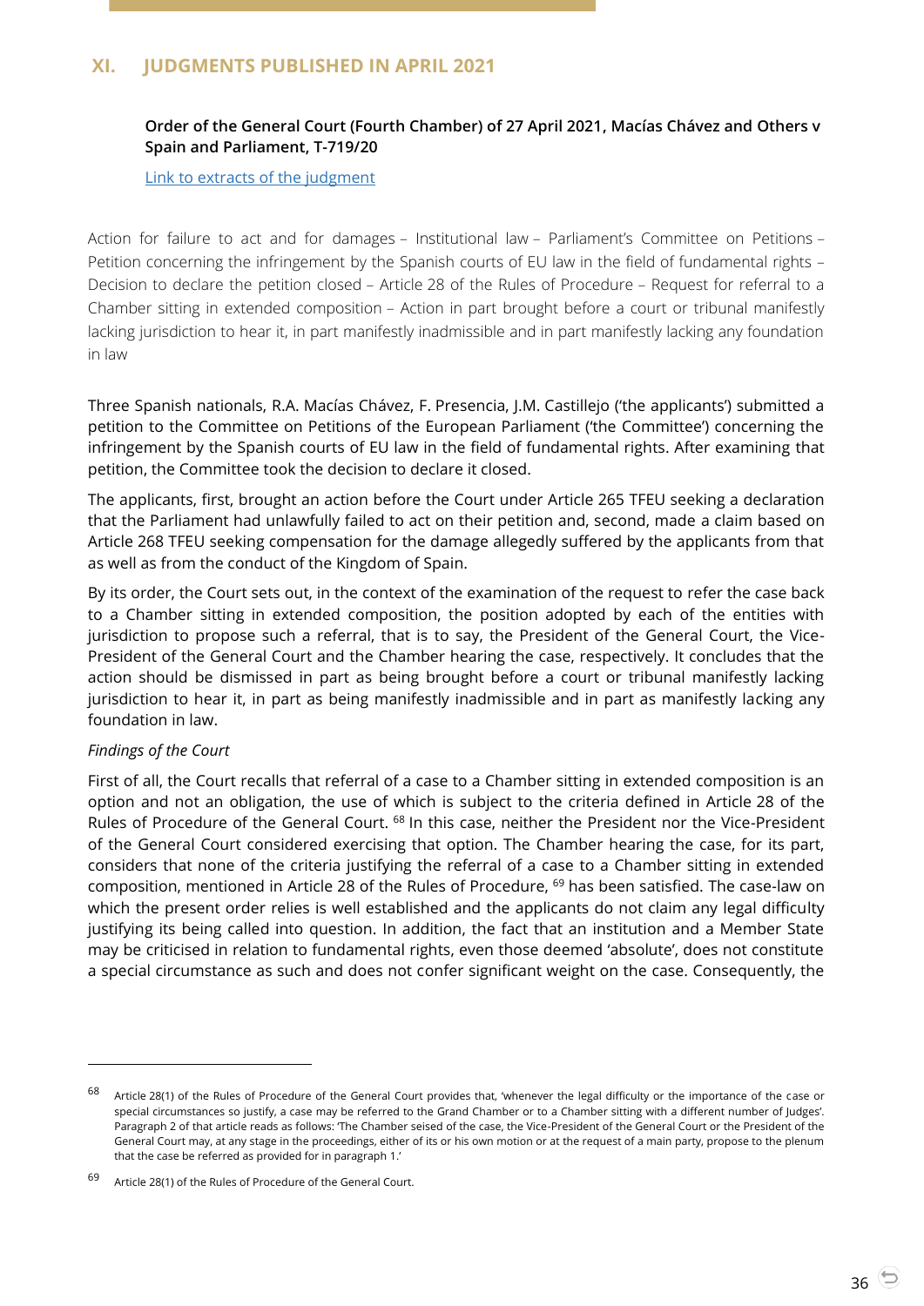## XI. JUDGMENTS PUBLISHED IN APRIL 2021

**Order of the General Court (Fourth Chamber) of 27 April 2021, Macías Chávez and Others v Spain and Parliament, T-719/20**

[Link to extracts of the judgment]

Action for failure to act and for damages – Institutional law – Parliament's Committee on Petitions – Petition concerning the infringement by the Spanish courts of EU law in the field of fundamental rights – Decision to declare the petition closed – Article 28 of the Rules of Procedure – Request for referral to a Chamber sitting in extended composition – Action in part brought before a court or tribunal manifestly lacking jurisdiction to hear it, in part manifestly inadmissible and in part manifestly lacking any foundation in law

Three Spanish nationals, R.A. Macías Chávez, F. Presencia, J.M. Castillejo ('the applicants') submitted a petition to the Committee on Petitions of the European Parliament ('the Committee') concerning the infringement by the Spanish courts of EU law in the field of fundamental rights. After examining that petition, the Committee took the decision to declare it closed.

The applicants, first, brought an action before the Court under Article 265 TFEU seeking a declaration that the Parliament had unlawfully failed to act on their petition and, second, made a claim based on Article 268 TFEU seeking compensation for the damage allegedly suffered by the applicants from that as well as from the conduct of the Kingdom of Spain.

By its order, the Court sets out, in the context of the examination of the request to refer the case back to a Chamber sitting in extended composition, the position adopted by each of the entities with jurisdiction to propose such a referral, that is to say, the President of the General Court, the Vice-President of the General Court and the Chamber hearing the case, respectively. It concludes that the action should be dismissed in part as being brought before a court or tribunal manifestly lacking jurisdiction to hear it, in part as being manifestly inadmissible and in part as manifestly lacking any foundation in law.

*Findings of the Court*

First of all, the Court recalls that referral of a case to a Chamber sitting in extended composition is an option and not an obligation, the use of which is subject to the criteria defined in Article 28 of the Rules of Procedure of the General Court. [68] In this case, neither the President nor the Vice-President of the General Court considered exercising that option. The Chamber hearing the case, for its part, considers that none of the criteria justifying the referral of a case to a Chamber sitting in extended composition, mentioned in Article 28 of the Rules of Procedure, [69] has been satisfied. The case-law on which the present order relies is well established and the applicants do not claim any legal difficulty justifying its being called into question. In addition, the fact that an institution and a Member State may be criticised in relation to fundamental rights, even those deemed 'absolute', does not constitute a special circumstance as such and does not confer significant weight on the case. Consequently, the

---

[68] Article 28(1) of the Rules of Procedure of the General Court provides that, 'whenever the legal difficulty or the importance of the case or special circumstances so justify, a case may be referred to the Grand Chamber or to a Chamber sitting with a different number of Judges'. Paragraph 2 of that article reads as follows: 'The Chamber seised of the case, the Vice-President of the General Court or the President of the General Court may, at any stage in the proceedings, either of its or his own motion or at the request of a main party, propose to the plenum that the case be referred as provided for in paragraph 1.'

[69] Article 28(1) of the Rules of Procedure of the General Court.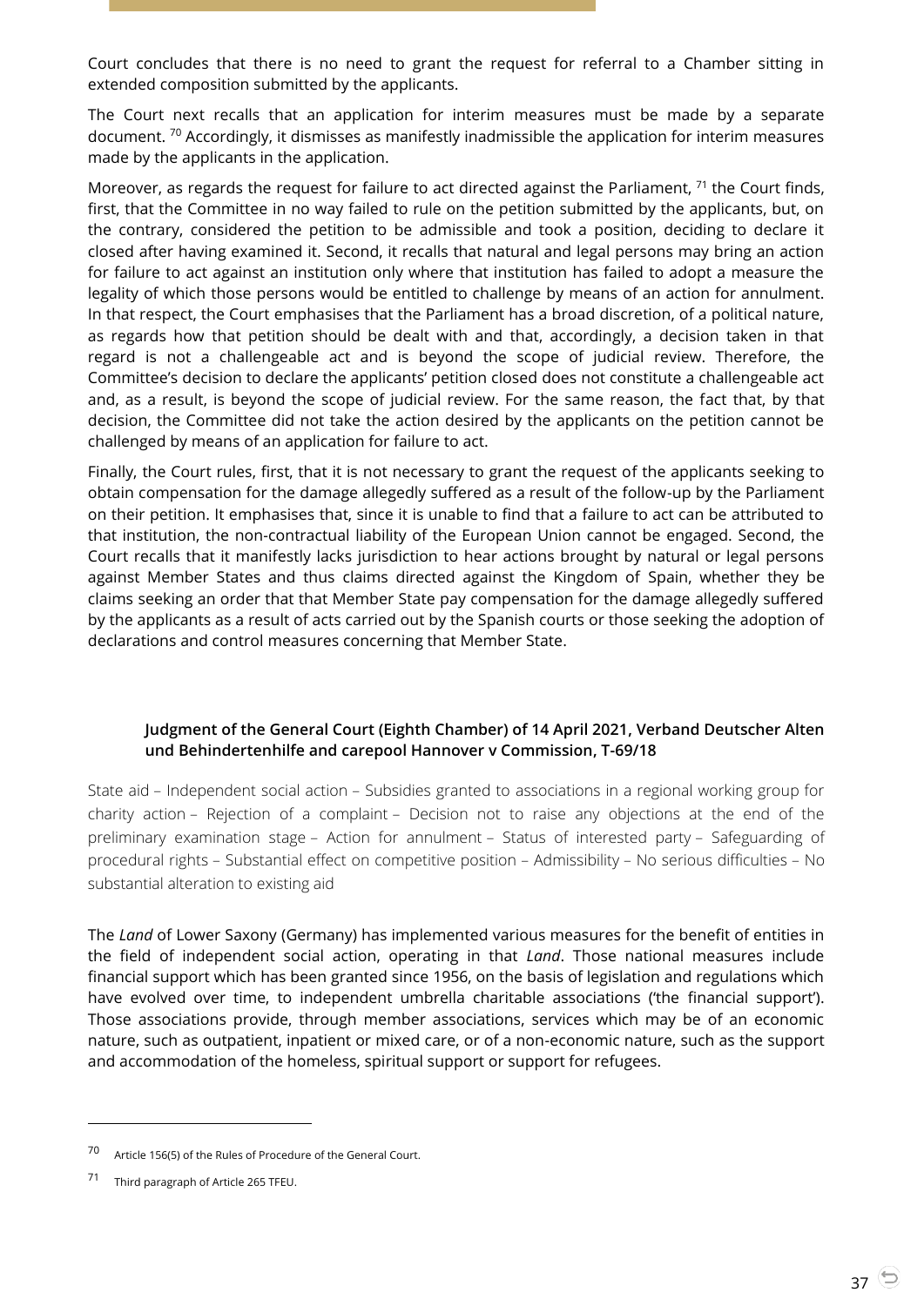Court concludes that there is no need to grant the request for referral to a Chamber sitting in extended composition submitted by the applicants.

The Court next recalls that an application for interim measures must be made by a separate document. [70] Accordingly, it dismisses as manifestly inadmissible the application for interim measures made by the applicants in the application.

Moreover, as regards the request for failure to act directed against the Parliament, [71] the Court finds, first, that the Committee in no way failed to rule on the petition submitted by the applicants, but, on the contrary, considered the petition to be admissible and took a position, deciding to declare it closed after having examined it. Second, it recalls that natural and legal persons may bring an action for failure to act against an institution only where that institution has failed to adopt a measure the legality of which those persons would be entitled to challenge by means of an action for annulment. In that respect, the Court emphasises that the Parliament has a broad discretion, of a political nature, as regards how that petition should be dealt with and that, accordingly, a decision taken in that regard is not a challengeable act and is beyond the scope of judicial review. Therefore, the Committee's decision to declare the applicants' petition closed does not constitute a challengeable act and, as a result, is beyond the scope of judicial review. For the same reason, the fact that, by that decision, the Committee did not take the action desired by the applicants on the petition cannot be challenged by means of an application for failure to act.

Finally, the Court rules, first, that it is not necessary to grant the request of the applicants seeking to obtain compensation for the damage allegedly suffered as a result of the follow-up by the Parliament on their petition. It emphasises that, since it is unable to find that a failure to act can be attributed to that institution, the non-contractual liability of the European Union cannot be engaged. Second, the Court recalls that it manifestly lacks jurisdiction to hear actions brought by natural or legal persons against Member States and thus claims directed against the Kingdom of Spain, whether they be claims seeking an order that that Member State pay compensation for the damage allegedly suffered by the applicants as a result of acts carried out by the Spanish courts or those seeking the adoption of declarations and control measures concerning that Member State.

### Judgment of the General Court (Eighth Chamber) of 14 April 2021, Verband Deutscher Alten und Behindertenhilfe and carepool Hannover v Commission, T-69/18

State aid – Independent social action – Subsidies granted to associations in a regional working group for charity action – Rejection of a complaint – Decision not to raise any objections at the end of the preliminary examination stage – Action for annulment – Status of interested party – Safeguarding of procedural rights – Substantial effect on competitive position – Admissibility – No serious difficulties – No substantial alteration to existing aid

The *Land* of Lower Saxony (Germany) has implemented various measures for the benefit of entities in the field of independent social action, operating in that *Land*. Those national measures include financial support which has been granted since 1956, on the basis of legislation and regulations which have evolved over time, to independent umbrella charitable associations ('the financial support'). Those associations provide, through member associations, services which may be of an economic nature, such as outpatient, inpatient or mixed care, or of a non-economic nature, such as the support and accommodation of the homeless, spiritual support or support for refugees.

---

[70] Article 156(5) of the Rules of Procedure of the General Court.

[71] Third paragraph of Article 265 TFEU.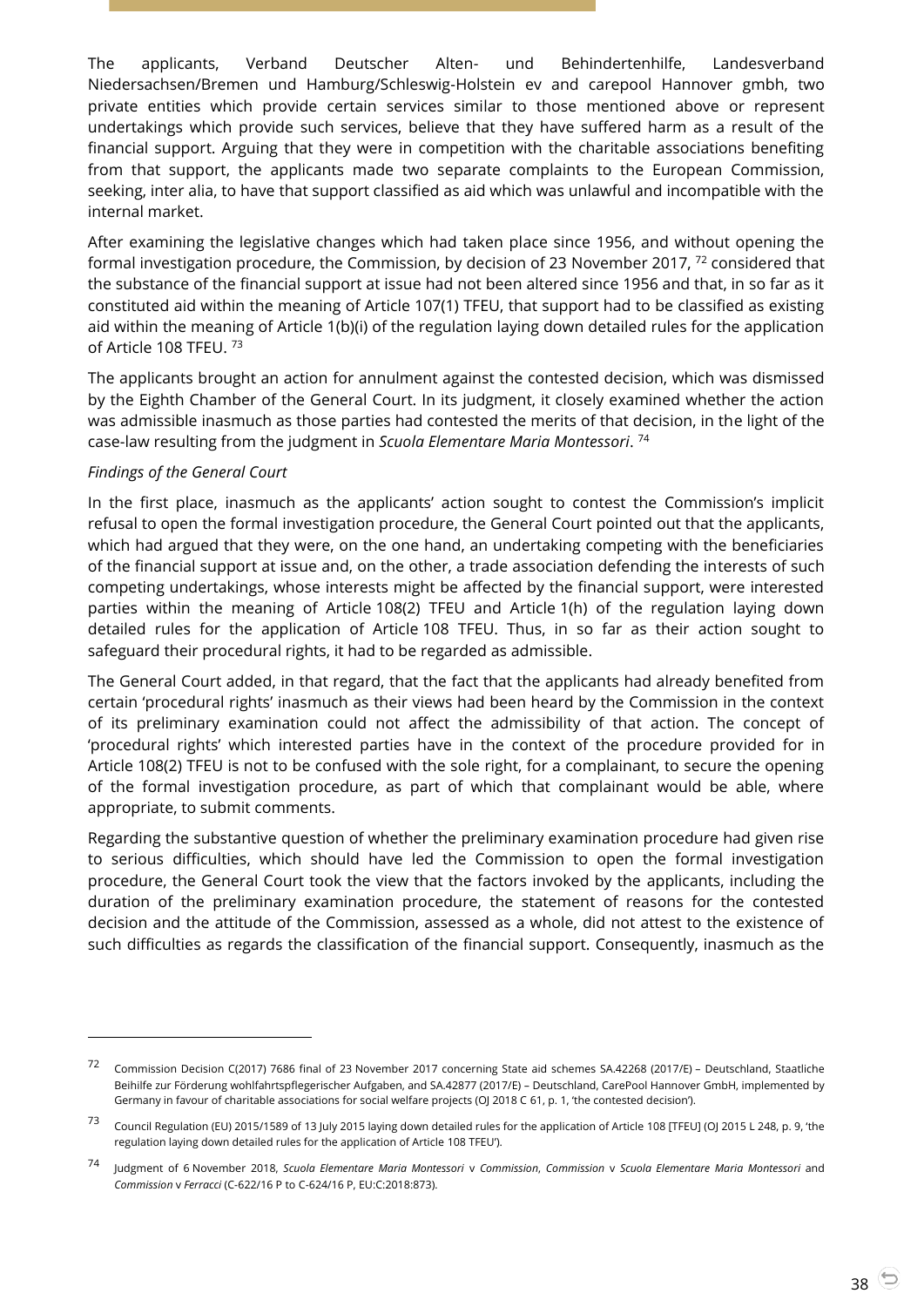The applicants, Verband Deutscher Alten- und Behindertenhilfe, Landesverband Niedersachsen/Bremen und Hamburg/Schleswig-Holstein ev and carepool Hannover gmbh, two private entities which provide certain services similar to those mentioned above or represent undertakings which provide such services, believe that they have suffered harm as a result of the financial support. Arguing that they were in competition with the charitable associations benefiting from that support, the applicants made two separate complaints to the European Commission, seeking, inter alia, to have that support classified as aid which was unlawful and incompatible with the internal market.

After examining the legislative changes which had taken place since 1956, and without opening the formal investigation procedure, the Commission, by decision of 23 November 2017, [72] considered that the substance of the financial support at issue had not been altered since 1956 and that, in so far as it constituted aid within the meaning of Article 107(1) TFEU, that support had to be classified as existing aid within the meaning of Article 1(b)(i) of the regulation laying down detailed rules for the application of Article 108 TFEU. [73]

The applicants brought an action for annulment against the contested decision, which was dismissed by the Eighth Chamber of the General Court. In its judgment, it closely examined whether the action was admissible inasmuch as those parties had contested the merits of that decision, in the light of the case-law resulting from the judgment in *Scuola Elementare Maria Montessori*. [74]

*Findings of the General Court*

In the first place, inasmuch as the applicants' action sought to contest the Commission's implicit refusal to open the formal investigation procedure, the General Court pointed out that the applicants, which had argued that they were, on the one hand, an undertaking competing with the beneficiaries of the financial support at issue and, on the other, a trade association defending the interests of such competing undertakings, whose interests might be affected by the financial support, were interested parties within the meaning of Article 108(2) TFEU and Article 1(h) of the regulation laying down detailed rules for the application of Article 108 TFEU. Thus, in so far as their action sought to safeguard their procedural rights, it had to be regarded as admissible.

The General Court added, in that regard, that the fact that the applicants had already benefited from certain 'procedural rights' inasmuch as their views had been heard by the Commission in the context of its preliminary examination could not affect the admissibility of that action. The concept of 'procedural rights' which interested parties have in the context of the procedure provided for in Article 108(2) TFEU is not to be confused with the sole right, for a complainant, to secure the opening of the formal investigation procedure, as part of which that complainant would be able, where appropriate, to submit comments.

Regarding the substantive question of whether the preliminary examination procedure had given rise to serious difficulties, which should have led the Commission to open the formal investigation procedure, the General Court took the view that the factors invoked by the applicants, including the duration of the preliminary examination procedure, the statement of reasons for the contested decision and the attitude of the Commission, assessed as a whole, did not attest to the existence of such difficulties as regards the classification of the financial support. Consequently, inasmuch as the

---

[72] Commission Decision C(2017) 7686 final of 23 November 2017 concerning State aid schemes SA.42268 (2017/E) – Deutschland, Staatliche Beihilfe zur Förderung wohlfahrtspflegerischer Aufgaben, and SA.42877 (2017/E) – Deutschland, CarePool Hannover GmbH, implemented by Germany in favour of charitable associations for social welfare projects (OJ 2018 C 61, p. 1, 'the contested decision').

[73] Council Regulation (EU) 2015/1589 of 13 July 2015 laying down detailed rules for the application of Article 108 [TFEU] (OJ 2015 L 248, p. 9, 'the regulation laying down detailed rules for the application of Article 108 TFEU').

[74] Judgment of 6 November 2018, *Scuola Elementare Maria Montessori* v *Commission*, *Commission* v *Scuola Elementare Maria Montessori* and *Commission* v *Ferracci* (C-622/16 P to C-624/16 P, EU:C:2018:873).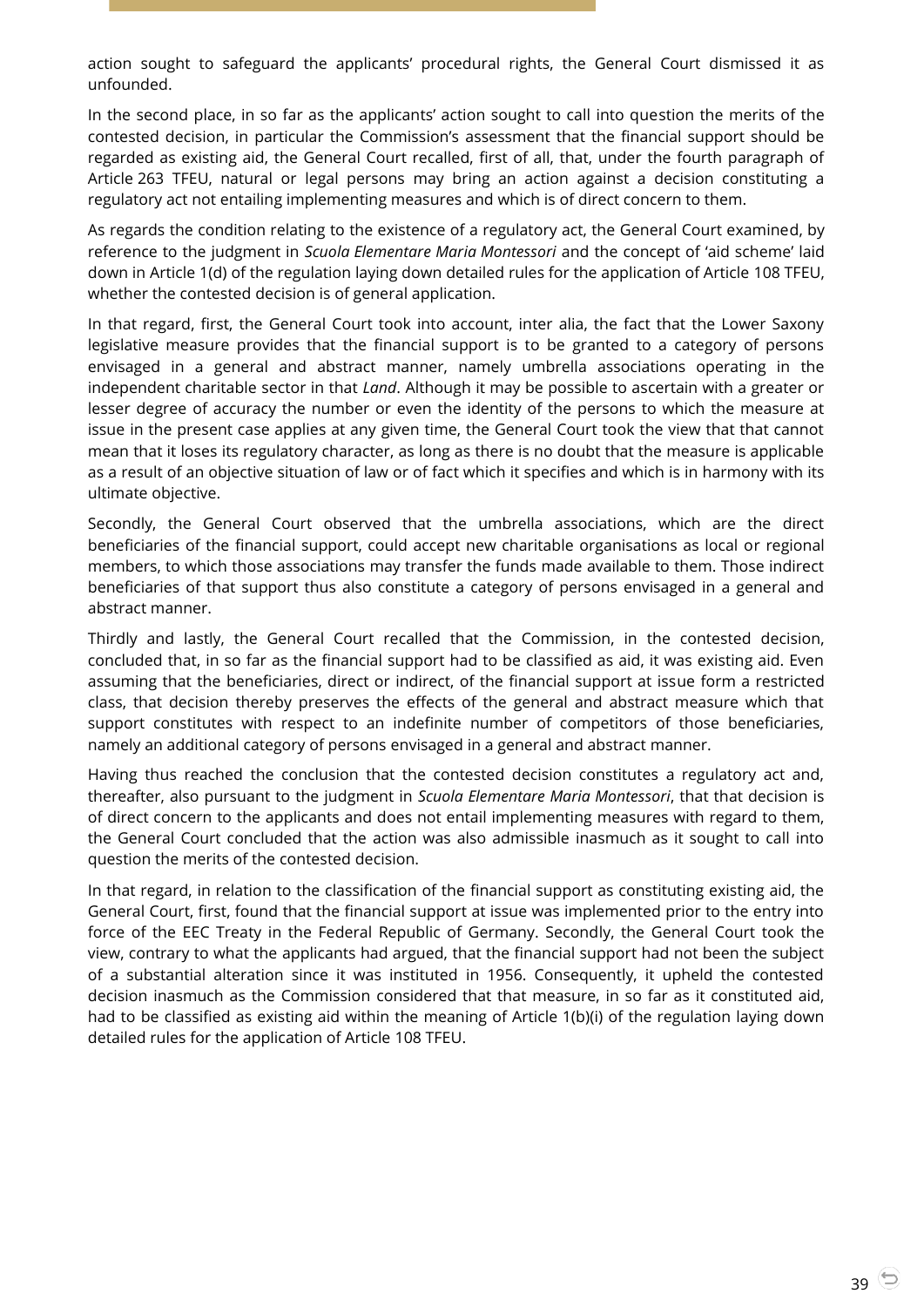action sought to safeguard the applicants' procedural rights, the General Court dismissed it as unfounded.

In the second place, in so far as the applicants' action sought to call into question the merits of the contested decision, in particular the Commission's assessment that the financial support should be regarded as existing aid, the General Court recalled, first of all, that, under the fourth paragraph of Article 263 TFEU, natural or legal persons may bring an action against a decision constituting a regulatory act not entailing implementing measures and which is of direct concern to them.

As regards the condition relating to the existence of a regulatory act, the General Court examined, by reference to the judgment in *Scuola Elementare Maria Montessori* and the concept of 'aid scheme' laid down in Article 1(d) of the regulation laying down detailed rules for the application of Article 108 TFEU, whether the contested decision is of general application.

In that regard, first, the General Court took into account, inter alia, the fact that the Lower Saxony legislative measure provides that the financial support is to be granted to a category of persons envisaged in a general and abstract manner, namely umbrella associations operating in the independent charitable sector in that *Land*. Although it may be possible to ascertain with a greater or lesser degree of accuracy the number or even the identity of the persons to which the measure at issue in the present case applies at any given time, the General Court took the view that that cannot mean that it loses its regulatory character, as long as there is no doubt that the measure is applicable as a result of an objective situation of law or of fact which it specifies and which is in harmony with its ultimate objective.

Secondly, the General Court observed that the umbrella associations, which are the direct beneficiaries of the financial support, could accept new charitable organisations as local or regional members, to which those associations may transfer the funds made available to them. Those indirect beneficiaries of that support thus also constitute a category of persons envisaged in a general and abstract manner.

Thirdly and lastly, the General Court recalled that the Commission, in the contested decision, concluded that, in so far as the financial support had to be classified as aid, it was existing aid. Even assuming that the beneficiaries, direct or indirect, of the financial support at issue form a restricted class, that decision thereby preserves the effects of the general and abstract measure which that support constitutes with respect to an indefinite number of competitors of those beneficiaries, namely an additional category of persons envisaged in a general and abstract manner.

Having thus reached the conclusion that the contested decision constitutes a regulatory act and, thereafter, also pursuant to the judgment in *Scuola Elementare Maria Montessori*, that that decision is of direct concern to the applicants and does not entail implementing measures with regard to them, the General Court concluded that the action was also admissible inasmuch as it sought to call into question the merits of the contested decision.

In that regard, in relation to the classification of the financial support as constituting existing aid, the General Court, first, found that the financial support at issue was implemented prior to the entry into force of the EEC Treaty in the Federal Republic of Germany. Secondly, the General Court took the view, contrary to what the applicants had argued, that the financial support had not been the subject of a substantial alteration since it was instituted in 1956. Consequently, it upheld the contested decision inasmuch as the Commission considered that that measure, in so far as it constituted aid, had to be classified as existing aid within the meaning of Article 1(b)(i) of the regulation laying down detailed rules for the application of Article 108 TFEU.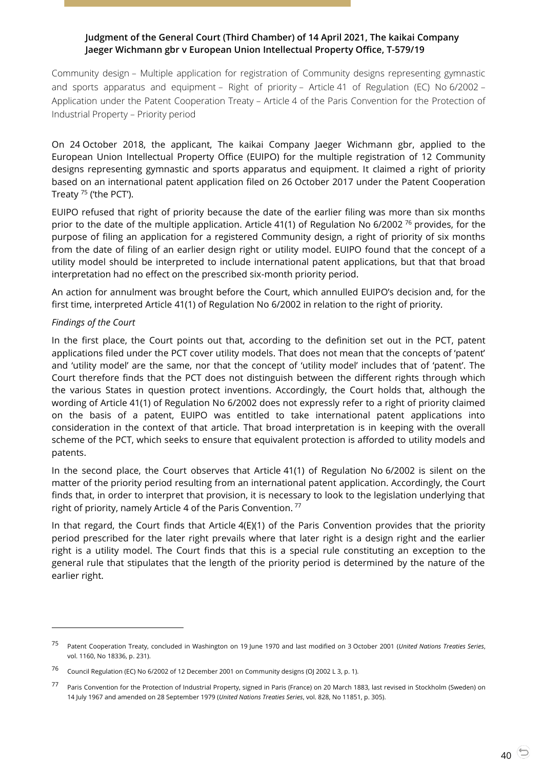**Judgment of the General Court (Third Chamber) of 14 April 2021, The kaikai Company Jaeger Wichmann gbr v European Union Intellectual Property Office, T-579/19**

Community design – Multiple application for registration of Community designs representing gymnastic and sports apparatus and equipment – Right of priority – Article 41 of Regulation (EC) No 6/2002 – Application under the Patent Cooperation Treaty – Article 4 of the Paris Convention for the Protection of Industrial Property – Priority period

On 24 October 2018, the applicant, The kaikai Company Jaeger Wichmann gbr, applied to the European Union Intellectual Property Office (EUIPO) for the multiple registration of 12 Community designs representing gymnastic and sports apparatus and equipment. It claimed a right of priority based on an international patent application filed on 26 October 2017 under the Patent Cooperation Treaty [75] ('the PCT').

EUIPO refused that right of priority because the date of the earlier filing was more than six months prior to the date of the multiple application. Article 41(1) of Regulation No 6/2002 [76] provides, for the purpose of filing an application for a registered Community design, a right of priority of six months from the date of filing of an earlier design right or utility model. EUIPO found that the concept of a utility model should be interpreted to include international patent applications, but that that broad interpretation had no effect on the prescribed six-month priority period.

An action for annulment was brought before the Court, which annulled EUIPO's decision and, for the first time, interpreted Article 41(1) of Regulation No 6/2002 in relation to the right of priority.

*Findings of the Court*

In the first place, the Court points out that, according to the definition set out in the PCT, patent applications filed under the PCT cover utility models. That does not mean that the concepts of 'patent' and 'utility model' are the same, nor that the concept of 'utility model' includes that of 'patent'. The Court therefore finds that the PCT does not distinguish between the different rights through which the various States in question protect inventions. Accordingly, the Court holds that, although the wording of Article 41(1) of Regulation No 6/2002 does not expressly refer to a right of priority claimed on the basis of a patent, EUIPO was entitled to take international patent applications into consideration in the context of that article. That broad interpretation is in keeping with the overall scheme of the PCT, which seeks to ensure that equivalent protection is afforded to utility models and patents.

In the second place, the Court observes that Article 41(1) of Regulation No 6/2002 is silent on the matter of the priority period resulting from an international patent application. Accordingly, the Court finds that, in order to interpret that provision, it is necessary to look to the legislation underlying that right of priority, namely Article 4 of the Paris Convention. [77]

In that regard, the Court finds that Article 4(E)(1) of the Paris Convention provides that the priority period prescribed for the later right prevails where that later right is a design right and the earlier right is a utility model. The Court finds that this is a special rule constituting an exception to the general rule that stipulates that the length of the priority period is determined by the nature of the earlier right.

---

[75] Patent Cooperation Treaty, concluded in Washington on 19 June 1970 and last modified on 3 October 2001 (*United Nations Treaties Series*, vol. 1160, No 18336, p. 231).

[76] Council Regulation (EC) No 6/2002 of 12 December 2001 on Community designs (OJ 2002 L 3, p. 1).

[77] Paris Convention for the Protection of Industrial Property, signed in Paris (France) on 20 March 1883, last revised in Stockholm (Sweden) on 14 July 1967 and amended on 28 September 1979 (*United Nations Treaties Series*, vol. 828, No 11851, p. 305).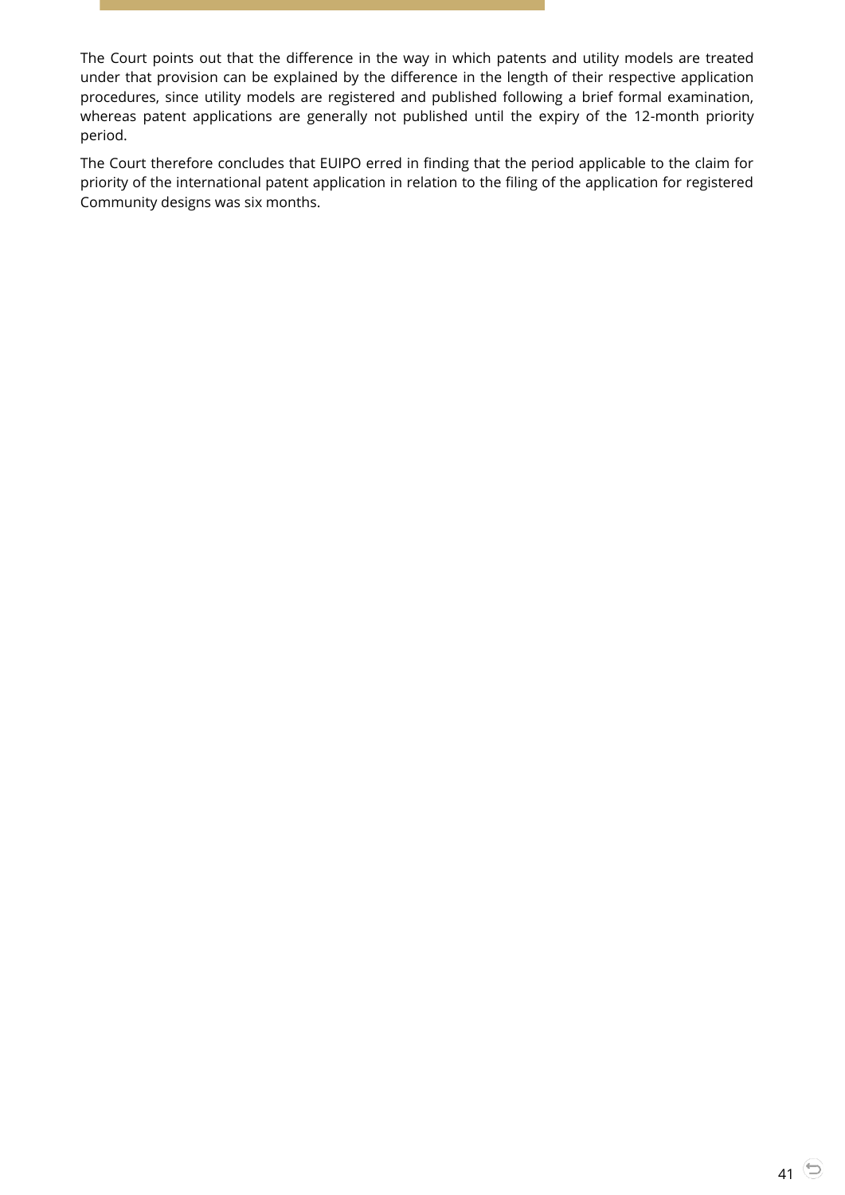The Court points out that the difference in the way in which patents and utility models are treated under that provision can be explained by the difference in the length of their respective application procedures, since utility models are registered and published following a brief formal examination, whereas patent applications are generally not published until the expiry of the 12-month priority period.

The Court therefore concludes that EUIPO erred in finding that the period applicable to the claim for priority of the international patent application in relation to the filing of the application for registered Community designs was six months.